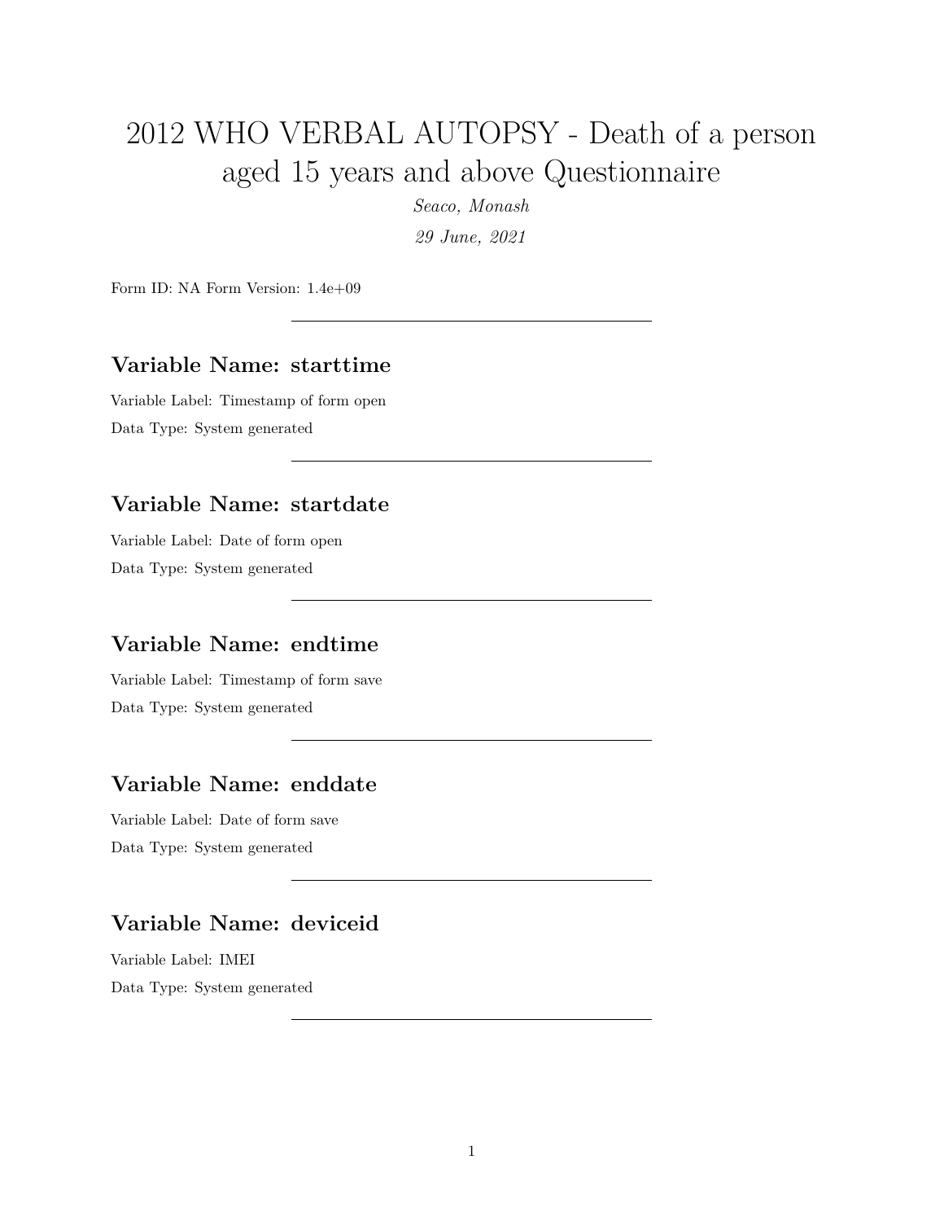# 2012 WHO VERBAL AUTOPSY - Death of a person aged 15 years and above Questionnaire

*Seaco, Monash*

*29 June, 2021*

Form ID: NA Form Version: 1.4e+09

---

### Variable Name: starttime

Variable Label: Timestamp of form open

Data Type: System generated

---

### Variable Name: startdate

Variable Label: Date of form open

Data Type: System generated

---

### Variable Name: endtime

Variable Label: Timestamp of form save

Data Type: System generated

---

### Variable Name: enddate

Variable Label: Date of form save

Data Type: System generated

---

### Variable Name: deviceid

Variable Label: IMEI

Data Type: System generated

---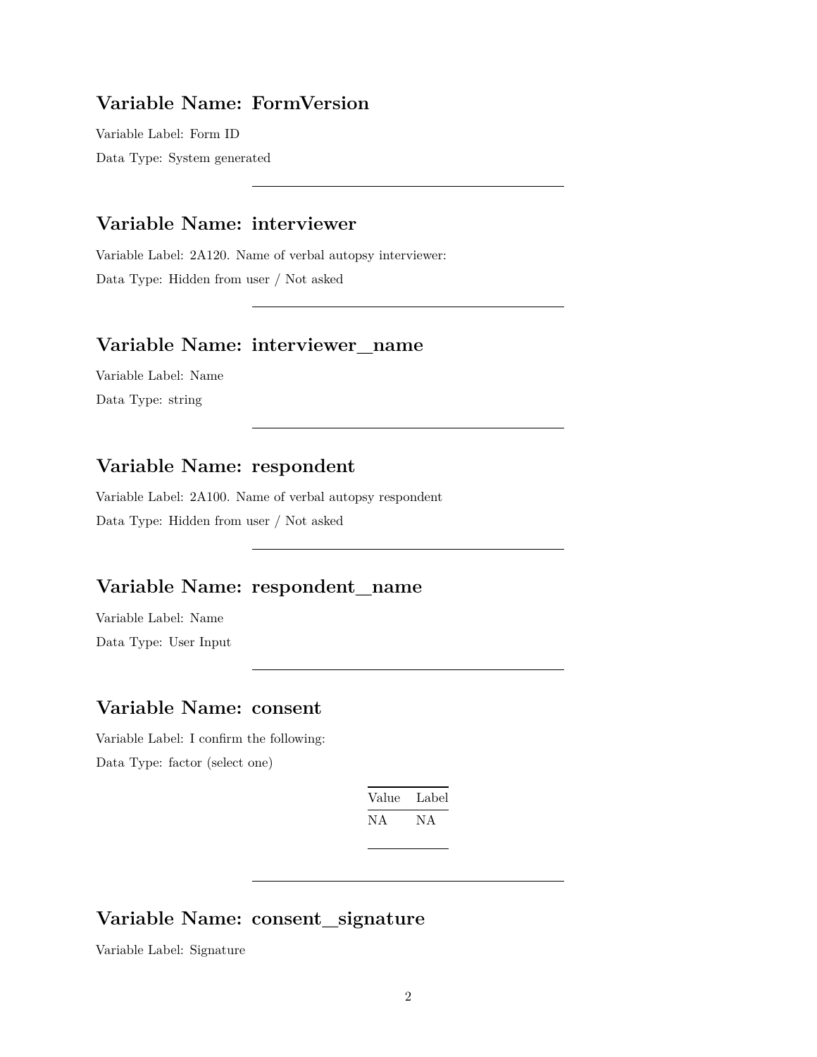## Variable Name: FormVersion

Variable Label: Form ID

Data Type: System generated

---

## Variable Name: interviewer

Variable Label: 2A120. Name of verbal autopsy interviewer:

Data Type: Hidden from user / Not asked

---

## Variable Name: interviewer_name

Variable Label: Name

Data Type: string

---

## Variable Name: respondent

Variable Label: 2A100. Name of verbal autopsy respondent

Data Type: Hidden from user / Not asked

---

## Variable Name: respondent_name

Variable Label: Name

Data Type: User Input

---

## Variable Name: consent

Variable Label: I confirm the following:

Data Type: factor (select one)

| Value | Label |
|---|---|
| NA | NA |

---

## Variable Name: consent_signature

Variable Label: Signature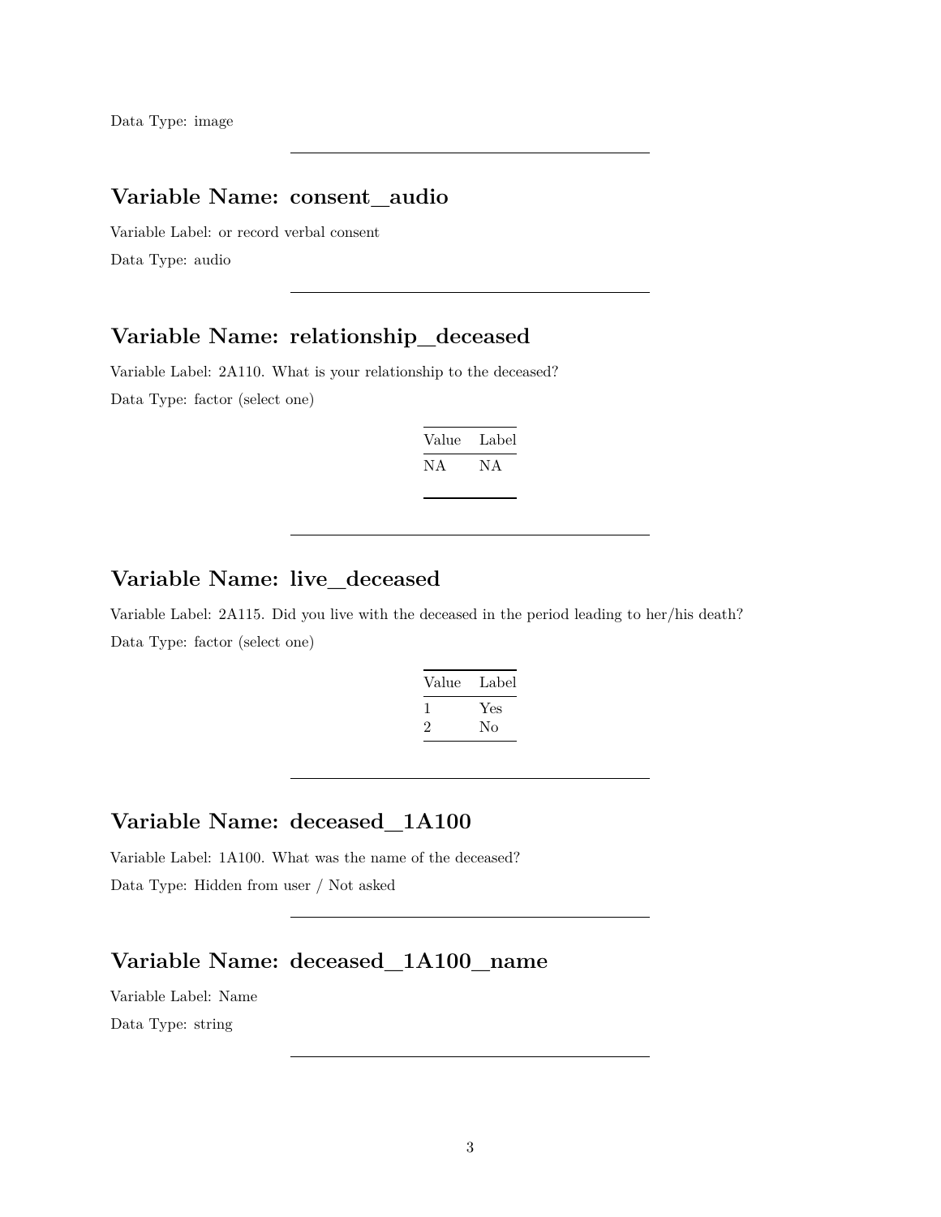Data Type: image

---

## Variable Name: consent_audio

Variable Label: or record verbal consent

Data Type: audio

---

## Variable Name: relationship_deceased

Variable Label: 2A110. What is your relationship to the deceased?

Data Type: factor (select one)

| Value | Label |
|---|---|
| NA | NA |

---

## Variable Name: live_deceased

Variable Label: 2A115. Did you live with the deceased in the period leading to her/his death?

Data Type: factor (select one)

| Value | Label |
|---|---|
| 1 | Yes |
| 2 | No |

---

## Variable Name: deceased_1A100

Variable Label: 1A100. What was the name of the deceased?

Data Type: Hidden from user / Not asked

---

## Variable Name: deceased_1A100_name

Variable Label: Name

Data Type: string

---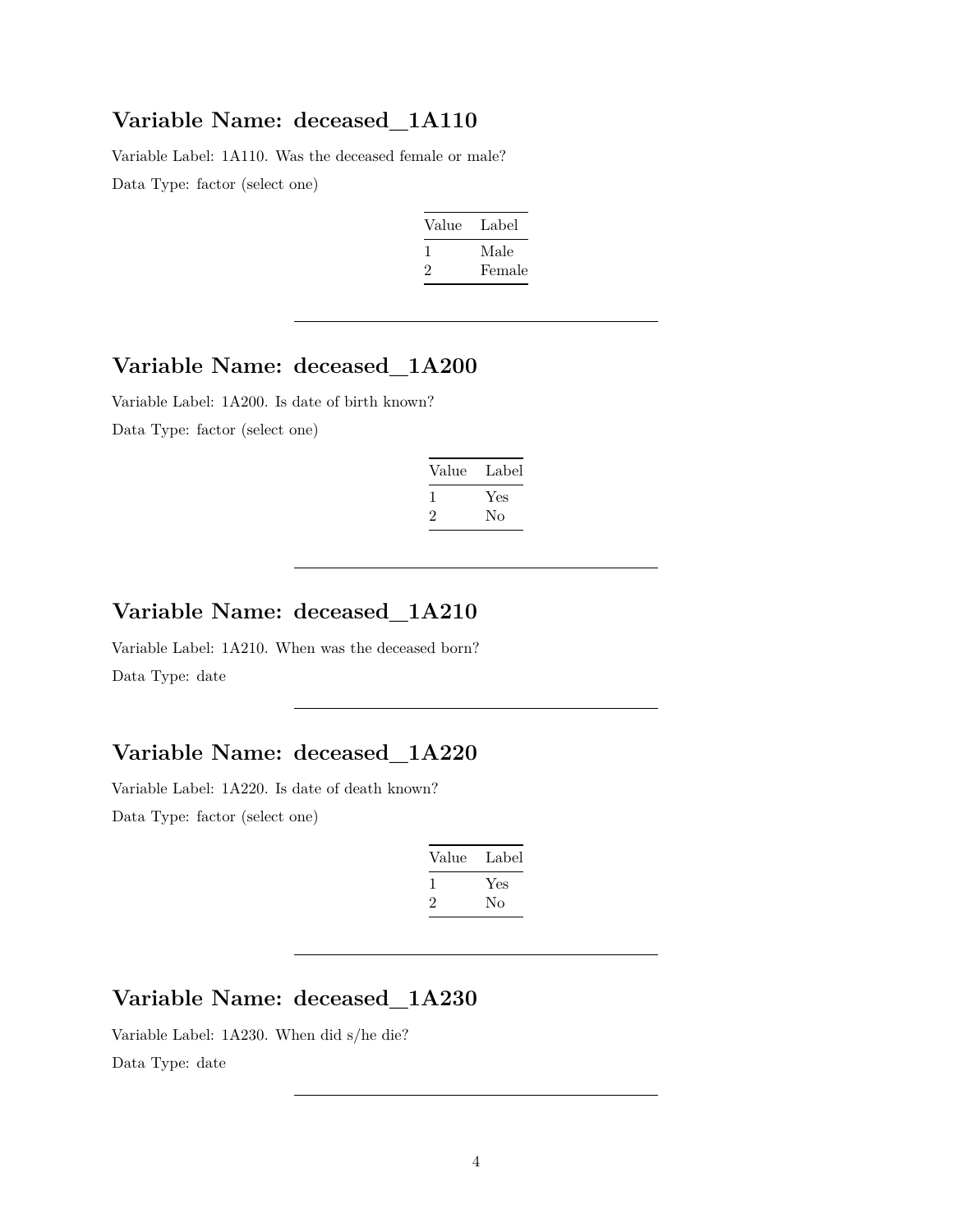## Variable Name: deceased_1A110

Variable Label: 1A110. Was the deceased female or male?

Data Type: factor (select one)

| Value | Label |
|---|---|
| 1 | Male |
| 2 | Female |

---

## Variable Name: deceased_1A200

Variable Label: 1A200. Is date of birth known?

Data Type: factor (select one)

| Value | Label |
|---|---|
| 1 | Yes |
| 2 | No |

---

## Variable Name: deceased_1A210

Variable Label: 1A210. When was the deceased born?

Data Type: date

---

## Variable Name: deceased_1A220

Variable Label: 1A220. Is date of death known?

Data Type: factor (select one)

| Value | Label |
|---|---|
| 1 | Yes |
| 2 | No |

---

## Variable Name: deceased_1A230

Variable Label: 1A230. When did s/he die?

Data Type: date

---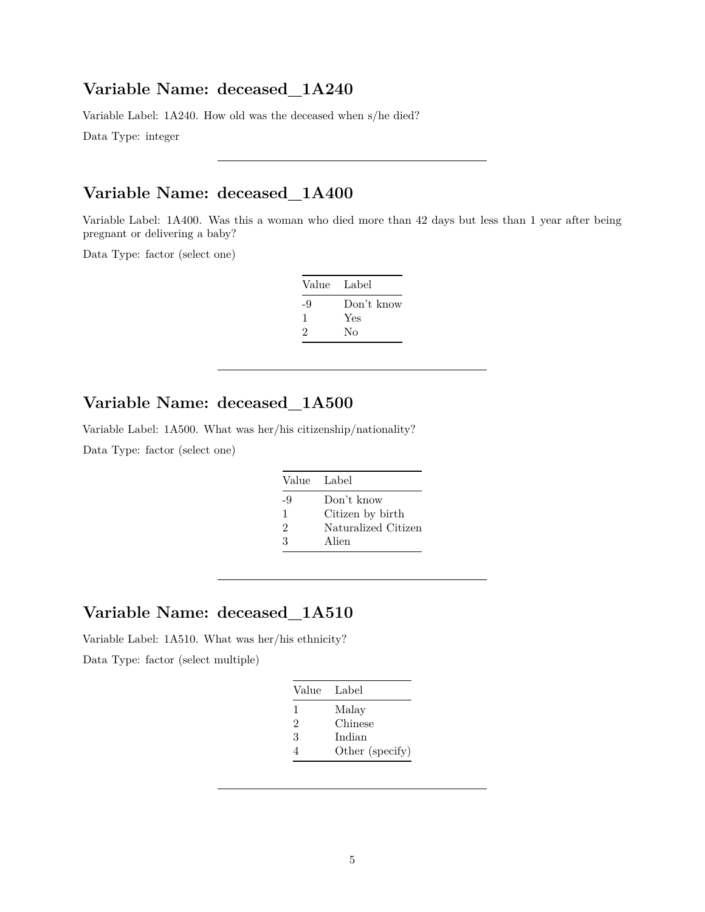## Variable Name: deceased_1A240

Variable Label: 1A240. How old was the deceased when s/he died?

Data Type: integer

---

## Variable Name: deceased_1A400

Variable Label: 1A400. Was this a woman who died more than 42 days but less than 1 year after being pregnant or delivering a baby?

Data Type: factor (select one)

| Value | Label |
|---|---|
| -9 | Don't know |
| 1 | Yes |
| 2 | No |

---

## Variable Name: deceased_1A500

Variable Label: 1A500. What was her/his citizenship/nationality?

Data Type: factor (select one)

| Value | Label |
|---|---|
| -9 | Don't know |
| 1 | Citizen by birth |
| 2 | Naturalized Citizen |
| 3 | Alien |

---

## Variable Name: deceased_1A510

Variable Label: 1A510. What was her/his ethnicity?

Data Type: factor (select multiple)

| Value | Label |
|---|---|
| 1 | Malay |
| 2 | Chinese |
| 3 | Indian |
| 4 | Other (specify) |

---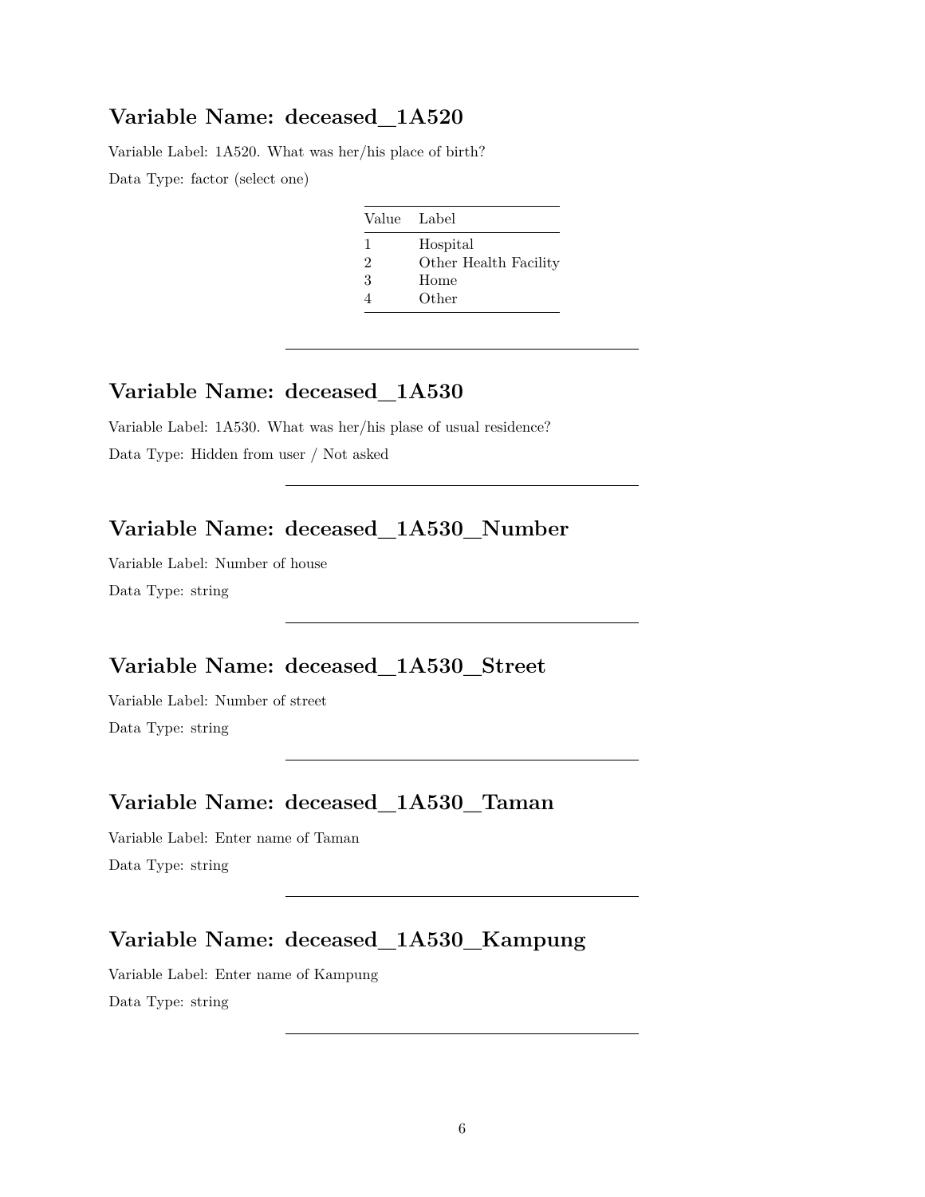## Variable Name: deceased_1A520

Variable Label: 1A520. What was her/his place of birth?

Data Type: factor (select one)

| Value | Label |
|---|---|
| 1 | Hospital |
| 2 | Other Health Facility |
| 3 | Home |
| 4 | Other |

---

## Variable Name: deceased_1A530

Variable Label: 1A530. What was her/his plase of usual residence?

Data Type: Hidden from user / Not asked

---

## Variable Name: deceased_1A530_Number

Variable Label: Number of house

Data Type: string

---

## Variable Name: deceased_1A530_Street

Variable Label: Number of street

Data Type: string

---

## Variable Name: deceased_1A530_Taman

Variable Label: Enter name of Taman

Data Type: string

---

## Variable Name: deceased_1A530_Kampung

Variable Label: Enter name of Kampung

Data Type: string

---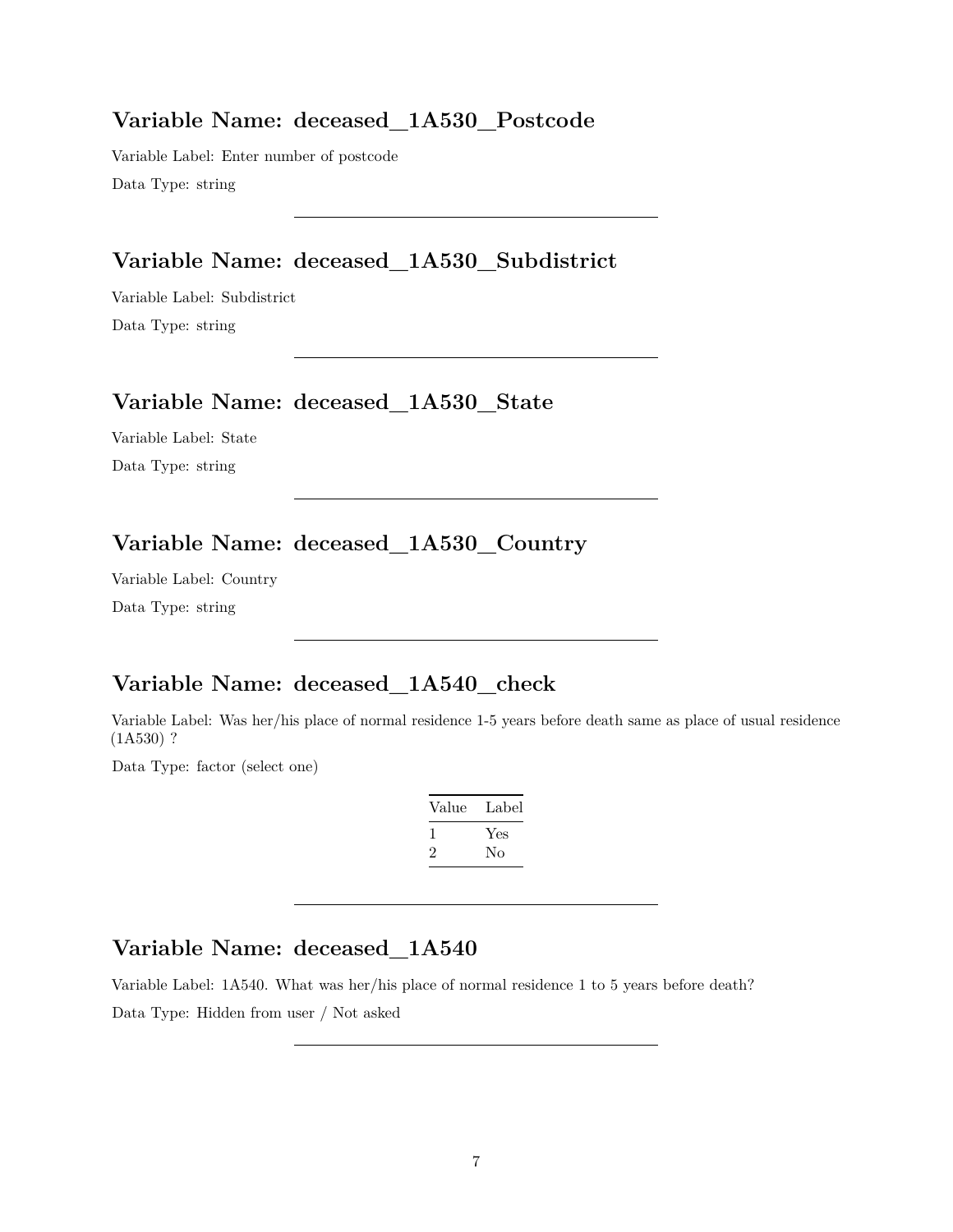## Variable Name: deceased_1A530_Postcode

Variable Label: Enter number of postcode

Data Type: string

---

## Variable Name: deceased_1A530_Subdistrict

Variable Label: Subdistrict

Data Type: string

---

## Variable Name: deceased_1A530_State

Variable Label: State

Data Type: string

---

## Variable Name: deceased_1A530_Country

Variable Label: Country

Data Type: string

---

## Variable Name: deceased_1A540_check

Variable Label: Was her/his place of normal residence 1-5 years before death same as place of usual residence (1A530) ?

Data Type: factor (select one)

| Value | Label |
|---|---|
| 1 | Yes |
| 2 | No |

---

## Variable Name: deceased_1A540

Variable Label: 1A540. What was her/his place of normal residence 1 to 5 years before death?

Data Type: Hidden from user / Not asked

---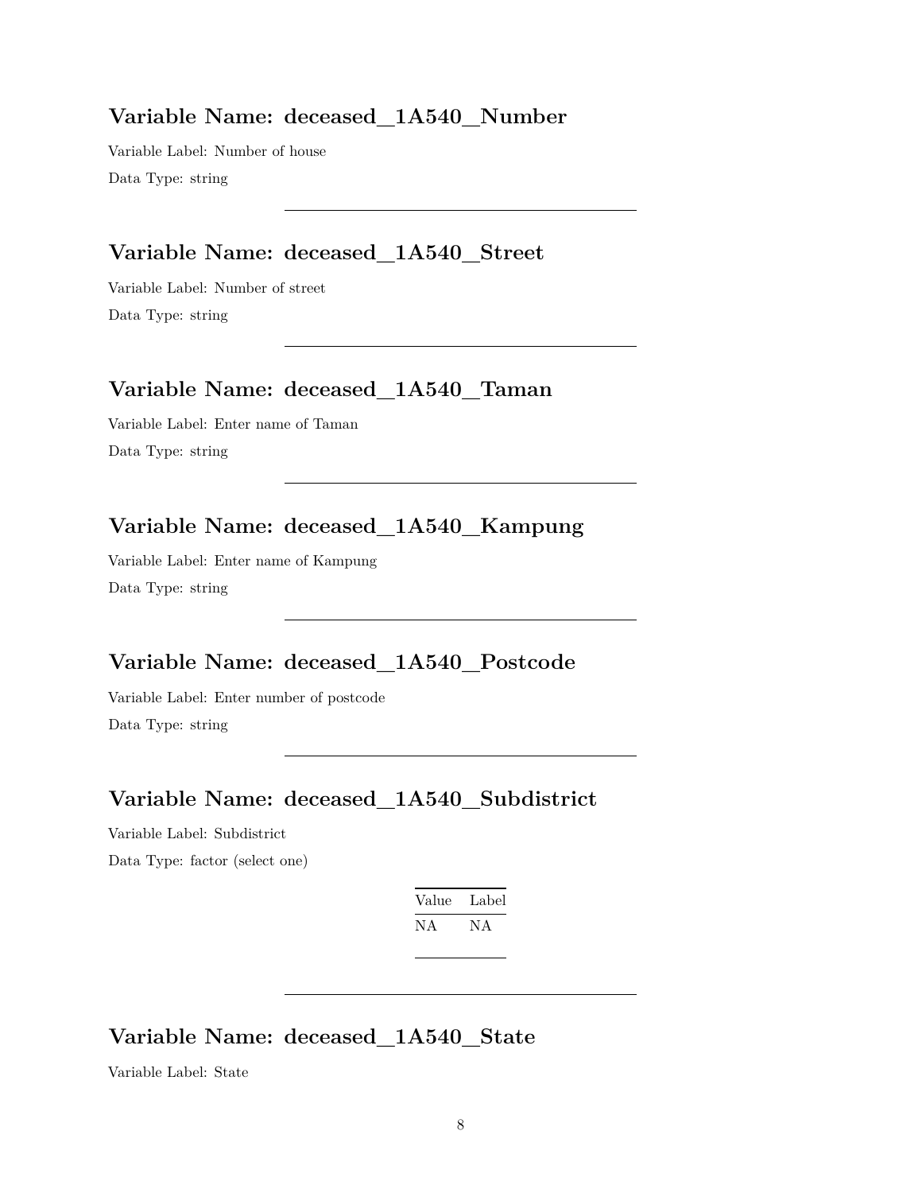### Variable Name: deceased_1A540_Number

Variable Label: Number of house

Data Type: string

---

### Variable Name: deceased_1A540_Street

Variable Label: Number of street

Data Type: string

---

### Variable Name: deceased_1A540_Taman

Variable Label: Enter name of Taman

Data Type: string

---

### Variable Name: deceased_1A540_Kampung

Variable Label: Enter name of Kampung

Data Type: string

---

### Variable Name: deceased_1A540_Postcode

Variable Label: Enter number of postcode

Data Type: string

---

### Variable Name: deceased_1A540_Subdistrict

Variable Label: Subdistrict

Data Type: factor (select one)

| Value | Label |
|---|---|
| NA | NA |

---

### Variable Name: deceased_1A540_State

Variable Label: State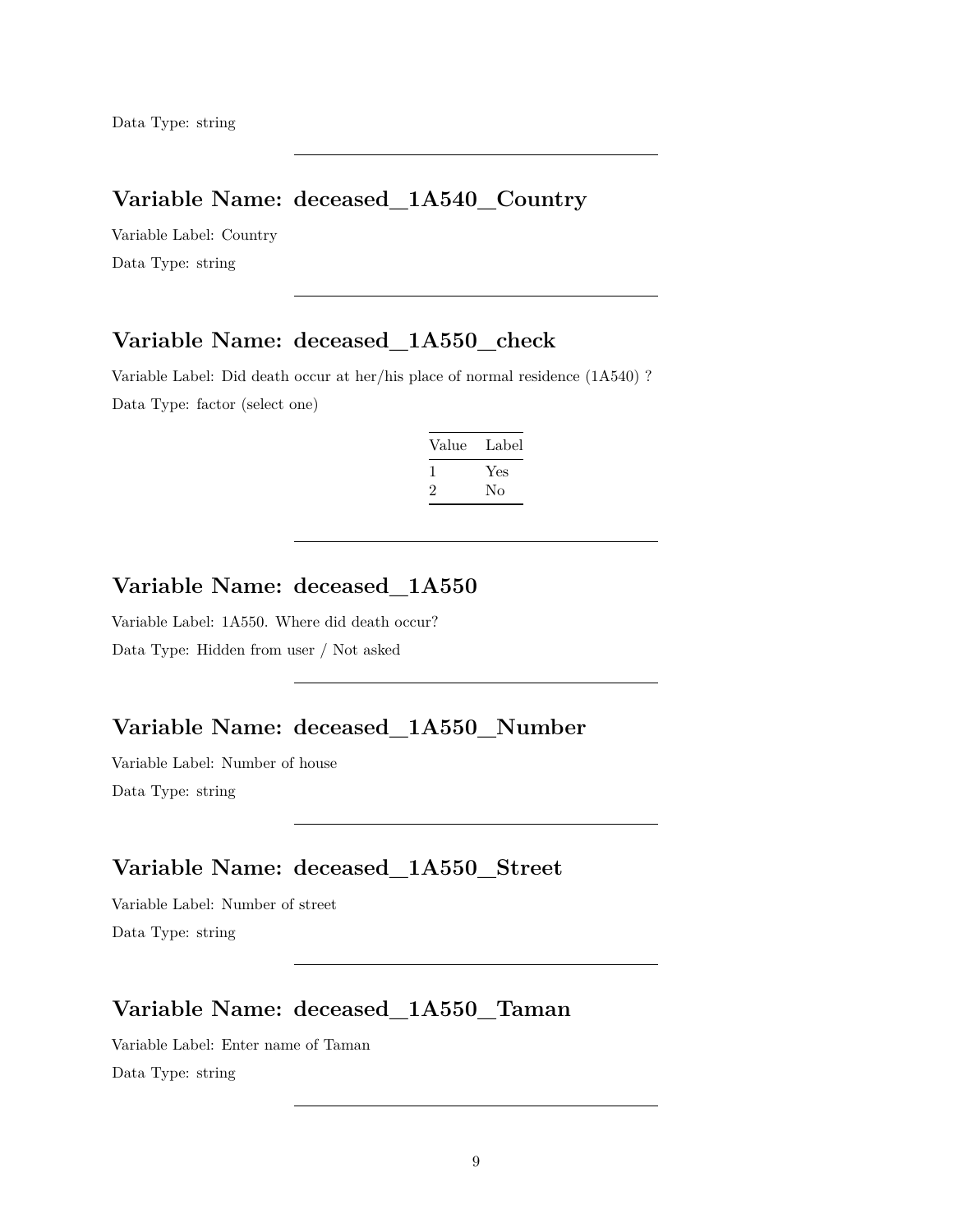Data Type: string

---

## Variable Name: deceased_1A540_Country

Variable Label: Country

Data Type: string

---

## Variable Name: deceased_1A550_check

Variable Label: Did death occur at her/his place of normal residence (1A540) ?

Data Type: factor (select one)

| Value | Label |
|---|---|
| 1 | Yes |
| 2 | No |

---

## Variable Name: deceased_1A550

Variable Label: 1A550. Where did death occur?

Data Type: Hidden from user / Not asked

---

## Variable Name: deceased_1A550_Number

Variable Label: Number of house

Data Type: string

---

## Variable Name: deceased_1A550_Street

Variable Label: Number of street

Data Type: string

---

## Variable Name: deceased_1A550_Taman

Variable Label: Enter name of Taman

Data Type: string

---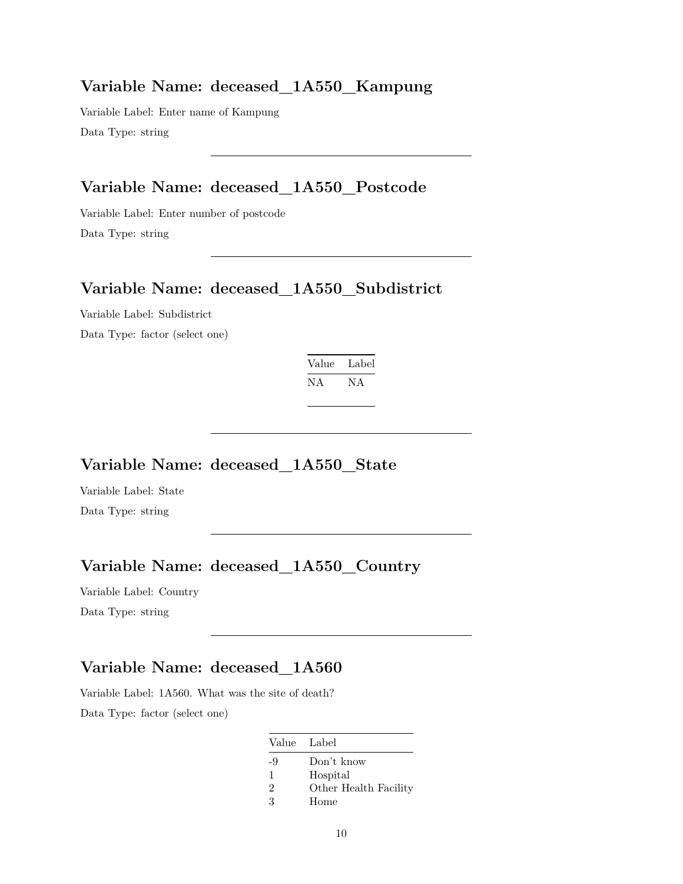## Variable Name: deceased_1A550_Kampung

Variable Label: Enter name of Kampung

Data Type: string

---

## Variable Name: deceased_1A550_Postcode

Variable Label: Enter number of postcode

Data Type: string

---

## Variable Name: deceased_1A550_Subdistrict

Variable Label: Subdistrict

Data Type: factor (select one)

| Value | Label |
|---|---|
| NA | NA |

---

## Variable Name: deceased_1A550_State

Variable Label: State

Data Type: string

---

## Variable Name: deceased_1A550_Country

Variable Label: Country

Data Type: string

---

## Variable Name: deceased_1A560

Variable Label: 1A560. What was the site of death?

Data Type: factor (select one)

| Value | Label |
|---|---|
| -9 | Don't know |
| 1 | Hospital |
| 2 | Other Health Facility |
| 3 | Home |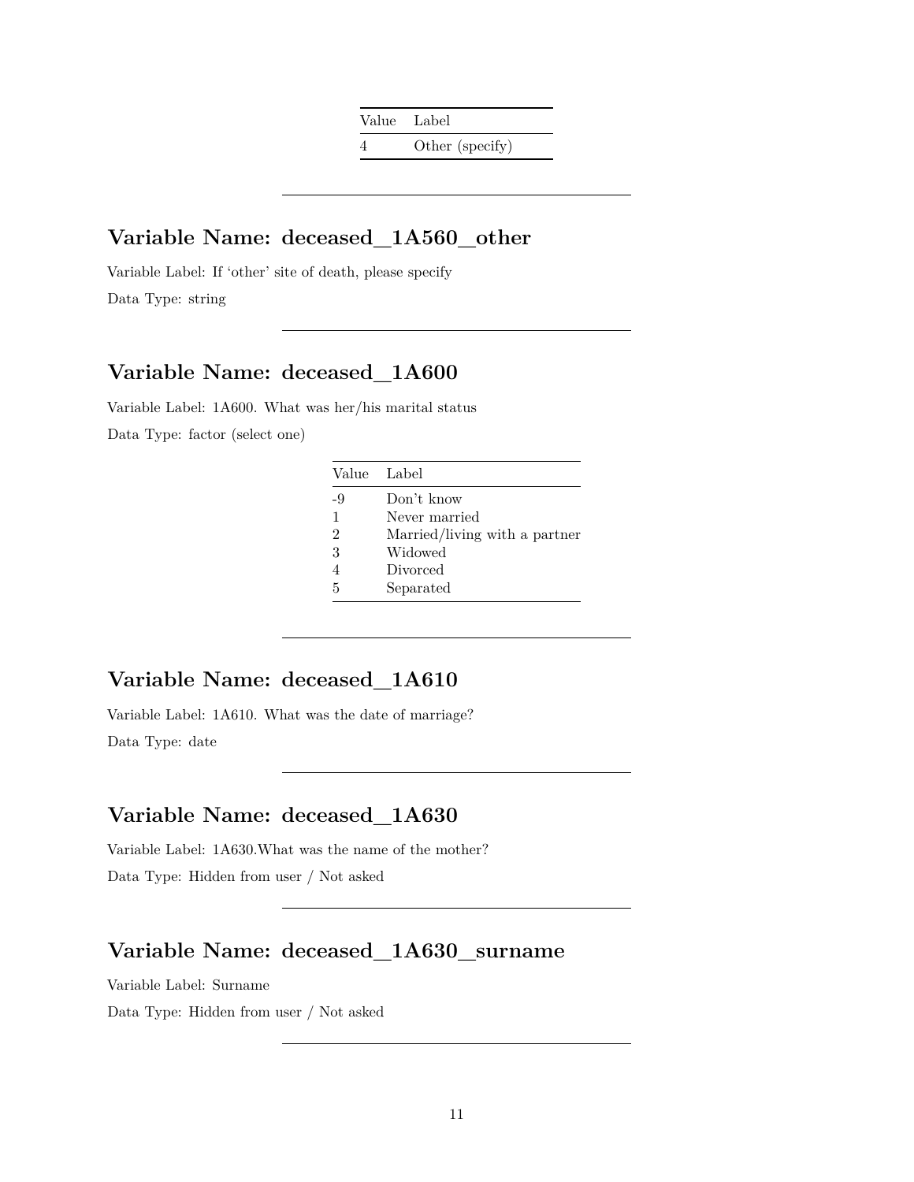| Value | Label |
|---|---|
| 4 | Other (specify) |

---

## Variable Name: deceased_1A560_other

Variable Label: If 'other' site of death, please specify

Data Type: string

---

## Variable Name: deceased_1A600

Variable Label: 1A600. What was her/his marital status

Data Type: factor (select one)

| Value | Label |
|---|---|
| -9 | Don't know |
| 1 | Never married |
| 2 | Married/living with a partner |
| 3 | Widowed |
| 4 | Divorced |
| 5 | Separated |

---

## Variable Name: deceased_1A610

Variable Label: 1A610. What was the date of marriage?

Data Type: date

---

## Variable Name: deceased_1A630

Variable Label: 1A630.What was the name of the mother?

Data Type: Hidden from user / Not asked

---

## Variable Name: deceased_1A630_surname

Variable Label: Surname

Data Type: Hidden from user / Not asked

---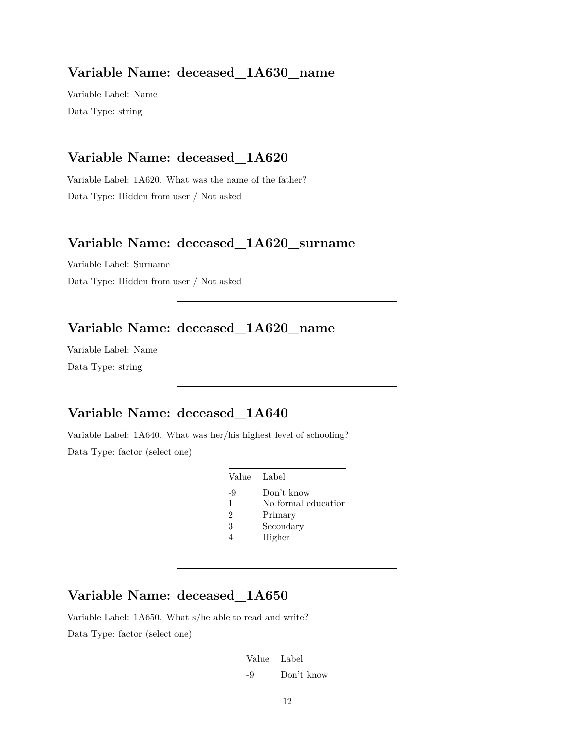## Variable Name: deceased_1A630_name

Variable Label: Name

Data Type: string

---

## Variable Name: deceased_1A620

Variable Label: 1A620. What was the name of the father?

Data Type: Hidden from user / Not asked

---

## Variable Name: deceased_1A620_surname

Variable Label: Surname

Data Type: Hidden from user / Not asked

---

## Variable Name: deceased_1A620_name

Variable Label: Name

Data Type: string

---

## Variable Name: deceased_1A640

Variable Label: 1A640. What was her/his highest level of schooling?

Data Type: factor (select one)

| Value | Label |
|---|---|
| -9 | Don't know |
| 1 | No formal education |
| 2 | Primary |
| 3 | Secondary |
| 4 | Higher |

---

## Variable Name: deceased_1A650

Variable Label: 1A650. What s/he able to read and write?

Data Type: factor (select one)

| Value | Label |
|---|---|
| -9 | Don't know |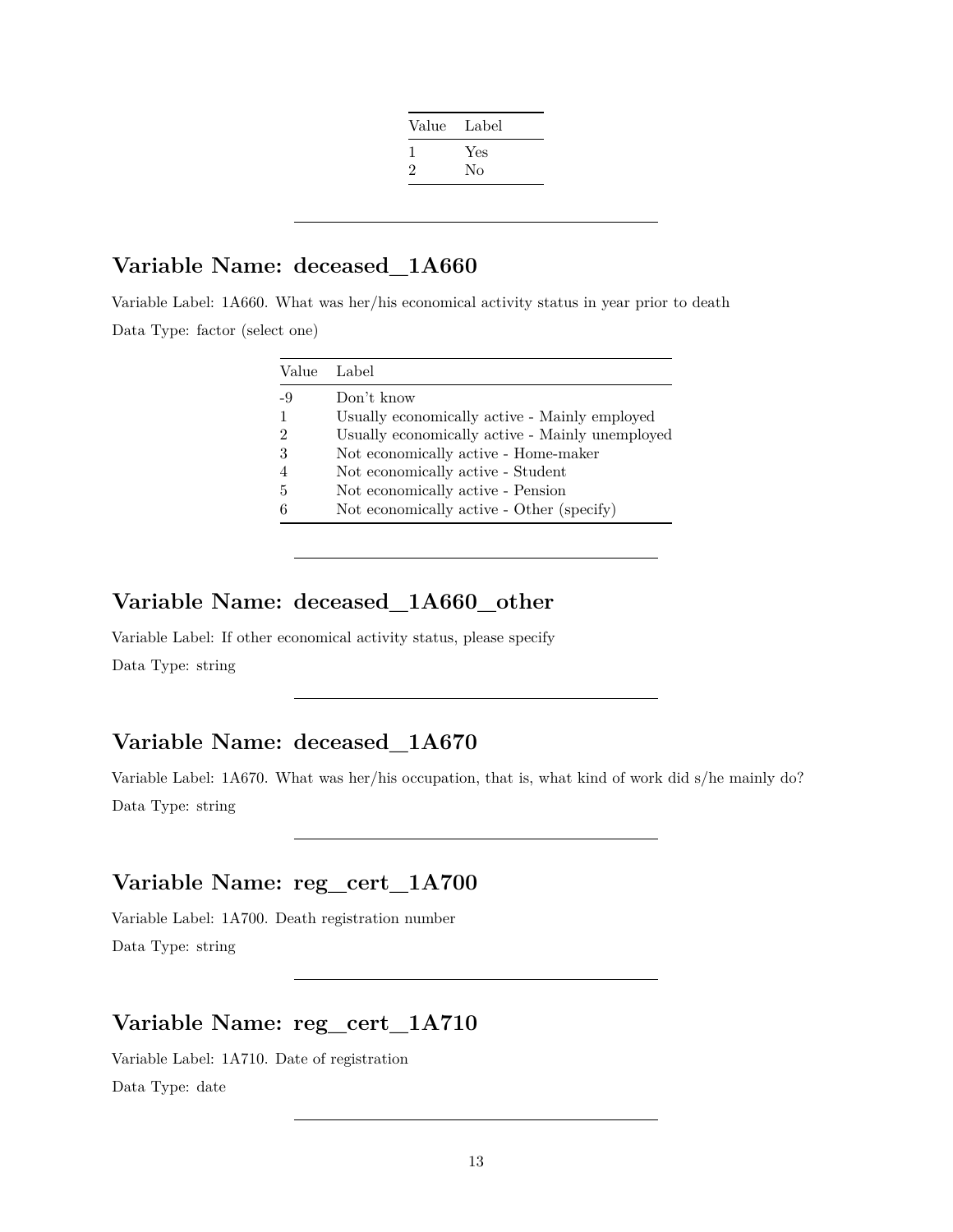| Value | Label |
|---|---|
| 1 | Yes |
| 2 | No |

---

## Variable Name: deceased_1A660

Variable Label: 1A660. What was her/his economical activity status in year prior to death

Data Type: factor (select one)

| Value | Label |
|---|---|
| -9 | Don't know |
| 1 | Usually economically active - Mainly employed |
| 2 | Usually economically active - Mainly unemployed |
| 3 | Not economically active - Home-maker |
| 4 | Not economically active - Student |
| 5 | Not economically active - Pension |
| 6 | Not economically active - Other (specify) |

---

## Variable Name: deceased_1A660_other

Variable Label: If other economical activity status, please specify

Data Type: string

---

## Variable Name: deceased_1A670

Variable Label: 1A670. What was her/his occupation, that is, what kind of work did s/he mainly do?

Data Type: string

---

## Variable Name: reg_cert_1A700

Variable Label: 1A700. Death registration number

Data Type: string

---

## Variable Name: reg_cert_1A710

Variable Label: 1A710. Date of registration

Data Type: date

---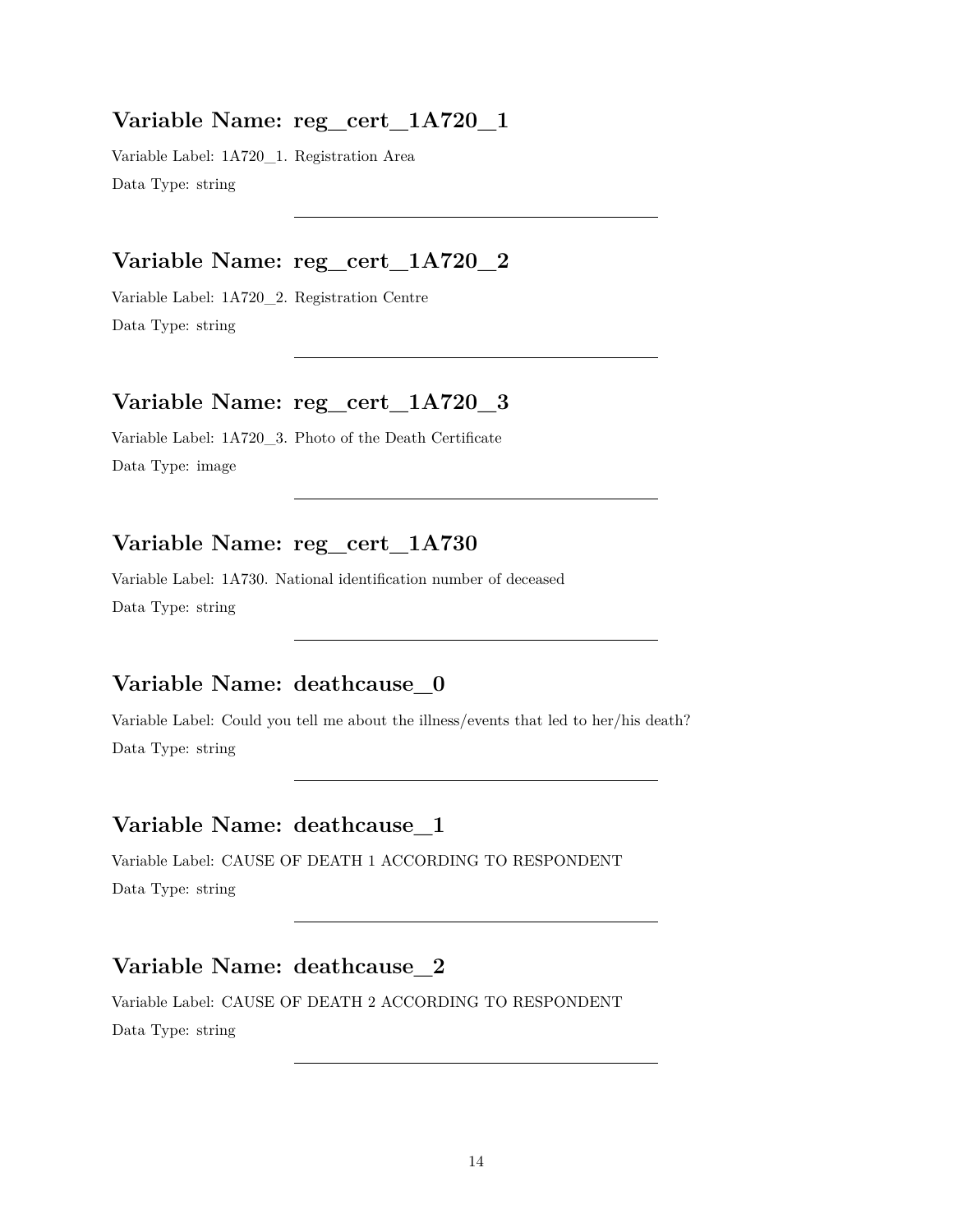## Variable Name: reg_cert_1A720_1

Variable Label: 1A720_1. Registration Area

Data Type: string

---

## Variable Name: reg_cert_1A720_2

Variable Label: 1A720_2. Registration Centre

Data Type: string

---

## Variable Name: reg_cert_1A720_3

Variable Label: 1A720_3. Photo of the Death Certificate

Data Type: image

---

## Variable Name: reg_cert_1A730

Variable Label: 1A730. National identification number of deceased

Data Type: string

---

## Variable Name: deathcause_0

Variable Label: Could you tell me about the illness/events that led to her/his death?

Data Type: string

---

## Variable Name: deathcause_1

Variable Label: CAUSE OF DEATH 1 ACCORDING TO RESPONDENT

Data Type: string

---

## Variable Name: deathcause_2

Variable Label: CAUSE OF DEATH 2 ACCORDING TO RESPONDENT

Data Type: string

---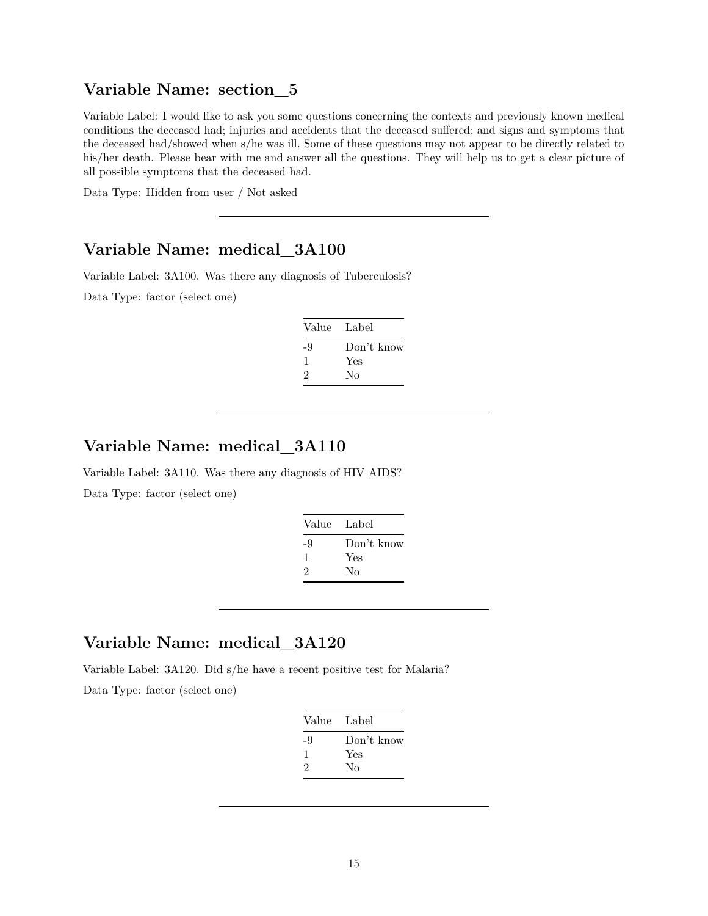## Variable Name: section_5

Variable Label: I would like to ask you some questions concerning the contexts and previously known medical conditions the deceased had; injuries and accidents that the deceased suffered; and signs and symptoms that the deceased had/showed when s/he was ill. Some of these questions may not appear to be directly related to his/her death. Please bear with me and answer all the questions. They will help us to get a clear picture of all possible symptoms that the deceased had.

Data Type: Hidden from user / Not asked

---

## Variable Name: medical_3A100

Variable Label: 3A100. Was there any diagnosis of Tuberculosis?

Data Type: factor (select one)

| Value | Label |
|---|---|
| -9 | Don't know |
| 1 | Yes |
| 2 | No |

---

## Variable Name: medical_3A110

Variable Label: 3A110. Was there any diagnosis of HIV AIDS?

Data Type: factor (select one)

| Value | Label |
|---|---|
| -9 | Don't know |
| 1 | Yes |
| 2 | No |

---

## Variable Name: medical_3A120

Variable Label: 3A120. Did s/he have a recent positive test for Malaria?

Data Type: factor (select one)

| Value | Label |
|---|---|
| -9 | Don't know |
| 1 | Yes |
| 2 | No |

---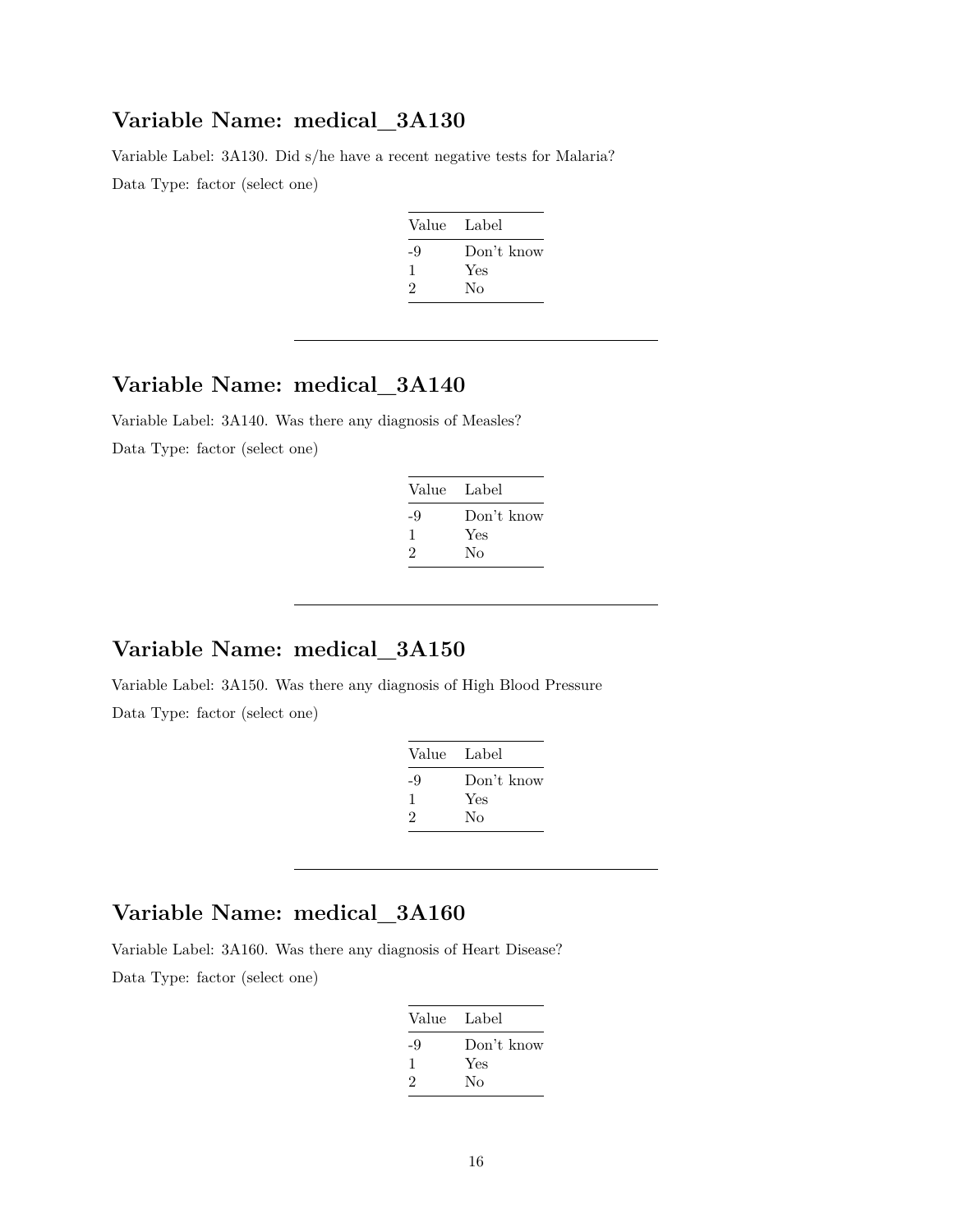## Variable Name: medical_3A130

Variable Label: 3A130. Did s/he have a recent negative tests for Malaria?

Data Type: factor (select one)

| Value | Label |
|---|---|
| -9 | Don't know |
| 1 | Yes |
| 2 | No |

---

## Variable Name: medical_3A140

Variable Label: 3A140. Was there any diagnosis of Measles?

Data Type: factor (select one)

| Value | Label |
|---|---|
| -9 | Don't know |
| 1 | Yes |
| 2 | No |

---

## Variable Name: medical_3A150

Variable Label: 3A150. Was there any diagnosis of High Blood Pressure

Data Type: factor (select one)

| Value | Label |
|---|---|
| -9 | Don't know |
| 1 | Yes |
| 2 | No |

---

## Variable Name: medical_3A160

Variable Label: 3A160. Was there any diagnosis of Heart Disease?

Data Type: factor (select one)

| Value | Label |
|---|---|
| -9 | Don't know |
| 1 | Yes |
| 2 | No |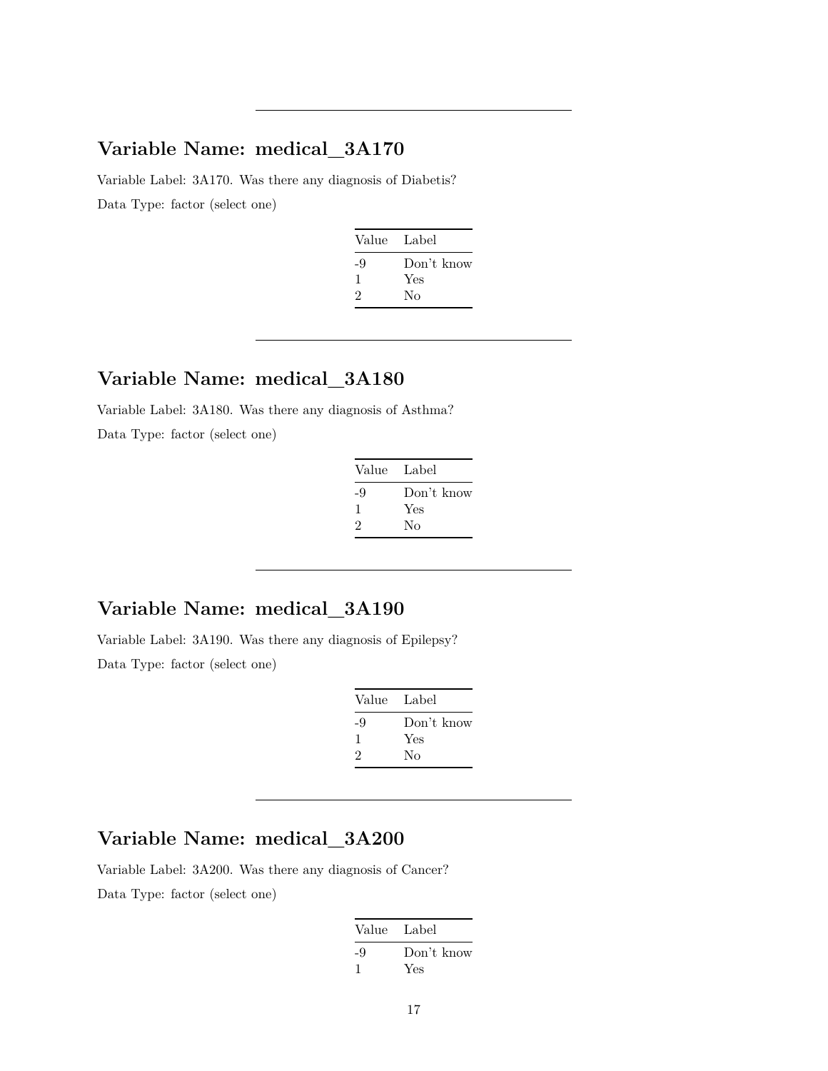---

## Variable Name: medical_3A170

Variable Label: 3A170. Was there any diagnosis of Diabetis?

Data Type: factor (select one)

| Value | Label |
|---|---|
| -9 | Don't know |
| 1 | Yes |
| 2 | No |

---

## Variable Name: medical_3A180

Variable Label: 3A180. Was there any diagnosis of Asthma?

Data Type: factor (select one)

| Value | Label |
|---|---|
| -9 | Don't know |
| 1 | Yes |
| 2 | No |

---

## Variable Name: medical_3A190

Variable Label: 3A190. Was there any diagnosis of Epilepsy?

Data Type: factor (select one)

| Value | Label |
|---|---|
| -9 | Don't know |
| 1 | Yes |
| 2 | No |

---

## Variable Name: medical_3A200

Variable Label: 3A200. Was there any diagnosis of Cancer?

Data Type: factor (select one)

| Value | Label |
|---|---|
| -9 | Don't know |
| 1 | Yes |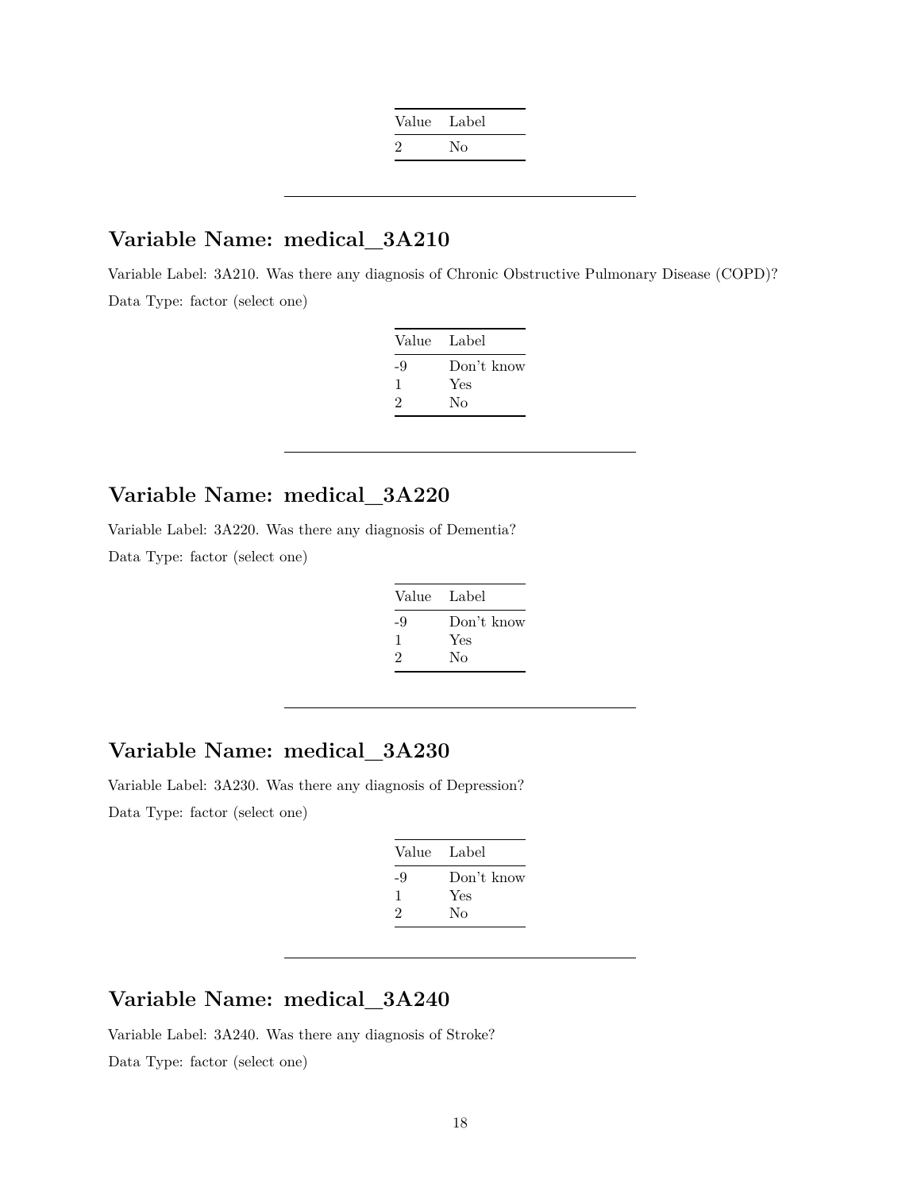| Value | Label |
|---|---|
| 2 | No |

---

## Variable Name: medical_3A210

Variable Label: 3A210. Was there any diagnosis of Chronic Obstructive Pulmonary Disease (COPD)?

Data Type: factor (select one)

| Value | Label |
|---|---|
| -9 | Don't know |
| 1 | Yes |
| 2 | No |

---

## Variable Name: medical_3A220

Variable Label: 3A220. Was there any diagnosis of Dementia?

Data Type: factor (select one)

| Value | Label |
|---|---|
| -9 | Don't know |
| 1 | Yes |
| 2 | No |

---

## Variable Name: medical_3A230

Variable Label: 3A230. Was there any diagnosis of Depression?

Data Type: factor (select one)

| Value | Label |
|---|---|
| -9 | Don't know |
| 1 | Yes |
| 2 | No |

---

## Variable Name: medical_3A240

Variable Label: 3A240. Was there any diagnosis of Stroke?

Data Type: factor (select one)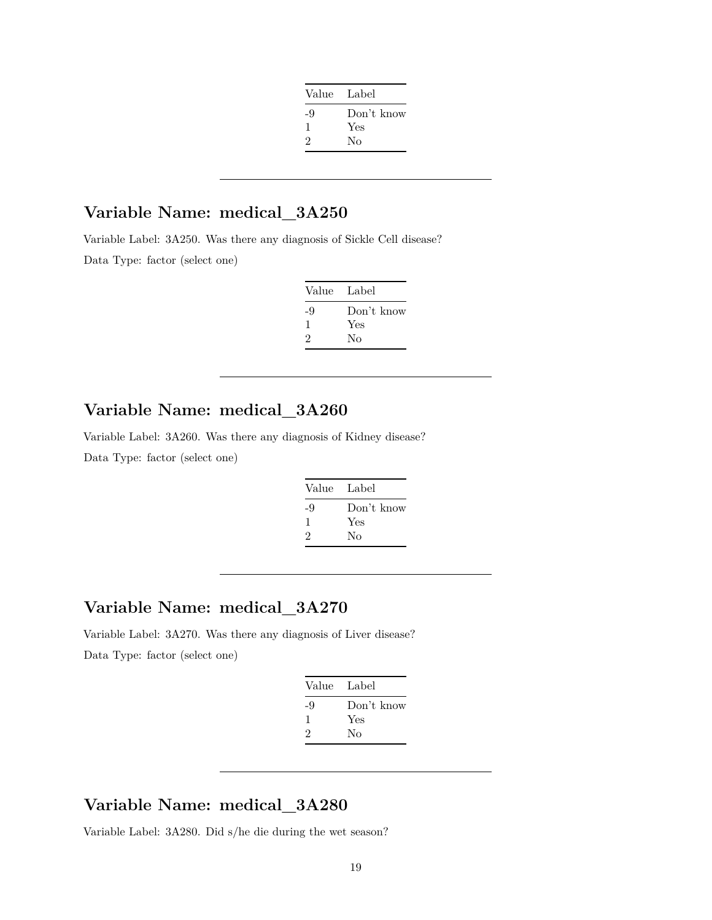| Value | Label |
|---|---|
| -9 | Don't know |
| 1 | Yes |
| 2 | No |

---

## Variable Name: medical_3A250

Variable Label: 3A250. Was there any diagnosis of Sickle Cell disease?

Data Type: factor (select one)

| Value | Label |
|---|---|
| -9 | Don't know |
| 1 | Yes |
| 2 | No |

---

## Variable Name: medical_3A260

Variable Label: 3A260. Was there any diagnosis of Kidney disease?

Data Type: factor (select one)

| Value | Label |
|---|---|
| -9 | Don't know |
| 1 | Yes |
| 2 | No |

---

## Variable Name: medical_3A270

Variable Label: 3A270. Was there any diagnosis of Liver disease?

Data Type: factor (select one)

| Value | Label |
|---|---|
| -9 | Don't know |
| 1 | Yes |
| 2 | No |

---

## Variable Name: medical_3A280

Variable Label: 3A280. Did s/he die during the wet season?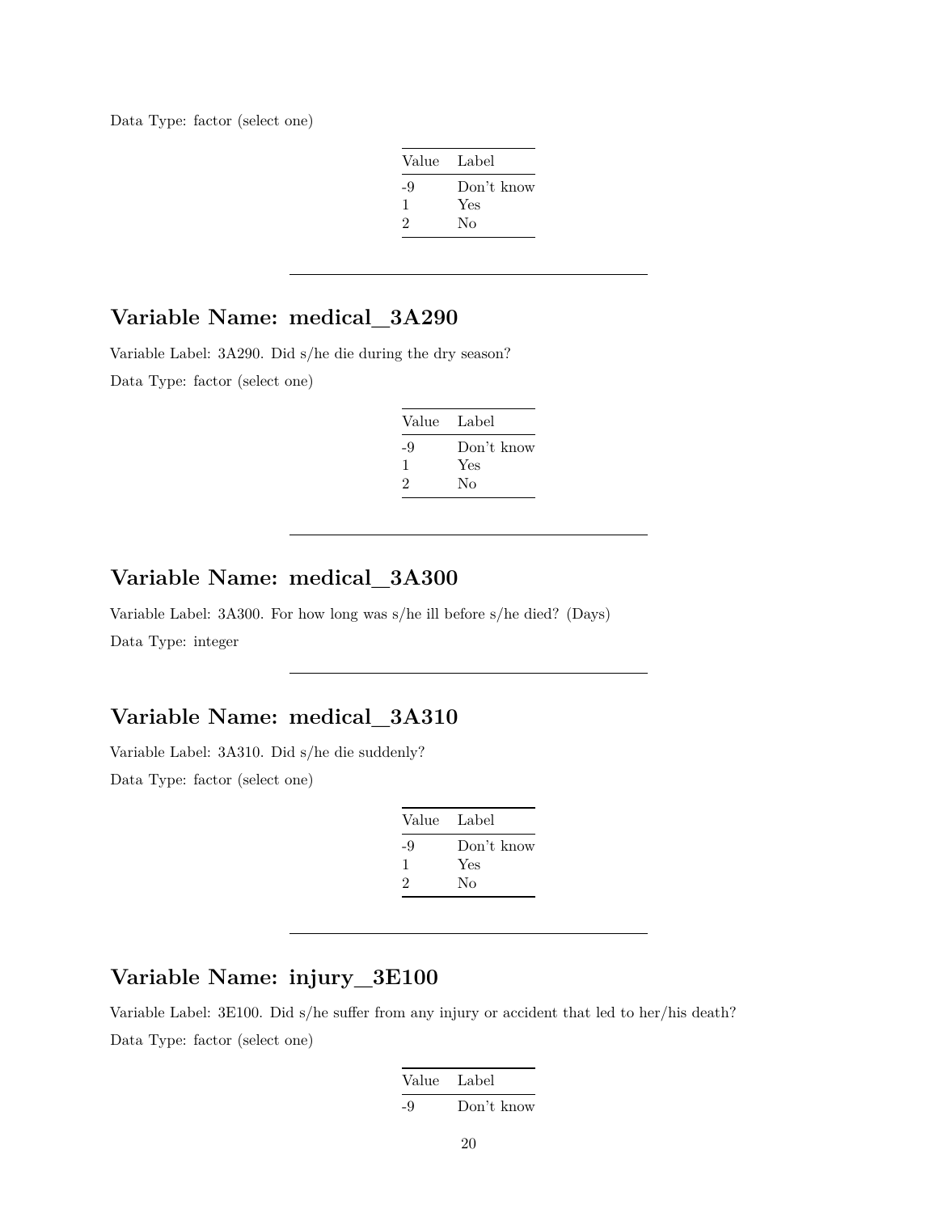Data Type: factor (select one)

| Value | Label |
|---|---|
| -9 | Don't know |
| 1 | Yes |
| 2 | No |

---

## Variable Name: medical_3A290

Variable Label: 3A290. Did s/he die during the dry season?

Data Type: factor (select one)

| Value | Label |
|---|---|
| -9 | Don't know |
| 1 | Yes |
| 2 | No |

---

## Variable Name: medical_3A300

Variable Label: 3A300. For how long was s/he ill before s/he died? (Days)

Data Type: integer

---

## Variable Name: medical_3A310

Variable Label: 3A310. Did s/he die suddenly?

Data Type: factor (select one)

| Value | Label |
|---|---|
| -9 | Don't know |
| 1 | Yes |
| 2 | No |

---

## Variable Name: injury_3E100

Variable Label: 3E100. Did s/he suffer from any injury or accident that led to her/his death?

Data Type: factor (select one)

| Value | Label |
|---|---|
| -9 | Don't know |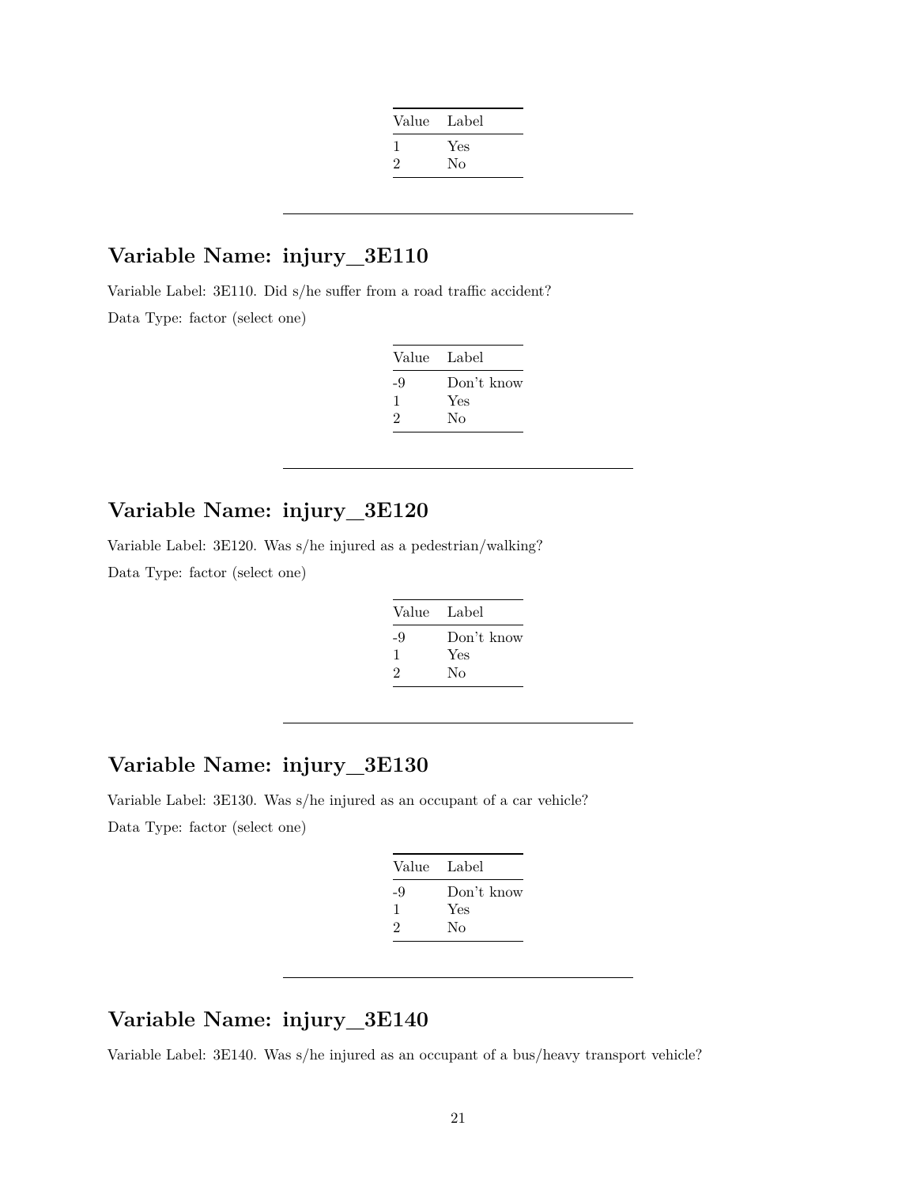| Value | Label |
|---|---|
| 1 | Yes |
| 2 | No |

---

## Variable Name: injury_3E110

Variable Label: 3E110. Did s/he suffer from a road traffic accident?

Data Type: factor (select one)

| Value | Label |
|---|---|
| -9 | Don't know |
| 1 | Yes |
| 2 | No |

---

## Variable Name: injury_3E120

Variable Label: 3E120. Was s/he injured as a pedestrian/walking?

Data Type: factor (select one)

| Value | Label |
|---|---|
| -9 | Don't know |
| 1 | Yes |
| 2 | No |

---

## Variable Name: injury_3E130

Variable Label: 3E130. Was s/he injured as an occupant of a car vehicle?

Data Type: factor (select one)

| Value | Label |
|---|---|
| -9 | Don't know |
| 1 | Yes |
| 2 | No |

---

## Variable Name: injury_3E140

Variable Label: 3E140. Was s/he injured as an occupant of a bus/heavy transport vehicle?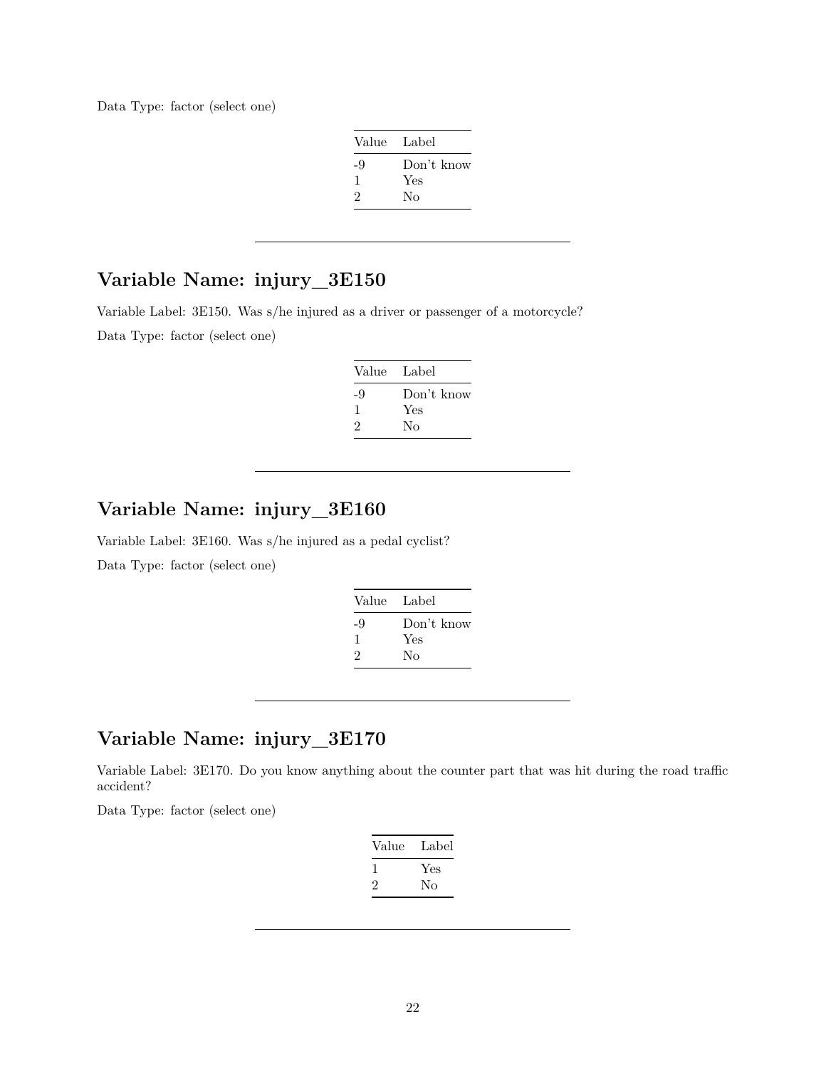Data Type: factor (select one)

| Value | Label |
|---|---|
| -9 | Don't know |
| 1 | Yes |
| 2 | No |

---

## Variable Name: injury_3E150

Variable Label: 3E150. Was s/he injured as a driver or passenger of a motorcycle?

Data Type: factor (select one)

| Value | Label |
|---|---|
| -9 | Don't know |
| 1 | Yes |
| 2 | No |

---

## Variable Name: injury_3E160

Variable Label: 3E160. Was s/he injured as a pedal cyclist?

Data Type: factor (select one)

| Value | Label |
|---|---|
| -9 | Don't know |
| 1 | Yes |
| 2 | No |

---

## Variable Name: injury_3E170

Variable Label: 3E170. Do you know anything about the counter part that was hit during the road traffic accident?

Data Type: factor (select one)

| Value | Label |
|---|---|
| 1 | Yes |
| 2 | No |

---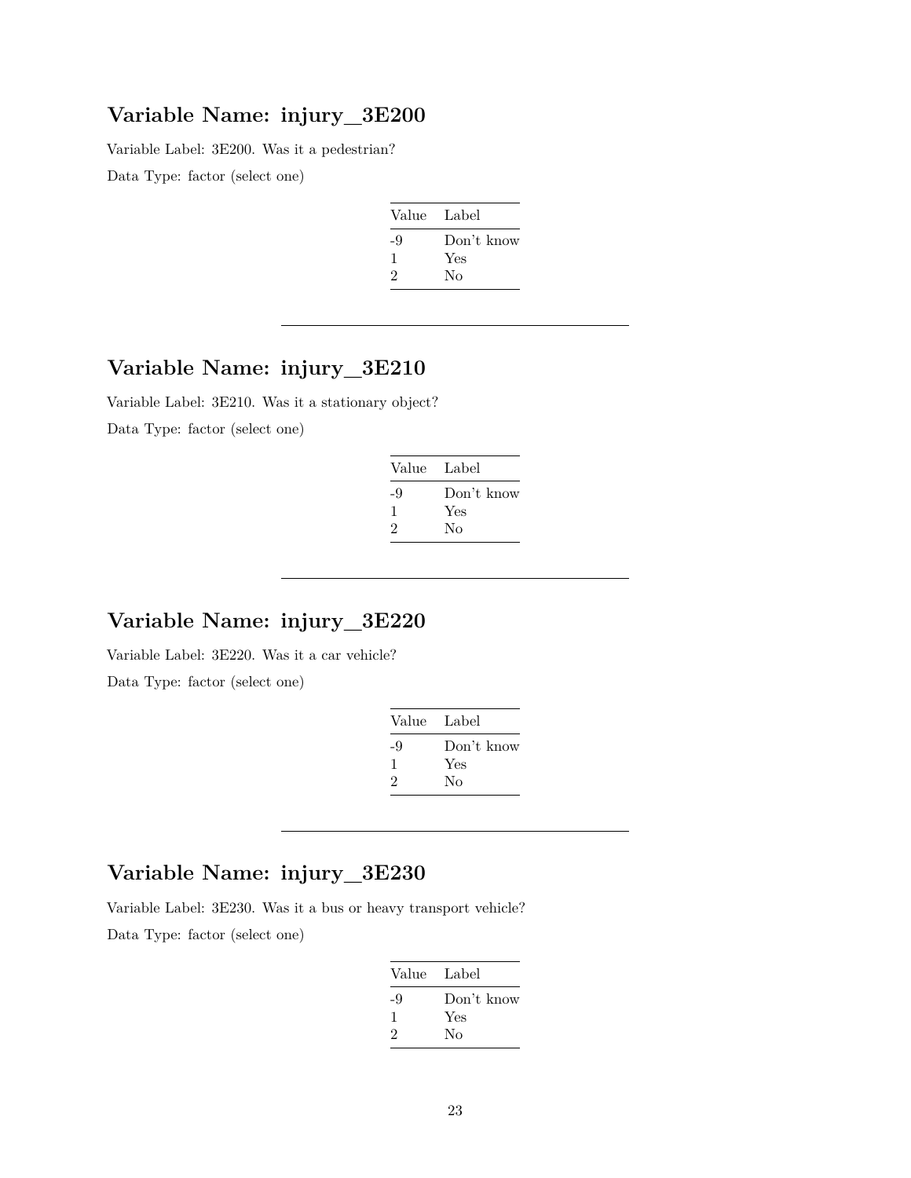## Variable Name: injury_3E200

Variable Label: 3E200. Was it a pedestrian?

Data Type: factor (select one)

| Value | Label |
|---|---|
| -9 | Don't know |
| 1 | Yes |
| 2 | No |

---

## Variable Name: injury_3E210

Variable Label: 3E210. Was it a stationary object?

Data Type: factor (select one)

| Value | Label |
|---|---|
| -9 | Don't know |
| 1 | Yes |
| 2 | No |

---

## Variable Name: injury_3E220

Variable Label: 3E220. Was it a car vehicle?

Data Type: factor (select one)

| Value | Label |
|---|---|
| -9 | Don't know |
| 1 | Yes |
| 2 | No |

---

## Variable Name: injury_3E230

Variable Label: 3E230. Was it a bus or heavy transport vehicle?

Data Type: factor (select one)

| Value | Label |
|---|---|
| -9 | Don't know |
| 1 | Yes |
| 2 | No |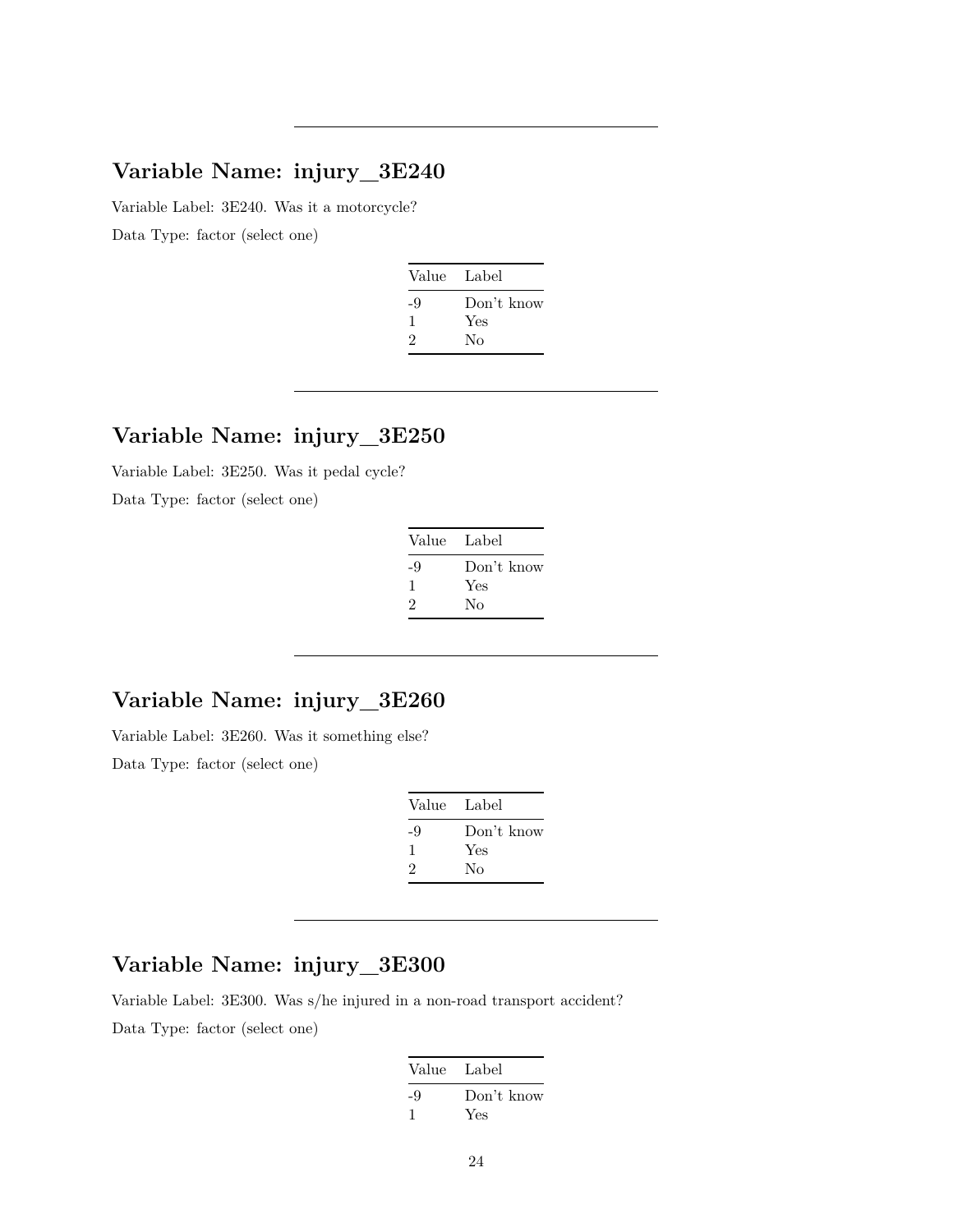---

## Variable Name: injury_3E240

Variable Label: 3E240. Was it a motorcycle?

Data Type: factor (select one)

| Value | Label |
|---|---|
| -9 | Don't know |
| 1 | Yes |
| 2 | No |

---

## Variable Name: injury_3E250

Variable Label: 3E250. Was it pedal cycle?

Data Type: factor (select one)

| Value | Label |
|---|---|
| -9 | Don't know |
| 1 | Yes |
| 2 | No |

---

## Variable Name: injury_3E260

Variable Label: 3E260. Was it something else?

Data Type: factor (select one)

| Value | Label |
|---|---|
| -9 | Don't know |
| 1 | Yes |
| 2 | No |

---

## Variable Name: injury_3E300

Variable Label: 3E300. Was s/he injured in a non-road transport accident?

Data Type: factor (select one)

| Value | Label |
|---|---|
| -9 | Don't know |
| 1 | Yes |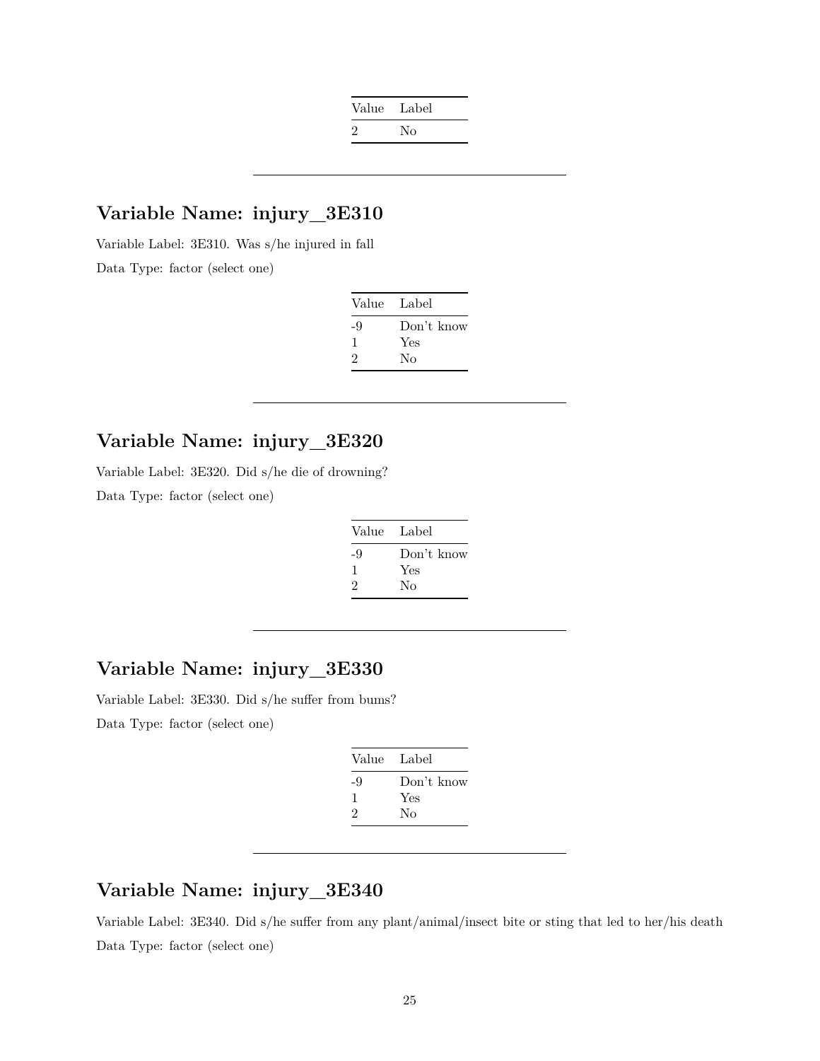| Value | Label |
|---|---|
| 2 | No |

---

## Variable Name: injury_3E310

Variable Label: 3E310. Was s/he injured in fall

Data Type: factor (select one)

| Value | Label |
|---|---|
| -9 | Don't know |
| 1 | Yes |
| 2 | No |

---

## Variable Name: injury_3E320

Variable Label: 3E320. Did s/he die of drowning?

Data Type: factor (select one)

| Value | Label |
|---|---|
| -9 | Don't know |
| 1 | Yes |
| 2 | No |

---

## Variable Name: injury_3E330

Variable Label: 3E330. Did s/he suffer from bums?

Data Type: factor (select one)

| Value | Label |
|---|---|
| -9 | Don't know |
| 1 | Yes |
| 2 | No |

---

## Variable Name: injury_3E340

Variable Label: 3E340. Did s/he suffer from any plant/animal/insect bite or sting that led to her/his death

Data Type: factor (select one)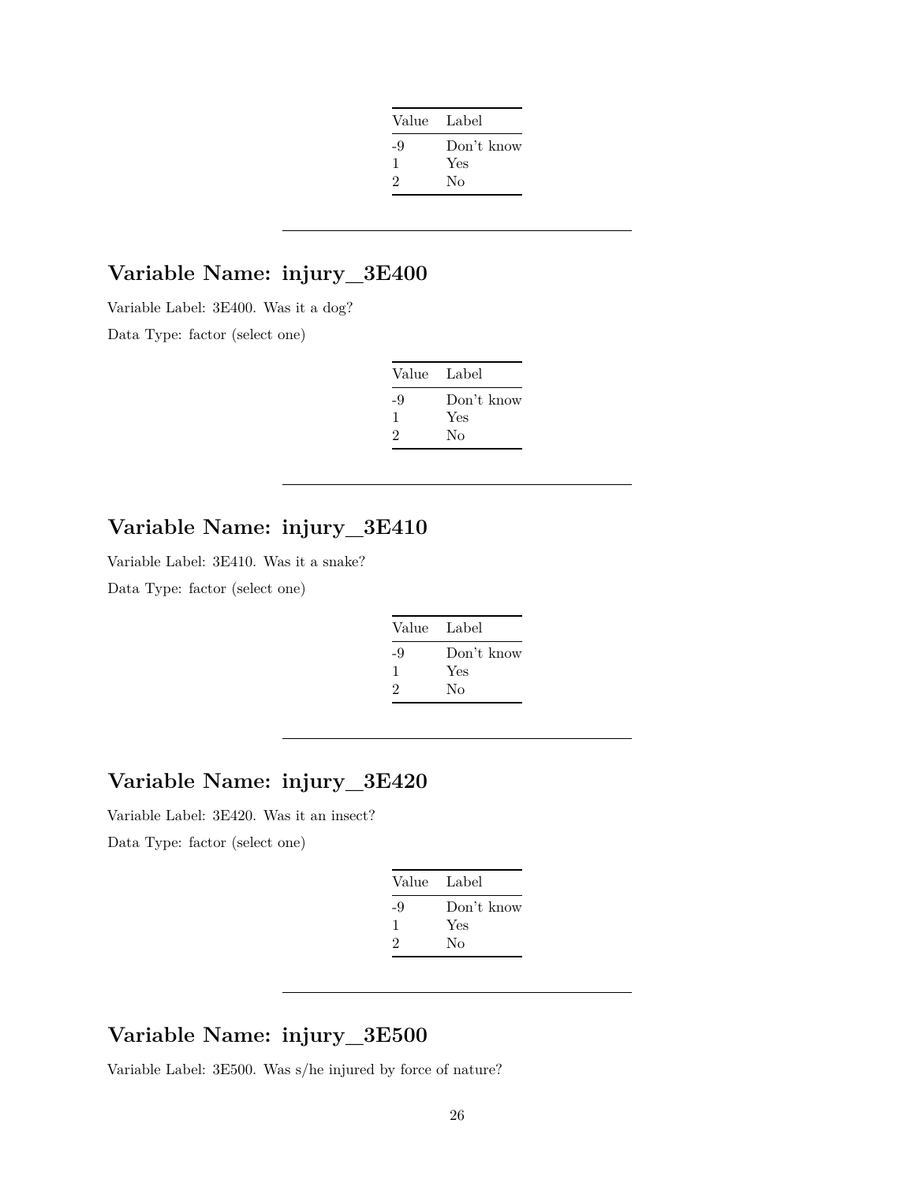| Value | Label |
|---|---|
| -9 | Don't know |
| 1 | Yes |
| 2 | No |

---

## Variable Name: injury_3E400

Variable Label: 3E400. Was it a dog?

Data Type: factor (select one)

| Value | Label |
|---|---|
| -9 | Don't know |
| 1 | Yes |
| 2 | No |

---

## Variable Name: injury_3E410

Variable Label: 3E410. Was it a snake?

Data Type: factor (select one)

| Value | Label |
|---|---|
| -9 | Don't know |
| 1 | Yes |
| 2 | No |

---

## Variable Name: injury_3E420

Variable Label: 3E420. Was it an insect?

Data Type: factor (select one)

| Value | Label |
|---|---|
| -9 | Don't know |
| 1 | Yes |
| 2 | No |

---

## Variable Name: injury_3E500

Variable Label: 3E500. Was s/he injured by force of nature?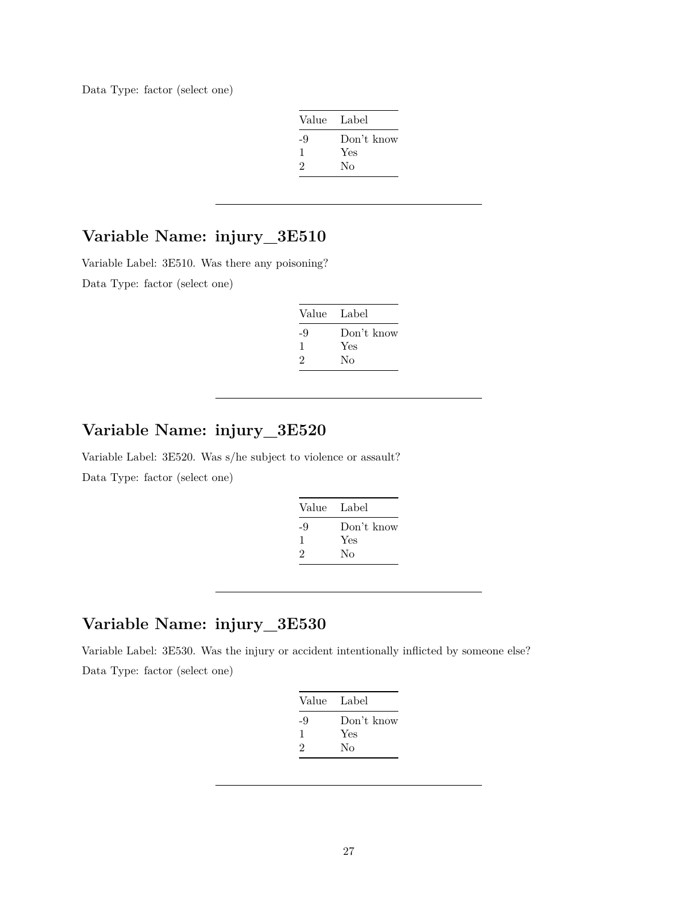Data Type: factor (select one)

| Value | Label |
| --- | --- |
| -9 | Don't know |
| 1 | Yes |
| 2 | No |

---

## Variable Name: injury_3E510

Variable Label: 3E510. Was there any poisoning?

Data Type: factor (select one)

| Value | Label |
| --- | --- |
| -9 | Don't know |
| 1 | Yes |
| 2 | No |

---

## Variable Name: injury_3E520

Variable Label: 3E520. Was s/he subject to violence or assault?

Data Type: factor (select one)

| Value | Label |
| --- | --- |
| -9 | Don't know |
| 1 | Yes |
| 2 | No |

---

## Variable Name: injury_3E530

Variable Label: 3E530. Was the injury or accident intentionally inflicted by someone else?

Data Type: factor (select one)

| Value | Label |
| --- | --- |
| -9 | Don't know |
| 1 | Yes |
| 2 | No |

---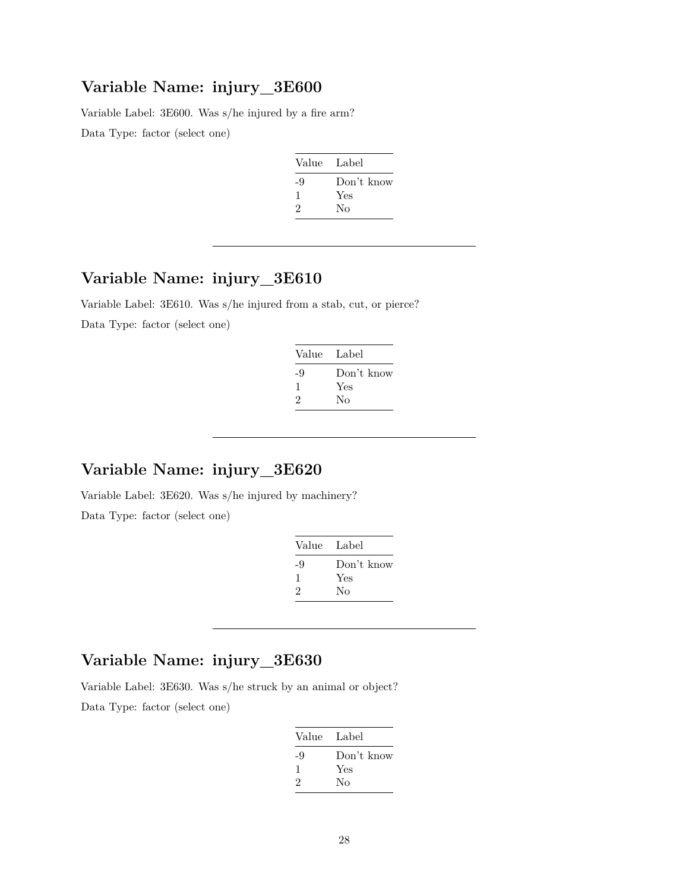## Variable Name: injury_3E600

Variable Label: 3E600. Was s/he injured by a fire arm?

Data Type: factor (select one)

| Value | Label |
|---|---|
| -9 | Don't know |
| 1 | Yes |
| 2 | No |

---

## Variable Name: injury_3E610

Variable Label: 3E610. Was s/he injured from a stab, cut, or pierce?

Data Type: factor (select one)

| Value | Label |
|---|---|
| -9 | Don't know |
| 1 | Yes |
| 2 | No |

---

## Variable Name: injury_3E620

Variable Label: 3E620. Was s/he injured by machinery?

Data Type: factor (select one)

| Value | Label |
|---|---|
| -9 | Don't know |
| 1 | Yes |
| 2 | No |

---

## Variable Name: injury_3E630

Variable Label: 3E630. Was s/he struck by an animal or object?

Data Type: factor (select one)

| Value | Label |
|---|---|
| -9 | Don't know |
| 1 | Yes |
| 2 | No |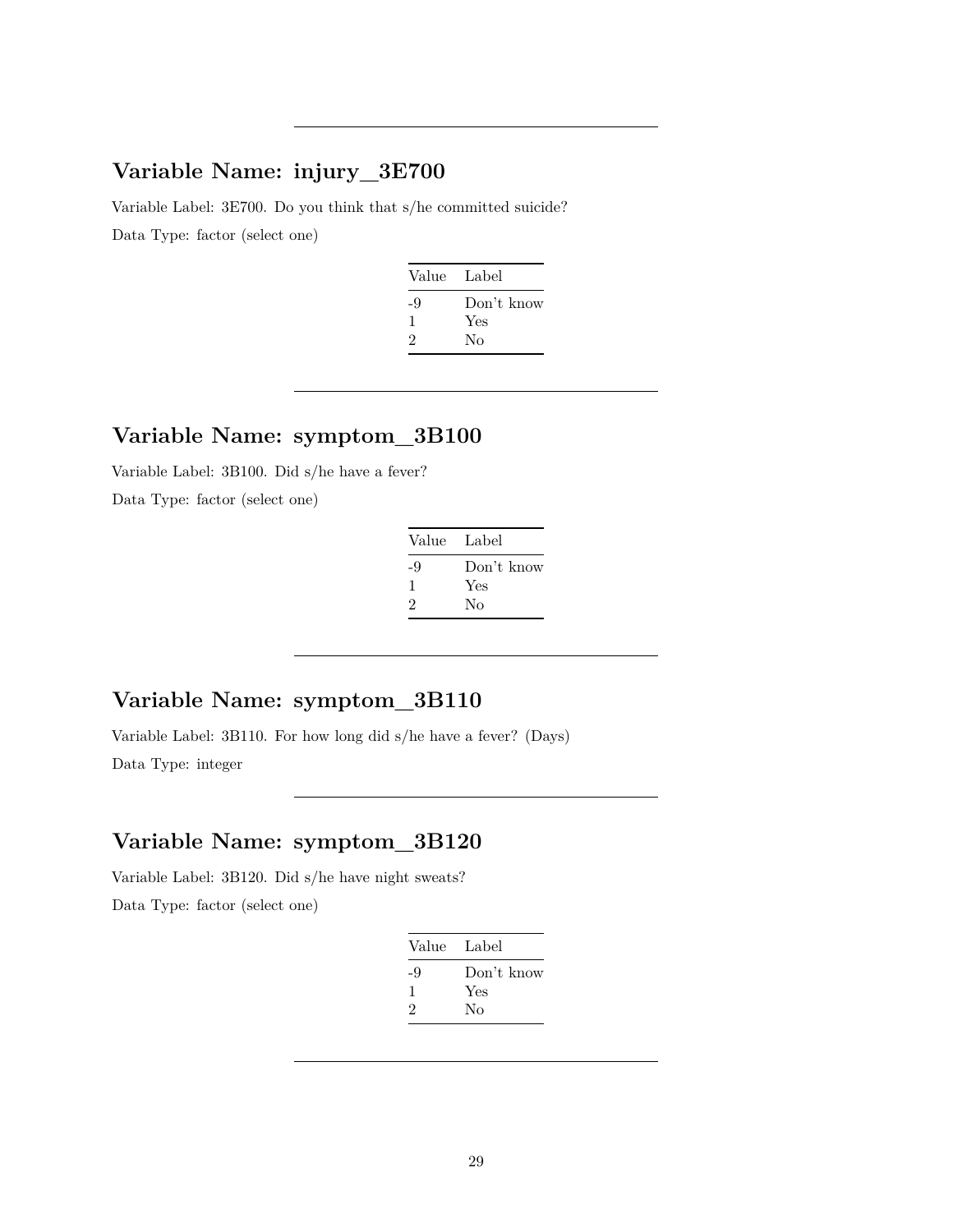---

## Variable Name: injury_3E700

Variable Label: 3E700. Do you think that s/he committed suicide?

Data Type: factor (select one)

| Value | Label |
|---|---|
| -9 | Don't know |
| 1 | Yes |
| 2 | No |

---

## Variable Name: symptom_3B100

Variable Label: 3B100. Did s/he have a fever?

Data Type: factor (select one)

| Value | Label |
|---|---|
| -9 | Don't know |
| 1 | Yes |
| 2 | No |

---

## Variable Name: symptom_3B110

Variable Label: 3B110. For how long did s/he have a fever? (Days)

Data Type: integer

---

## Variable Name: symptom_3B120

Variable Label: 3B120. Did s/he have night sweats?

Data Type: factor (select one)

| Value | Label |
|---|---|
| -9 | Don't know |
| 1 | Yes |
| 2 | No |

---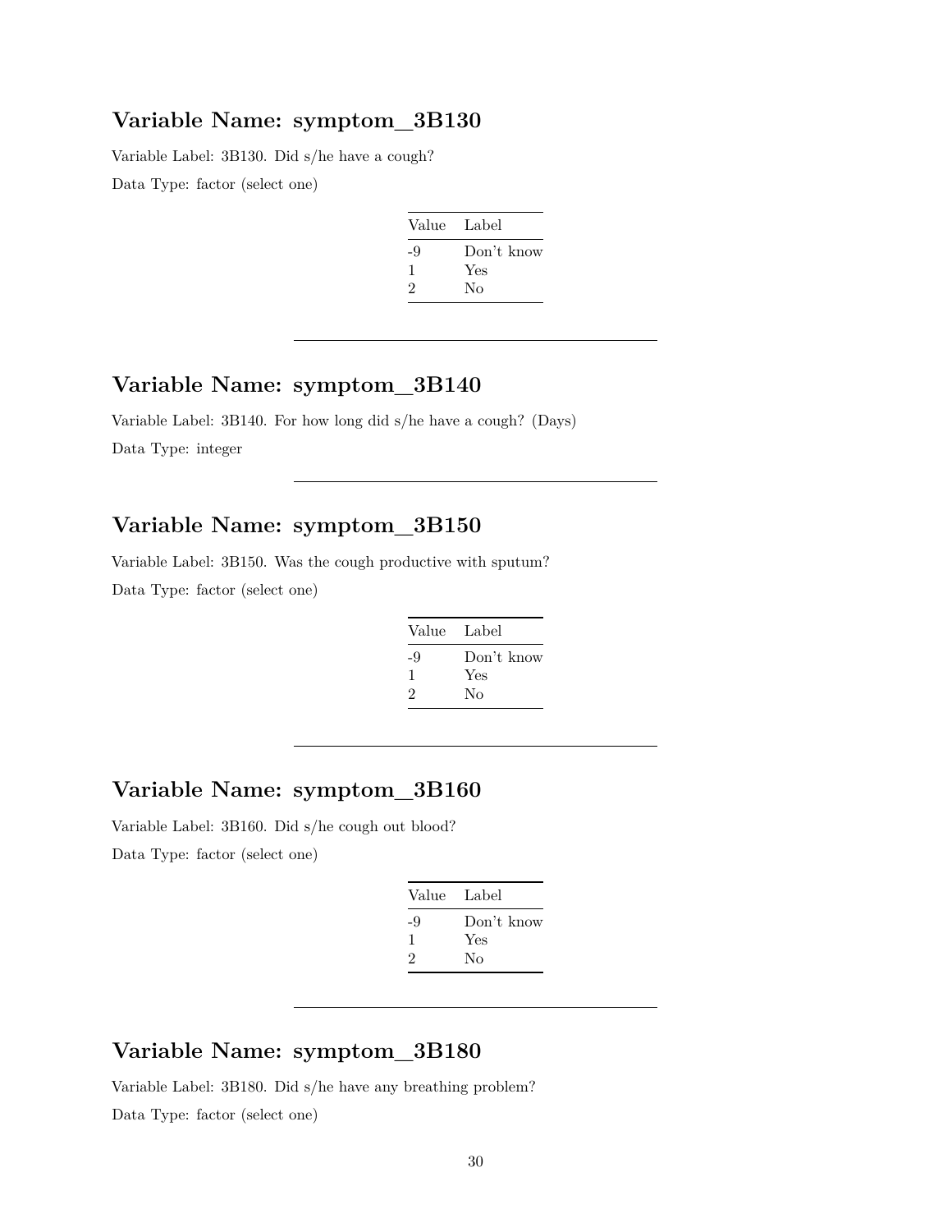## Variable Name: symptom_3B130

Variable Label: 3B130. Did s/he have a cough?

Data Type: factor (select one)

| Value | Label |
|---|---|
| -9 | Don't know |
| 1 | Yes |
| 2 | No |

---

## Variable Name: symptom_3B140

Variable Label: 3B140. For how long did s/he have a cough? (Days)

Data Type: integer

---

## Variable Name: symptom_3B150

Variable Label: 3B150. Was the cough productive with sputum?

Data Type: factor (select one)

| Value | Label |
|---|---|
| -9 | Don't know |
| 1 | Yes |
| 2 | No |

---

## Variable Name: symptom_3B160

Variable Label: 3B160. Did s/he cough out blood?

Data Type: factor (select one)

| Value | Label |
|---|---|
| -9 | Don't know |
| 1 | Yes |
| 2 | No |

---

## Variable Name: symptom_3B180

Variable Label: 3B180. Did s/he have any breathing problem?

Data Type: factor (select one)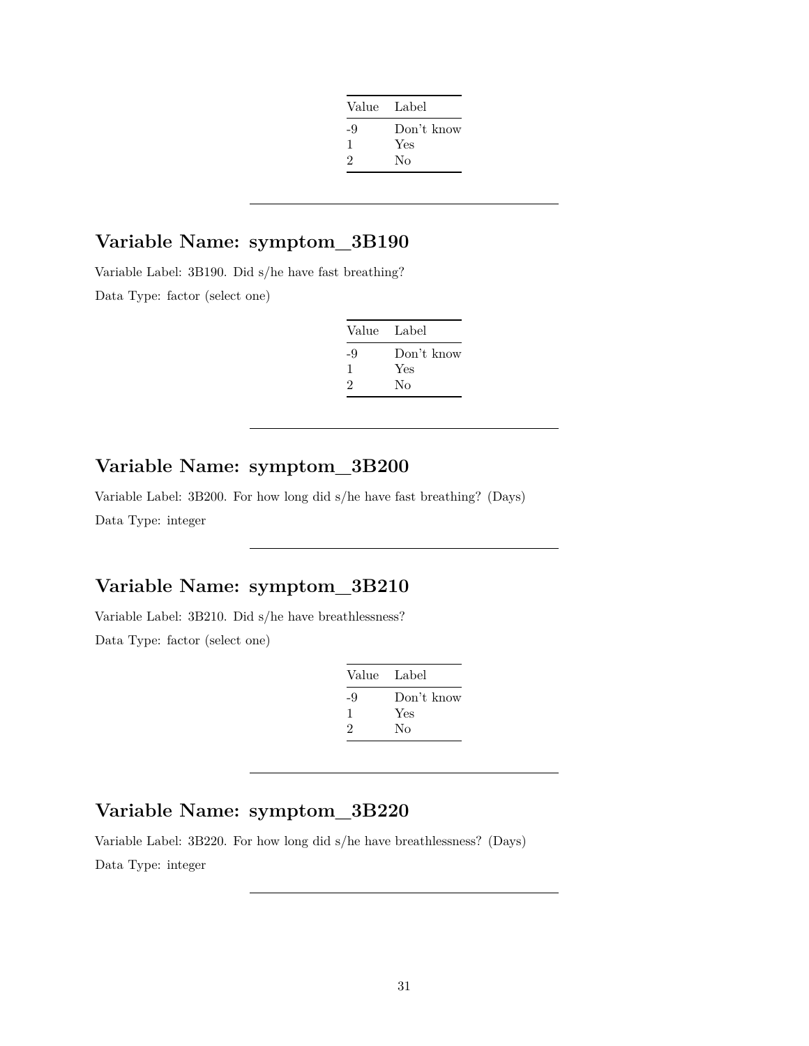| Value | Label |
|---|---|
| -9 | Don't know |
| 1 | Yes |
| 2 | No |

---

## Variable Name: symptom_3B190

Variable Label: 3B190. Did s/he have fast breathing?

Data Type: factor (select one)

| Value | Label |
|---|---|
| -9 | Don't know |
| 1 | Yes |
| 2 | No |

---

## Variable Name: symptom_3B200

Variable Label: 3B200. For how long did s/he have fast breathing? (Days)

Data Type: integer

---

## Variable Name: symptom_3B210

Variable Label: 3B210. Did s/he have breathlessness?

Data Type: factor (select one)

| Value | Label |
|---|---|
| -9 | Don't know |
| 1 | Yes |
| 2 | No |

---

## Variable Name: symptom_3B220

Variable Label: 3B220. For how long did s/he have breathlessness? (Days)

Data Type: integer

---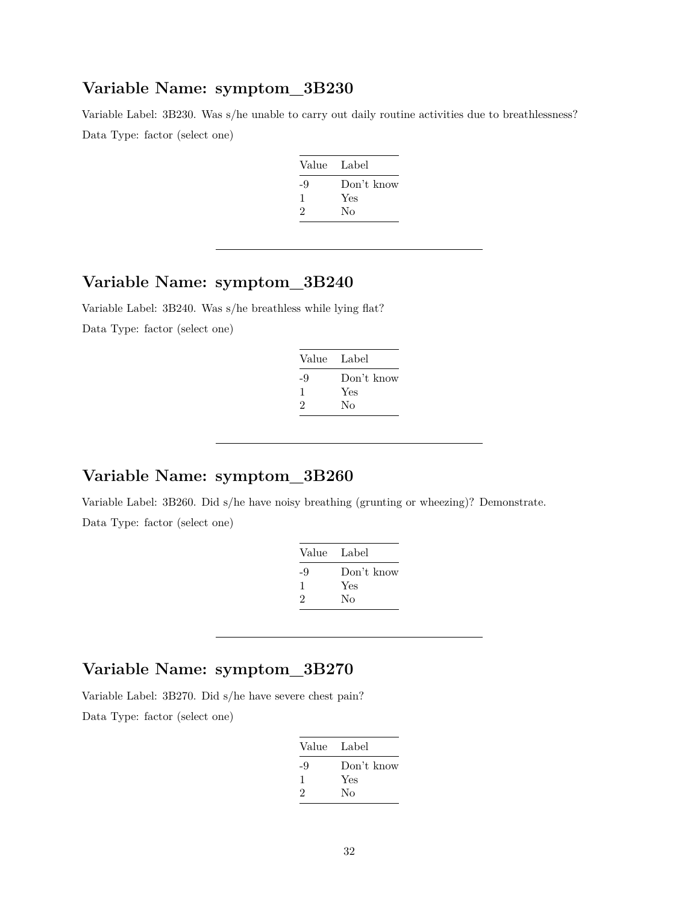## Variable Name: symptom_3B230

Variable Label: 3B230. Was s/he unable to carry out daily routine activities due to breathlessness?

Data Type: factor (select one)

| Value | Label |
|---|---|
| -9 | Don't know |
| 1 | Yes |
| 2 | No |

---

## Variable Name: symptom_3B240

Variable Label: 3B240. Was s/he breathless while lying flat?

Data Type: factor (select one)

| Value | Label |
|---|---|
| -9 | Don't know |
| 1 | Yes |
| 2 | No |

---

## Variable Name: symptom_3B260

Variable Label: 3B260. Did s/he have noisy breathing (grunting or wheezing)? Demonstrate.

Data Type: factor (select one)

| Value | Label |
|---|---|
| -9 | Don't know |
| 1 | Yes |
| 2 | No |

---

## Variable Name: symptom_3B270

Variable Label: 3B270. Did s/he have severe chest pain?

Data Type: factor (select one)

| Value | Label |
|---|---|
| -9 | Don't know |
| 1 | Yes |
| 2 | No |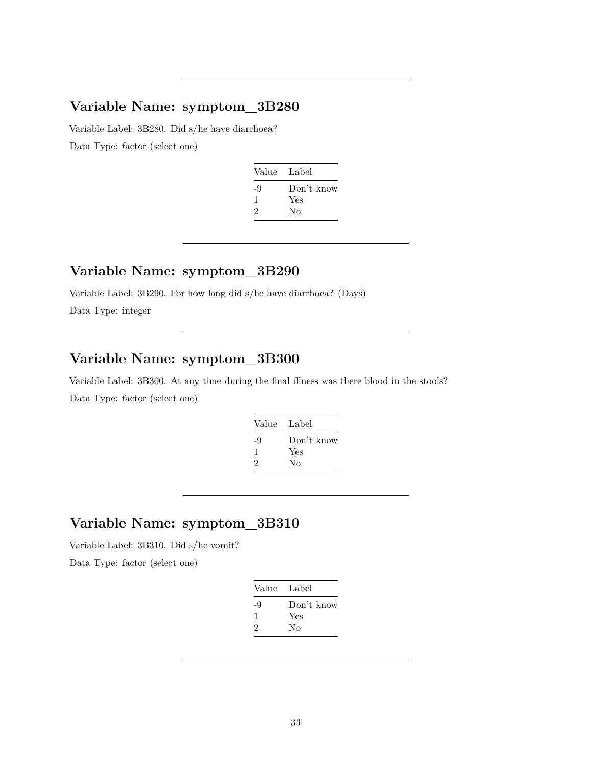---

## Variable Name: symptom_3B280

Variable Label: 3B280. Did s/he have diarrhoea?

Data Type: factor (select one)

| Value | Label |
|---|---|
| -9 | Don't know |
| 1 | Yes |
| 2 | No |

---

## Variable Name: symptom_3B290

Variable Label: 3B290. For how long did s/he have diarrhoea? (Days)

Data Type: integer

---

## Variable Name: symptom_3B300

Variable Label: 3B300. At any time during the final illness was there blood in the stools?

Data Type: factor (select one)

| Value | Label |
|---|---|
| -9 | Don't know |
| 1 | Yes |
| 2 | No |

---

## Variable Name: symptom_3B310

Variable Label: 3B310. Did s/he vomit?

Data Type: factor (select one)

| Value | Label |
|---|---|
| -9 | Don't know |
| 1 | Yes |
| 2 | No |

---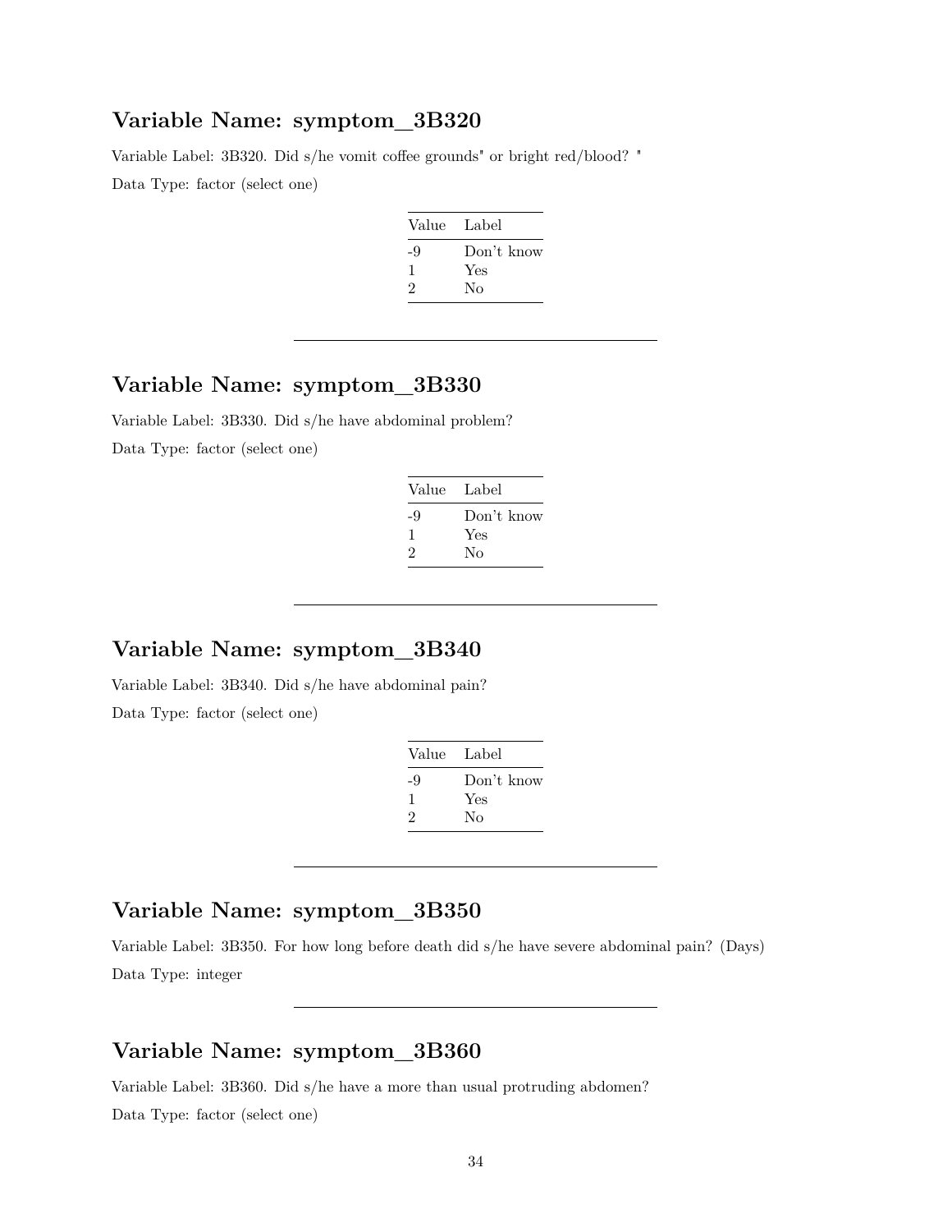## Variable Name: symptom_3B320

Variable Label: 3B320. Did s/he vomit coffee grounds" or bright red/blood? "

Data Type: factor (select one)

| Value | Label |
|---|---|
| -9 | Don't know |
| 1 | Yes |
| 2 | No |

---

## Variable Name: symptom_3B330

Variable Label: 3B330. Did s/he have abdominal problem?

Data Type: factor (select one)

| Value | Label |
|---|---|
| -9 | Don't know |
| 1 | Yes |
| 2 | No |

---

## Variable Name: symptom_3B340

Variable Label: 3B340. Did s/he have abdominal pain?

Data Type: factor (select one)

| Value | Label |
|---|---|
| -9 | Don't know |
| 1 | Yes |
| 2 | No |

---

## Variable Name: symptom_3B350

Variable Label: 3B350. For how long before death did s/he have severe abdominal pain? (Days)

Data Type: integer

---

## Variable Name: symptom_3B360

Variable Label: 3B360. Did s/he have a more than usual protruding abdomen?

Data Type: factor (select one)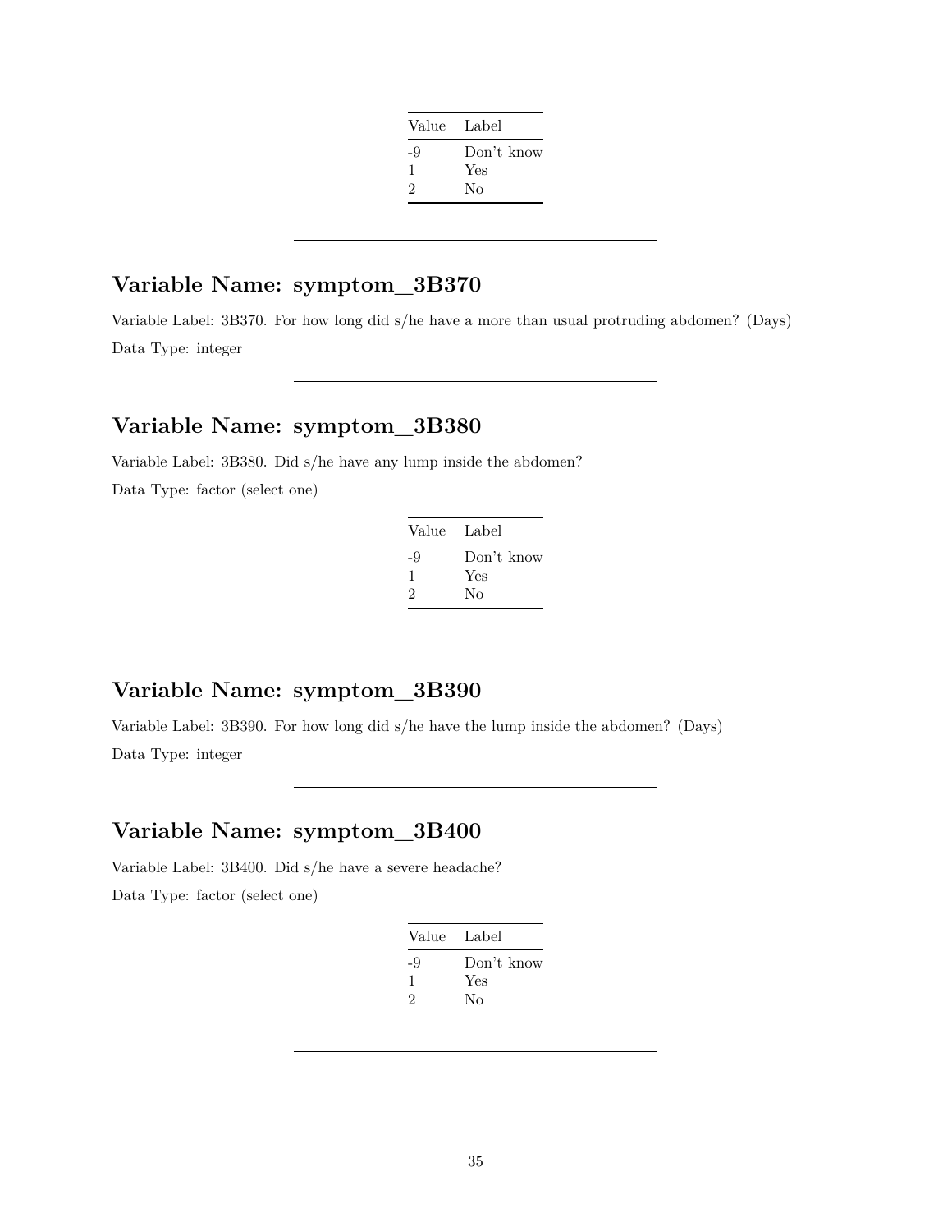| Value | Label |
|---|---|
| -9 | Don't know |
| 1 | Yes |
| 2 | No |

---

## Variable Name: symptom_3B370

Variable Label: 3B370. For how long did s/he have a more than usual protruding abdomen? (Days)

Data Type: integer

---

## Variable Name: symptom_3B380

Variable Label: 3B380. Did s/he have any lump inside the abdomen?

Data Type: factor (select one)

| Value | Label |
|---|---|
| -9 | Don't know |
| 1 | Yes |
| 2 | No |

---

## Variable Name: symptom_3B390

Variable Label: 3B390. For how long did s/he have the lump inside the abdomen? (Days)

Data Type: integer

---

## Variable Name: symptom_3B400

Variable Label: 3B400. Did s/he have a severe headache?

Data Type: factor (select one)

| Value | Label |
|---|---|
| -9 | Don't know |
| 1 | Yes |
| 2 | No |

---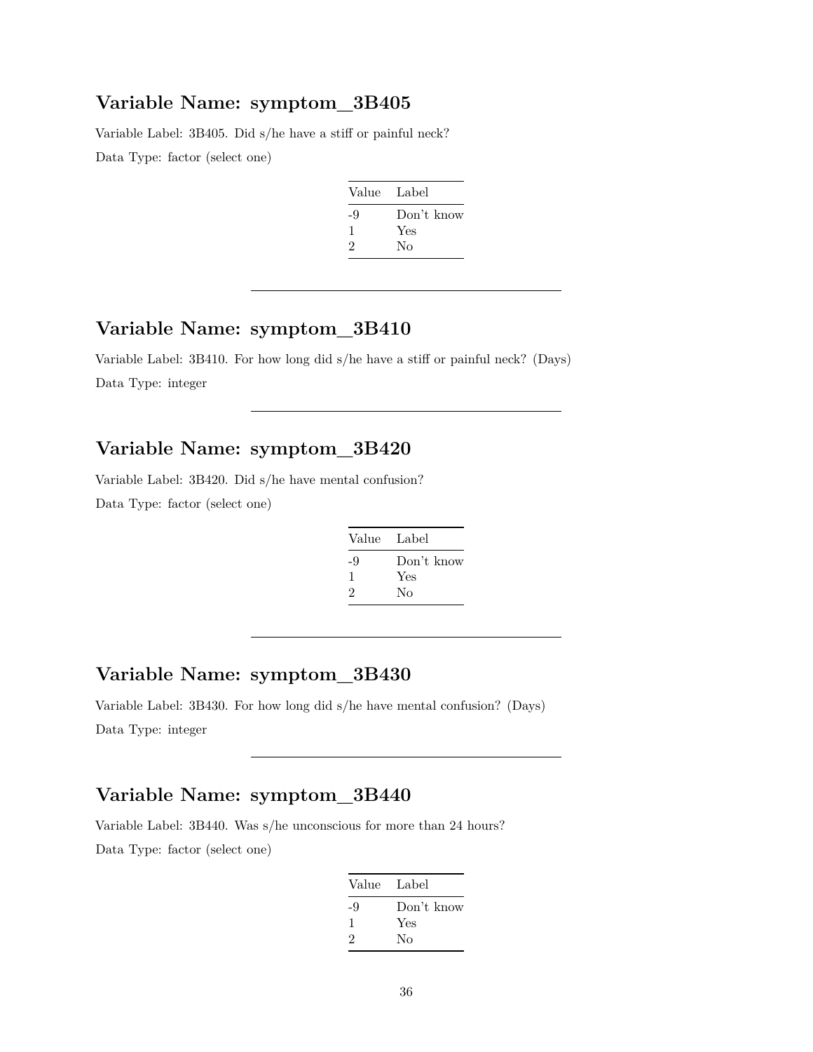## Variable Name: symptom_3B405

Variable Label: 3B405. Did s/he have a stiff or painful neck?

Data Type: factor (select one)

| Value | Label |
|---|---|
| -9 | Don't know |
| 1 | Yes |
| 2 | No |

---

## Variable Name: symptom_3B410

Variable Label: 3B410. For how long did s/he have a stiff or painful neck? (Days)

Data Type: integer

---

## Variable Name: symptom_3B420

Variable Label: 3B420. Did s/he have mental confusion?

Data Type: factor (select one)

| Value | Label |
|---|---|
| -9 | Don't know |
| 1 | Yes |
| 2 | No |

---

## Variable Name: symptom_3B430

Variable Label: 3B430. For how long did s/he have mental confusion? (Days)

Data Type: integer

---

## Variable Name: symptom_3B440

Variable Label: 3B440. Was s/he unconscious for more than 24 hours?

Data Type: factor (select one)

| Value | Label |
|---|---|
| -9 | Don't know |
| 1 | Yes |
| 2 | No |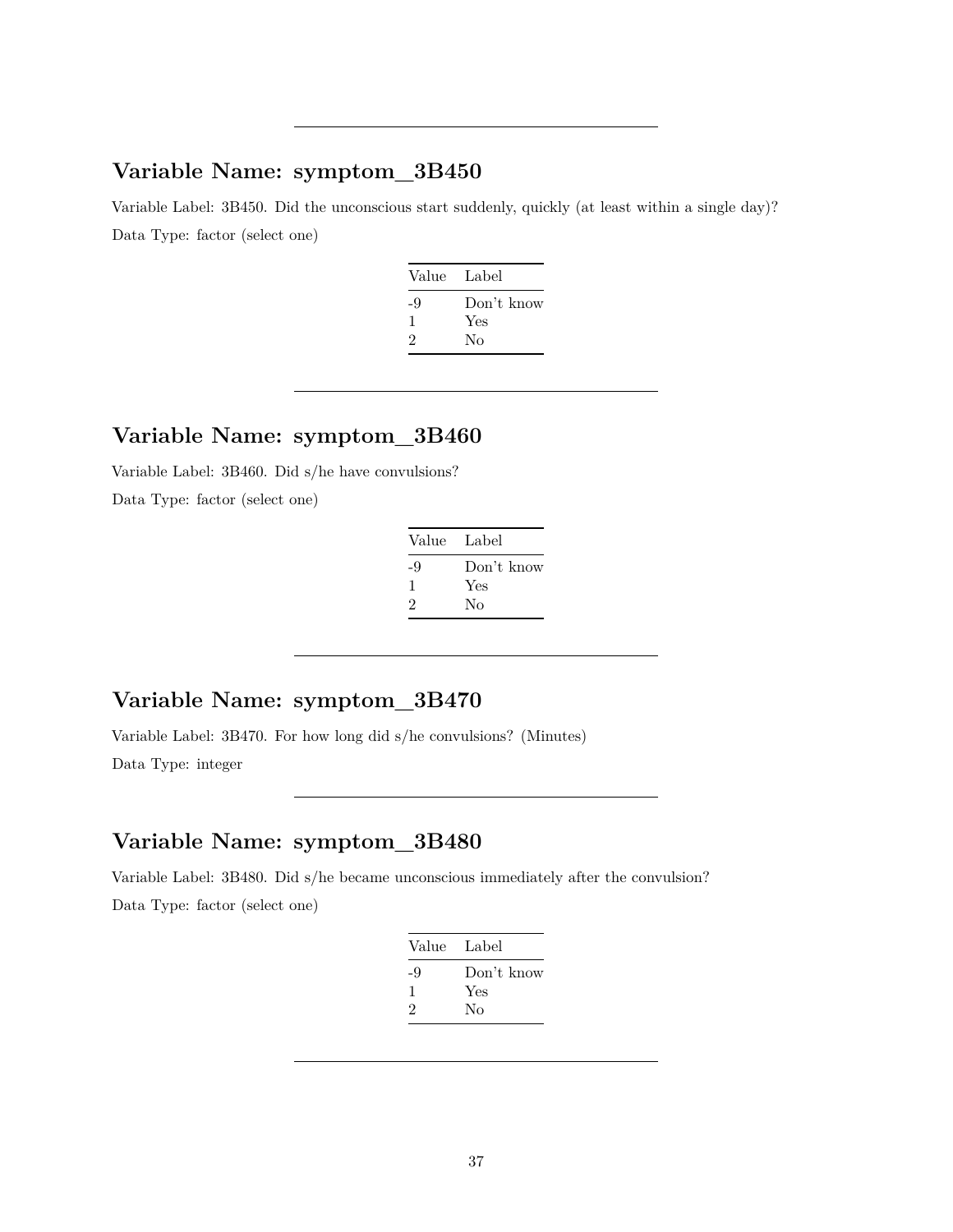---

## Variable Name: symptom_3B450

Variable Label: 3B450. Did the unconscious start suddenly, quickly (at least within a single day)?

Data Type: factor (select one)

| Value | Label |
|---|---|
| -9 | Don't know |
| 1 | Yes |
| 2 | No |

---

## Variable Name: symptom_3B460

Variable Label: 3B460. Did s/he have convulsions?

Data Type: factor (select one)

| Value | Label |
|---|---|
| -9 | Don't know |
| 1 | Yes |
| 2 | No |

---

## Variable Name: symptom_3B470

Variable Label: 3B470. For how long did s/he convulsions? (Minutes)

Data Type: integer

---

## Variable Name: symptom_3B480

Variable Label: 3B480. Did s/he became unconscious immediately after the convulsion?

Data Type: factor (select one)

| Value | Label |
|---|---|
| -9 | Don't know |
| 1 | Yes |
| 2 | No |

---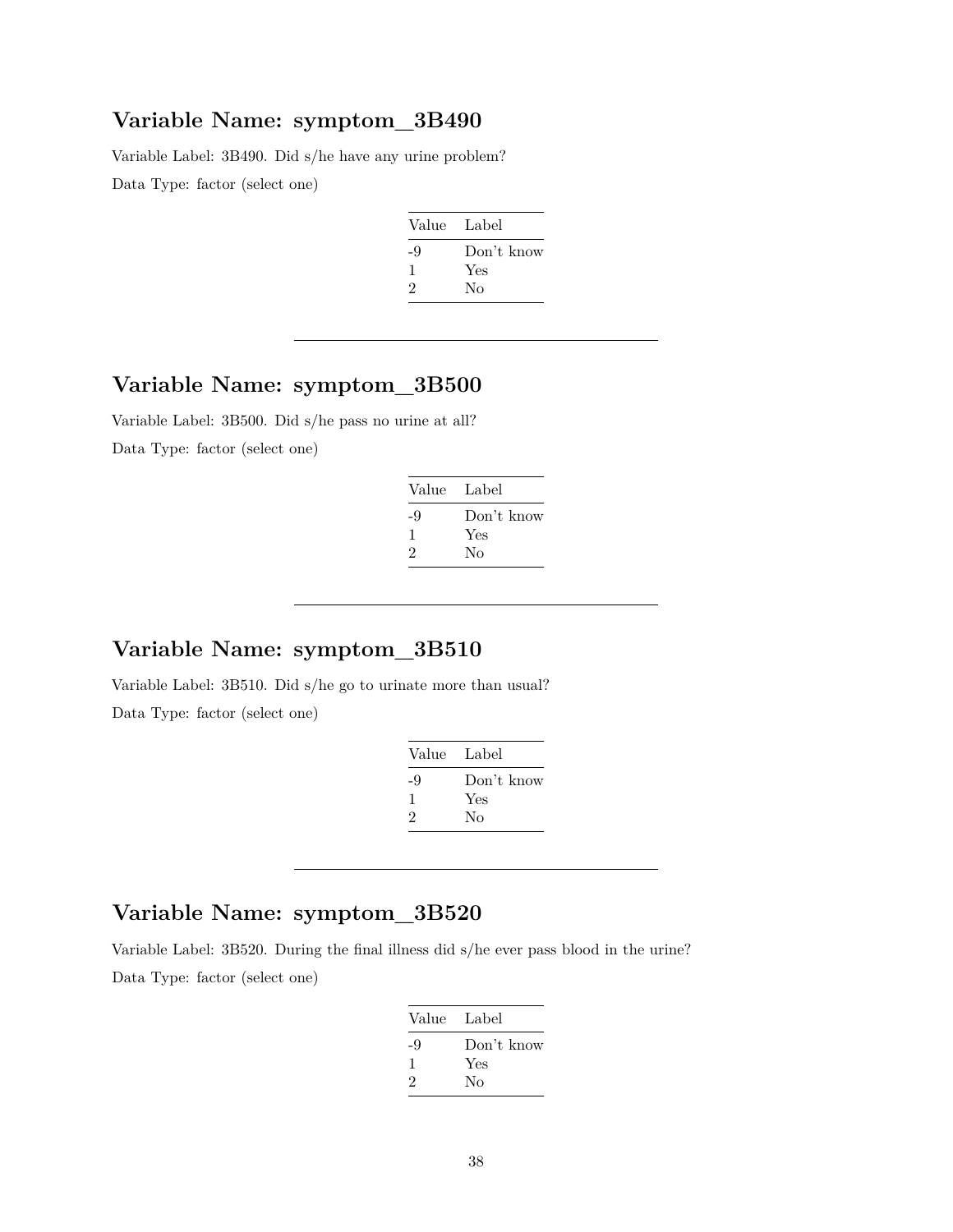## Variable Name: symptom_3B490

Variable Label: 3B490. Did s/he have any urine problem?

Data Type: factor (select one)

| Value | Label |
|---|---|
| -9 | Don't know |
| 1 | Yes |
| 2 | No |

---

## Variable Name: symptom_3B500

Variable Label: 3B500. Did s/he pass no urine at all?

Data Type: factor (select one)

| Value | Label |
|---|---|
| -9 | Don't know |
| 1 | Yes |
| 2 | No |

---

## Variable Name: symptom_3B510

Variable Label: 3B510. Did s/he go to urinate more than usual?

Data Type: factor (select one)

| Value | Label |
|---|---|
| -9 | Don't know |
| 1 | Yes |
| 2 | No |

---

## Variable Name: symptom_3B520

Variable Label: 3B520. During the final illness did s/he ever pass blood in the urine?

Data Type: factor (select one)

| Value | Label |
|---|---|
| -9 | Don't know |
| 1 | Yes |
| 2 | No |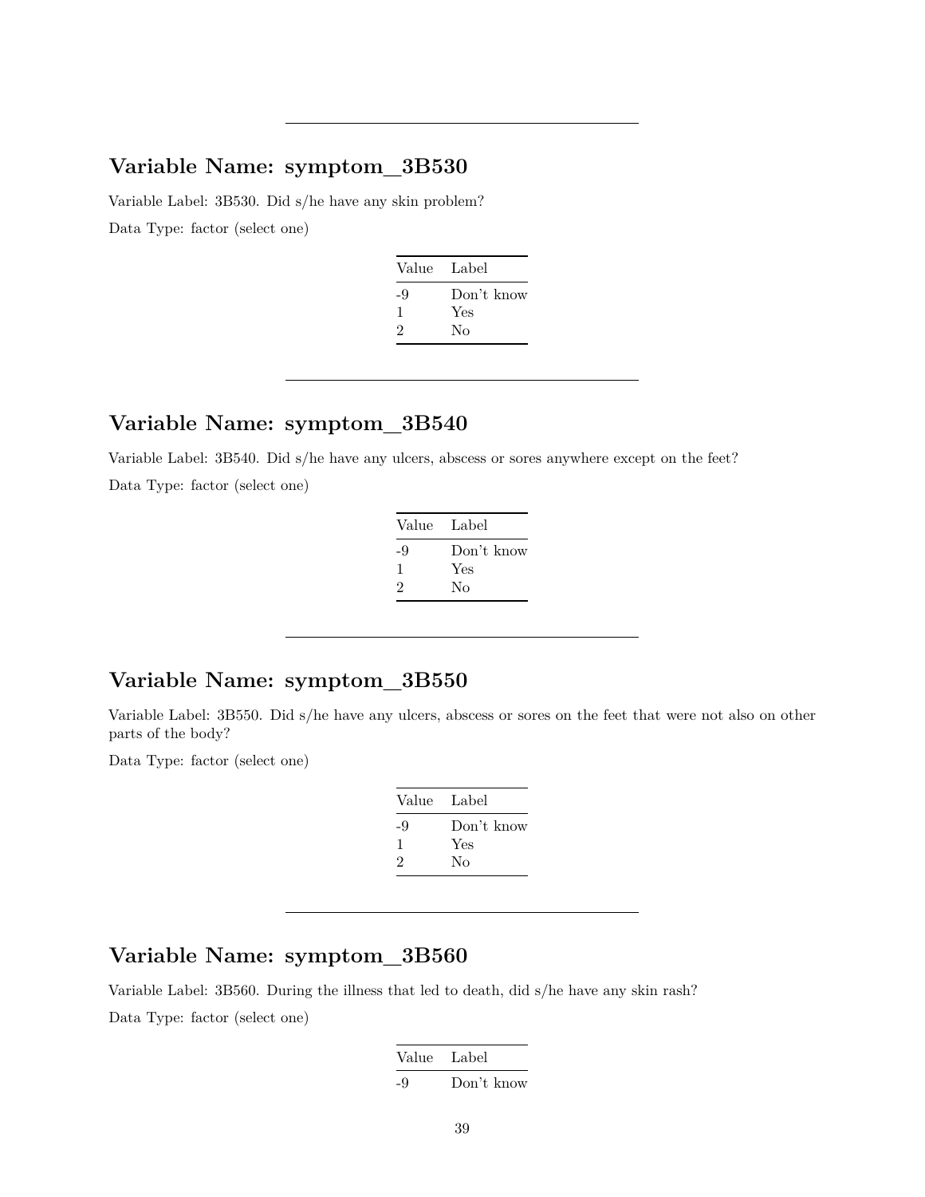---

## Variable Name: symptom_3B530

Variable Label: 3B530. Did s/he have any skin problem?

Data Type: factor (select one)

| Value | Label |
|---|---|
| -9 | Don't know |
| 1 | Yes |
| 2 | No |

---

## Variable Name: symptom_3B540

Variable Label: 3B540. Did s/he have any ulcers, abscess or sores anywhere except on the feet?

Data Type: factor (select one)

| Value | Label |
|---|---|
| -9 | Don't know |
| 1 | Yes |
| 2 | No |

---

## Variable Name: symptom_3B550

Variable Label: 3B550. Did s/he have any ulcers, abscess or sores on the feet that were not also on other parts of the body?

Data Type: factor (select one)

| Value | Label |
|---|---|
| -9 | Don't know |
| 1 | Yes |
| 2 | No |

---

## Variable Name: symptom_3B560

Variable Label: 3B560. During the illness that led to death, did s/he have any skin rash?

Data Type: factor (select one)

| Value | Label |
|---|---|
| -9 | Don't know |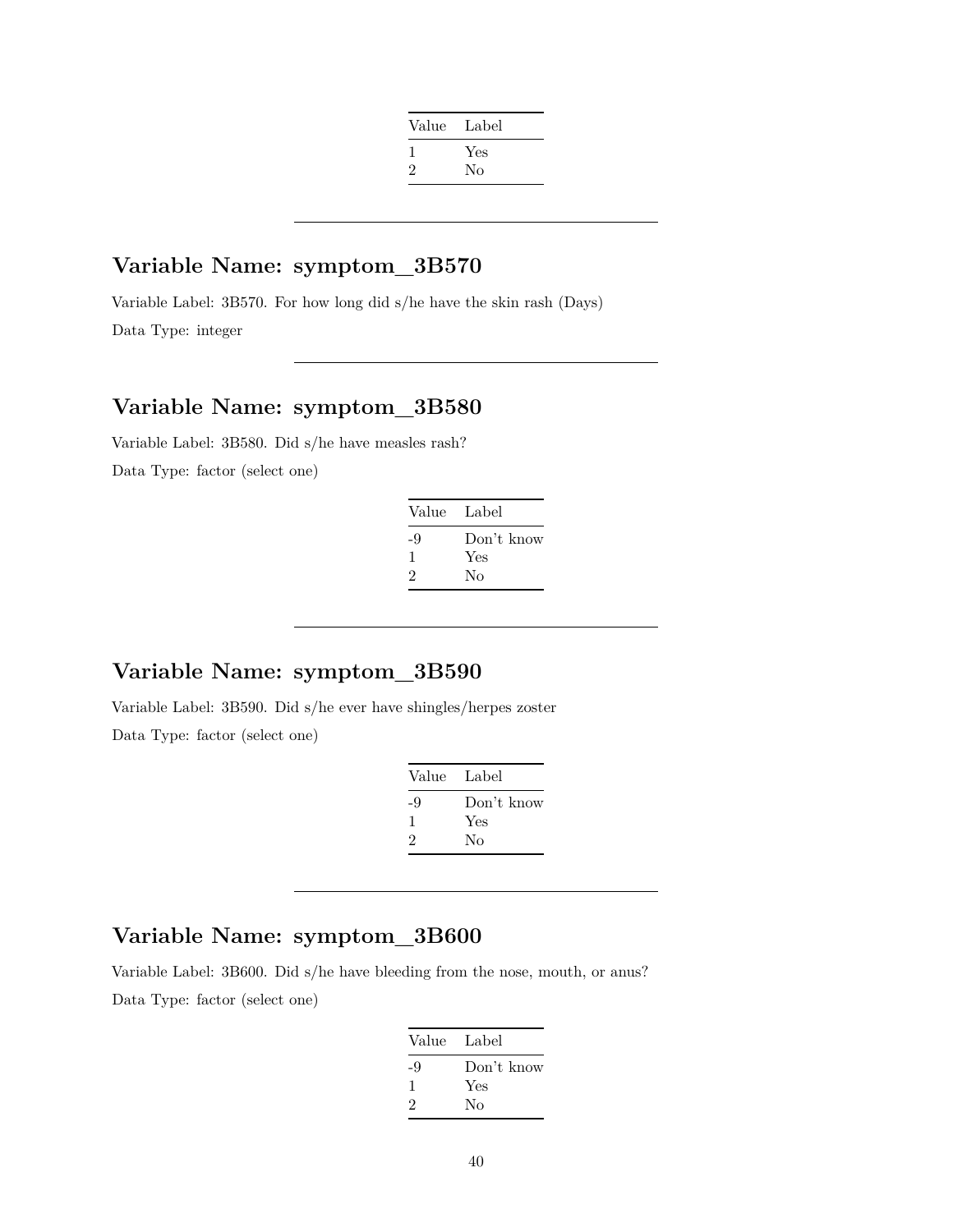| Value | Label |
|---|---|
| 1 | Yes |
| 2 | No |

---

## Variable Name: symptom_3B570

Variable Label: 3B570. For how long did s/he have the skin rash (Days)

Data Type: integer

---

## Variable Name: symptom_3B580

Variable Label: 3B580. Did s/he have measles rash?

Data Type: factor (select one)

| Value | Label |
|---|---|
| -9 | Don't know |
| 1 | Yes |
| 2 | No |

---

## Variable Name: symptom_3B590

Variable Label: 3B590. Did s/he ever have shingles/herpes zoster

Data Type: factor (select one)

| Value | Label |
|---|---|
| -9 | Don't know |
| 1 | Yes |
| 2 | No |

---

## Variable Name: symptom_3B600

Variable Label: 3B600. Did s/he have bleeding from the nose, mouth, or anus?

Data Type: factor (select one)

| Value | Label |
|---|---|
| -9 | Don't know |
| 1 | Yes |
| 2 | No |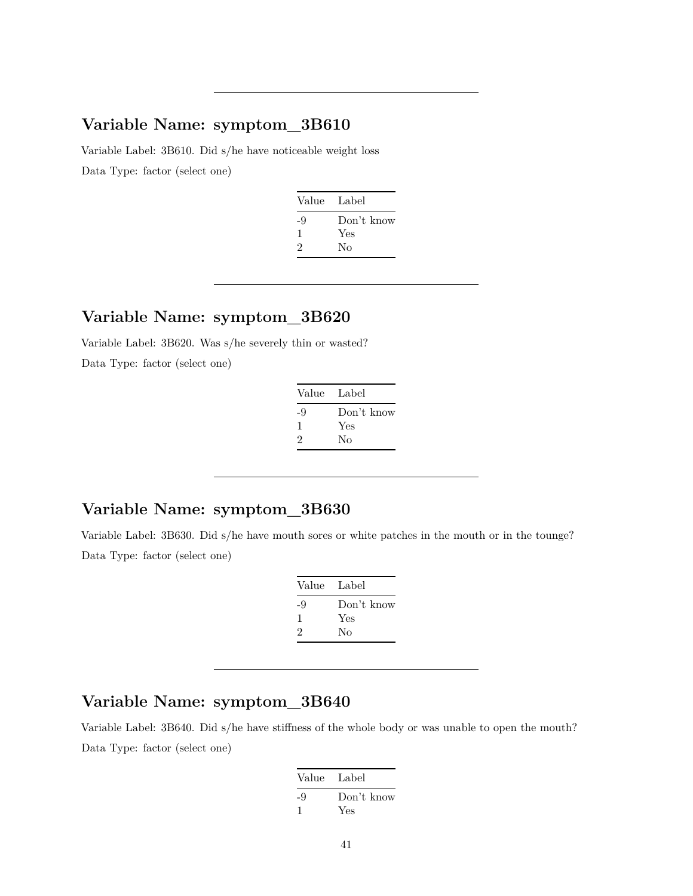---

## Variable Name: symptom_3B610

Variable Label: 3B610. Did s/he have noticeable weight loss

Data Type: factor (select one)

| Value | Label |
|---|---|
| -9 | Don't know |
| 1 | Yes |
| 2 | No |

---

## Variable Name: symptom_3B620

Variable Label: 3B620. Was s/he severely thin or wasted?

Data Type: factor (select one)

| Value | Label |
|---|---|
| -9 | Don't know |
| 1 | Yes |
| 2 | No |

---

## Variable Name: symptom_3B630

Variable Label: 3B630. Did s/he have mouth sores or white patches in the mouth or in the tounge?

Data Type: factor (select one)

| Value | Label |
|---|---|
| -9 | Don't know |
| 1 | Yes |
| 2 | No |

---

## Variable Name: symptom_3B640

Variable Label: 3B640. Did s/he have stiffness of the whole body or was unable to open the mouth?

Data Type: factor (select one)

| Value | Label |
|---|---|
| -9 | Don't know |
| 1 | Yes |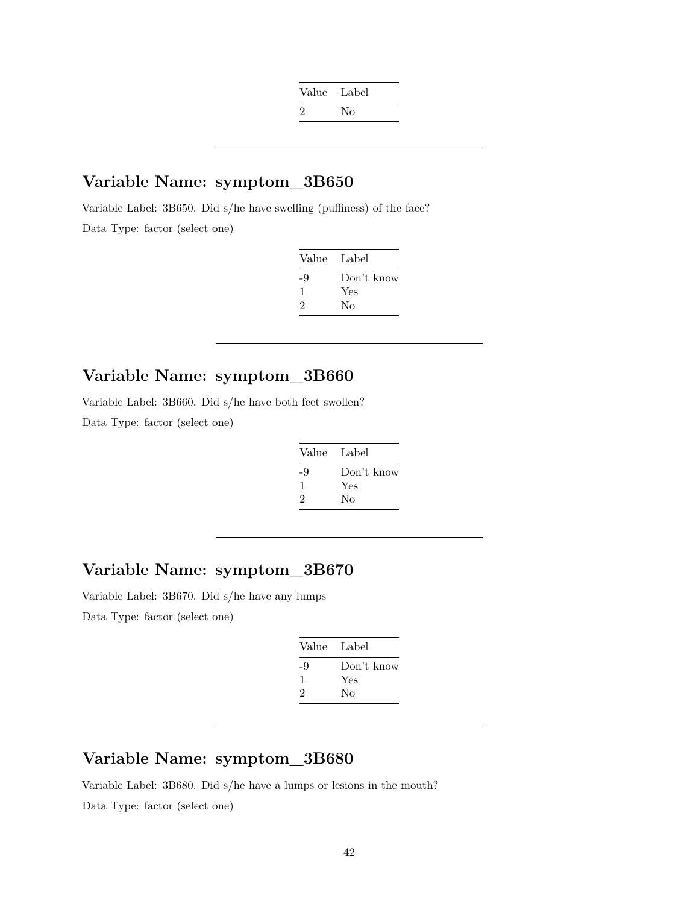| Value | Label |
|---|---|
| 2 | No |

---

## Variable Name: symptom_3B650

Variable Label: 3B650. Did s/he have swelling (puffiness) of the face?

Data Type: factor (select one)

| Value | Label |
|---|---|
| -9 | Don't know |
| 1 | Yes |
| 2 | No |

---

## Variable Name: symptom_3B660

Variable Label: 3B660. Did s/he have both feet swollen?

Data Type: factor (select one)

| Value | Label |
|---|---|
| -9 | Don't know |
| 1 | Yes |
| 2 | No |

---

## Variable Name: symptom_3B670

Variable Label: 3B670. Did s/he have any lumps

Data Type: factor (select one)

| Value | Label |
|---|---|
| -9 | Don't know |
| 1 | Yes |
| 2 | No |

---

## Variable Name: symptom_3B680

Variable Label: 3B680. Did s/he have a lumps or lesions in the mouth?

Data Type: factor (select one)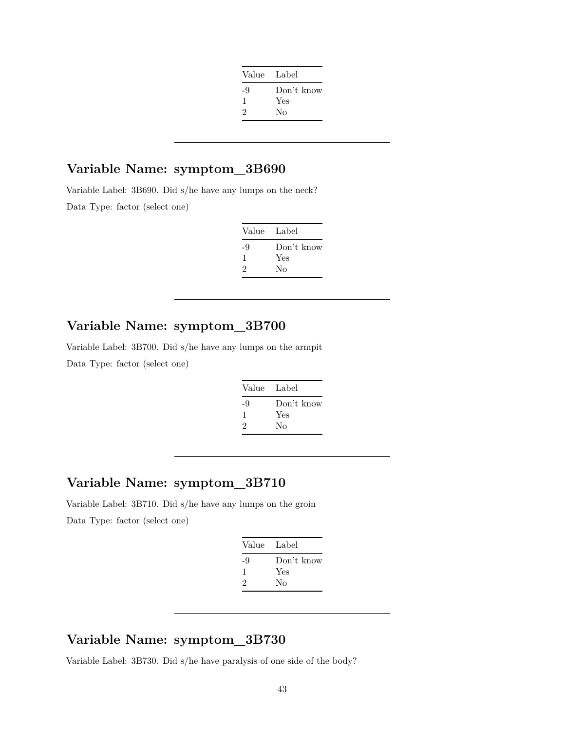| Value | Label |
|---|---|
| -9 | Don't know |
| 1 | Yes |
| 2 | No |

---

## Variable Name: symptom_3B690

Variable Label: 3B690. Did s/he have any lumps on the neck?

Data Type: factor (select one)

| Value | Label |
|---|---|
| -9 | Don't know |
| 1 | Yes |
| 2 | No |

---

## Variable Name: symptom_3B700

Variable Label: 3B700. Did s/he have any lumps on the armpit

Data Type: factor (select one)

| Value | Label |
|---|---|
| -9 | Don't know |
| 1 | Yes |
| 2 | No |

---

## Variable Name: symptom_3B710

Variable Label: 3B710. Did s/he have any lumps on the groin

Data Type: factor (select one)

| Value | Label |
|---|---|
| -9 | Don't know |
| 1 | Yes |
| 2 | No |

---

## Variable Name: symptom_3B730

Variable Label: 3B730. Did s/he have paralysis of one side of the body?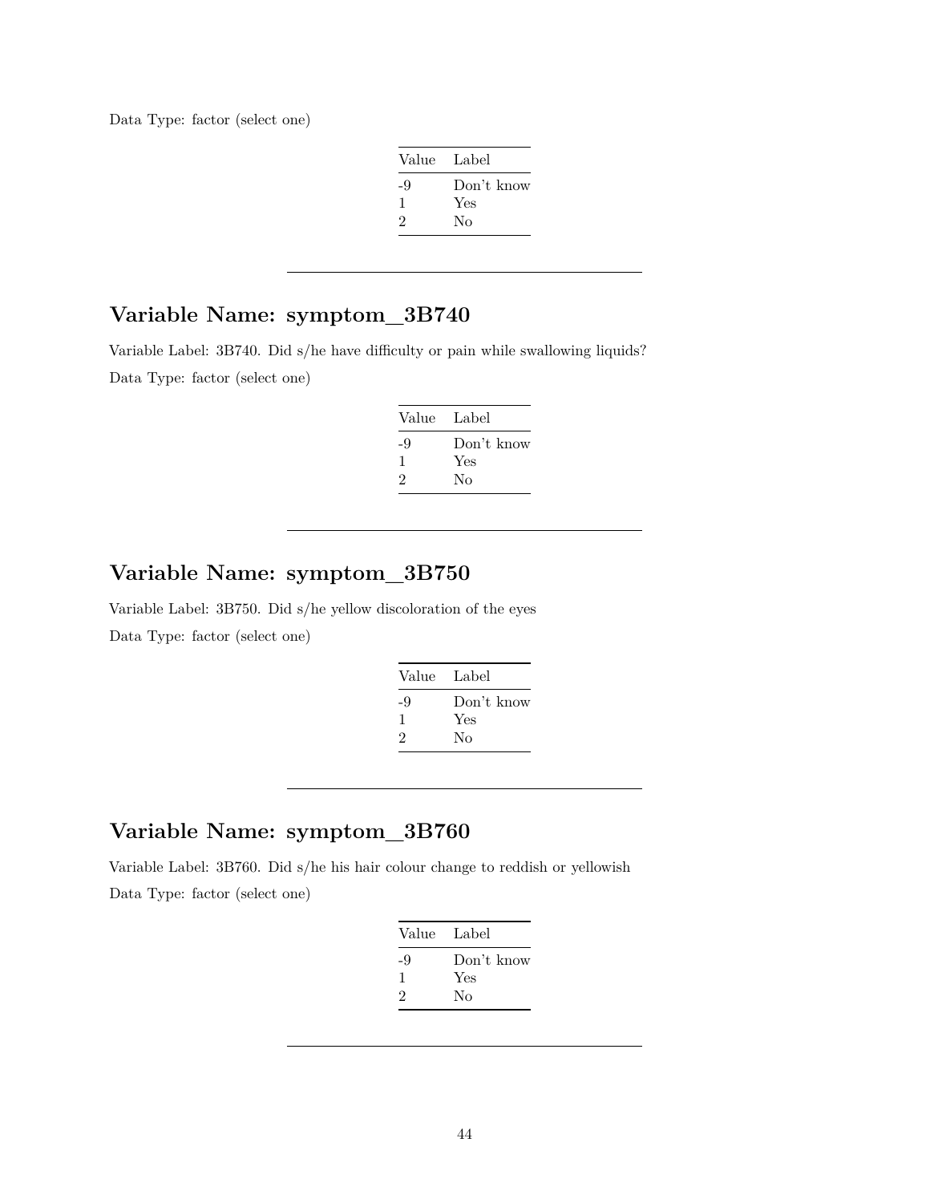Data Type: factor (select one)

| Value | Label |
|---|---|
| -9 | Don't know |
| 1 | Yes |
| 2 | No |

---

## Variable Name: symptom_3B740

Variable Label: 3B740. Did s/he have difficulty or pain while swallowing liquids?

Data Type: factor (select one)

| Value | Label |
|---|---|
| -9 | Don't know |
| 1 | Yes |
| 2 | No |

---

## Variable Name: symptom_3B750

Variable Label: 3B750. Did s/he yellow discoloration of the eyes

Data Type: factor (select one)

| Value | Label |
|---|---|
| -9 | Don't know |
| 1 | Yes |
| 2 | No |

---

## Variable Name: symptom_3B760

Variable Label: 3B760. Did s/he his hair colour change to reddish or yellowish

Data Type: factor (select one)

| Value | Label |
|---|---|
| -9 | Don't know |
| 1 | Yes |
| 2 | No |

---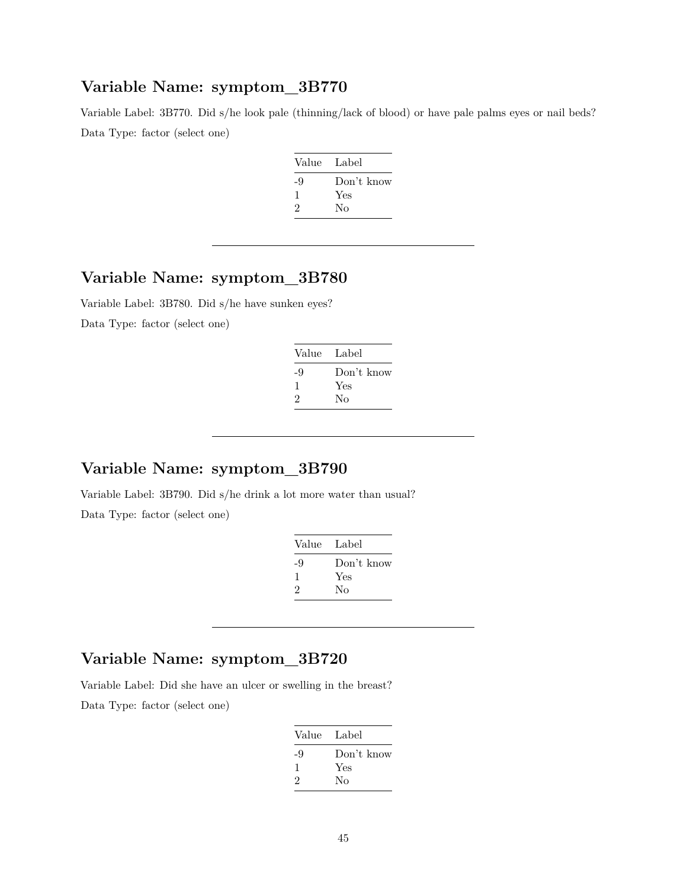## Variable Name: symptom_3B770

Variable Label: 3B770. Did s/he look pale (thinning/lack of blood) or have pale palms eyes or nail beds?

Data Type: factor (select one)

| Value | Label |
|---|---|
| -9 | Don't know |
| 1 | Yes |
| 2 | No |

---

## Variable Name: symptom_3B780

Variable Label: 3B780. Did s/he have sunken eyes?

Data Type: factor (select one)

| Value | Label |
|---|---|
| -9 | Don't know |
| 1 | Yes |
| 2 | No |

---

## Variable Name: symptom_3B790

Variable Label: 3B790. Did s/he drink a lot more water than usual?

Data Type: factor (select one)

| Value | Label |
|---|---|
| -9 | Don't know |
| 1 | Yes |
| 2 | No |

---

## Variable Name: symptom_3B720

Variable Label: Did she have an ulcer or swelling in the breast?

Data Type: factor (select one)

| Value | Label |
|---|---|
| -9 | Don't know |
| 1 | Yes |
| 2 | No |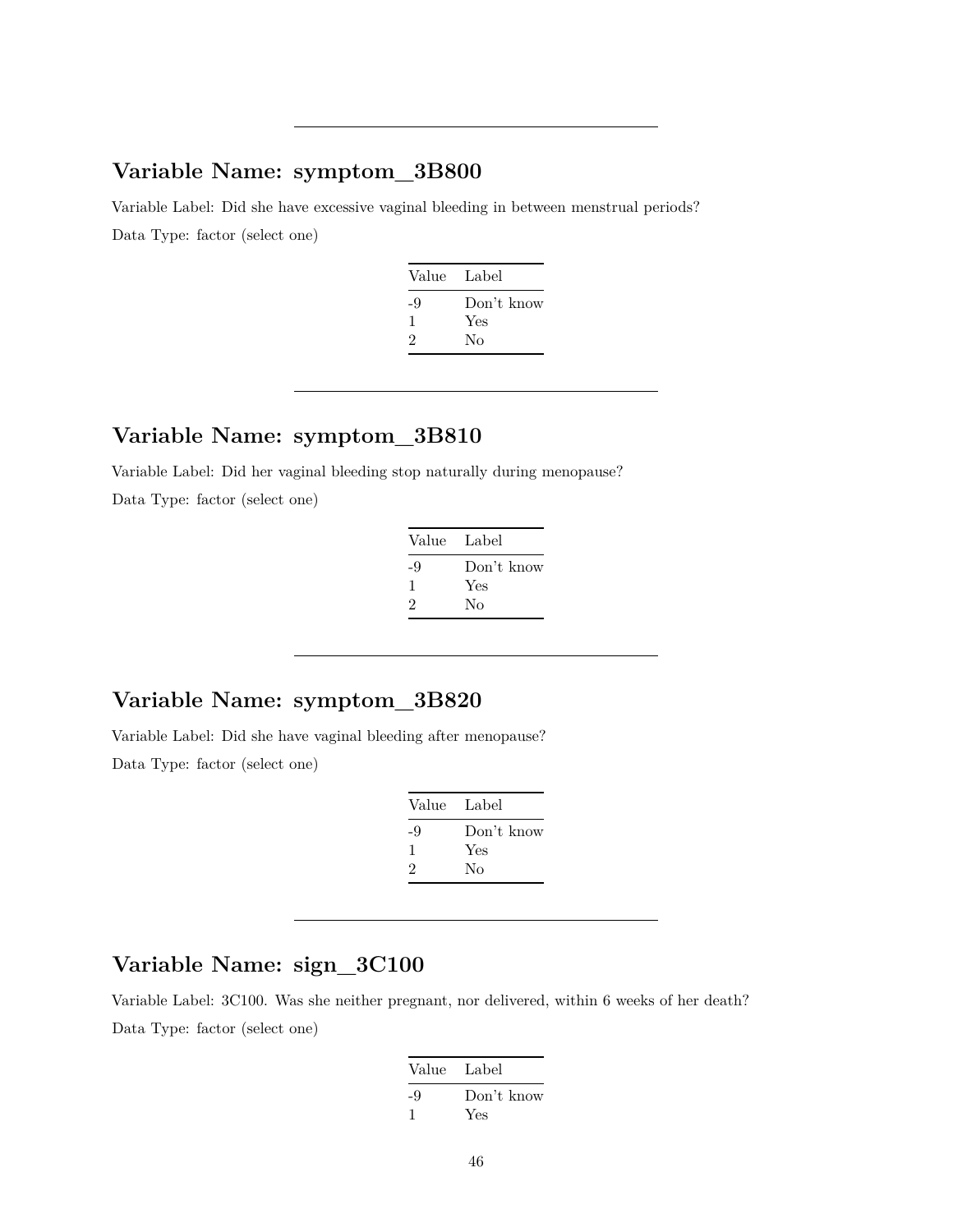---

## Variable Name: symptom_3B800

Variable Label: Did she have excessive vaginal bleeding in between menstrual periods?

Data Type: factor (select one)

| Value | Label |
|---|---|
| -9 | Don't know |
| 1 | Yes |
| 2 | No |

---

## Variable Name: symptom_3B810

Variable Label: Did her vaginal bleeding stop naturally during menopause?

Data Type: factor (select one)

| Value | Label |
|---|---|
| -9 | Don't know |
| 1 | Yes |
| 2 | No |

---

## Variable Name: symptom_3B820

Variable Label: Did she have vaginal bleeding after menopause?

Data Type: factor (select one)

| Value | Label |
|---|---|
| -9 | Don't know |
| 1 | Yes |
| 2 | No |

---

## Variable Name: sign_3C100

Variable Label: 3C100. Was she neither pregnant, nor delivered, within 6 weeks of her death?

Data Type: factor (select one)

| Value | Label |
|---|---|
| -9 | Don't know |
| 1 | Yes |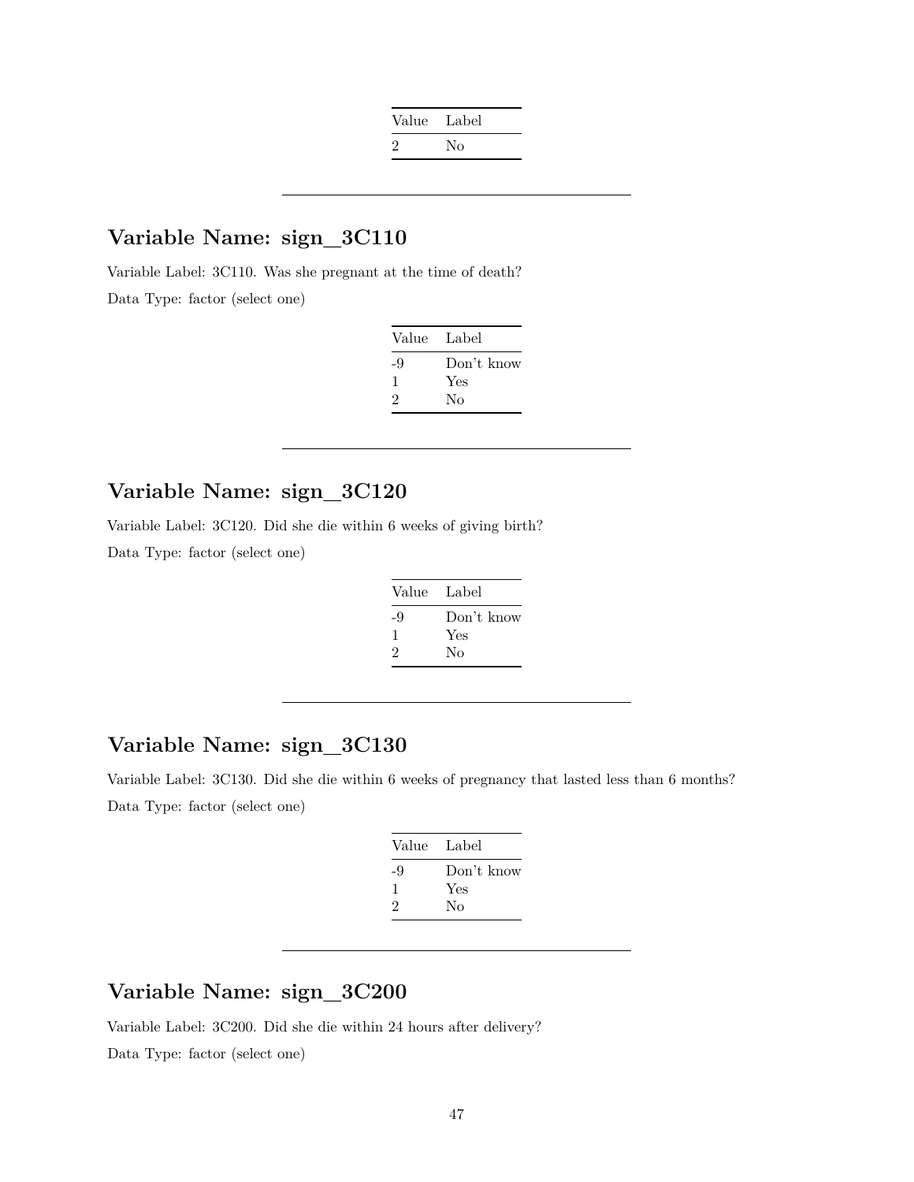| Value | Label |
|---|---|
| 2 | No |

---

## Variable Name: sign_3C110

Variable Label: 3C110. Was she pregnant at the time of death?

Data Type: factor (select one)

| Value | Label |
|---|---|
| -9 | Don't know |
| 1 | Yes |
| 2 | No |

---

## Variable Name: sign_3C120

Variable Label: 3C120. Did she die within 6 weeks of giving birth?

Data Type: factor (select one)

| Value | Label |
|---|---|
| -9 | Don't know |
| 1 | Yes |
| 2 | No |

---

## Variable Name: sign_3C130

Variable Label: 3C130. Did she die within 6 weeks of pregnancy that lasted less than 6 months?

Data Type: factor (select one)

| Value | Label |
|---|---|
| -9 | Don't know |
| 1 | Yes |
| 2 | No |

---

## Variable Name: sign_3C200

Variable Label: 3C200. Did she die within 24 hours after delivery?

Data Type: factor (select one)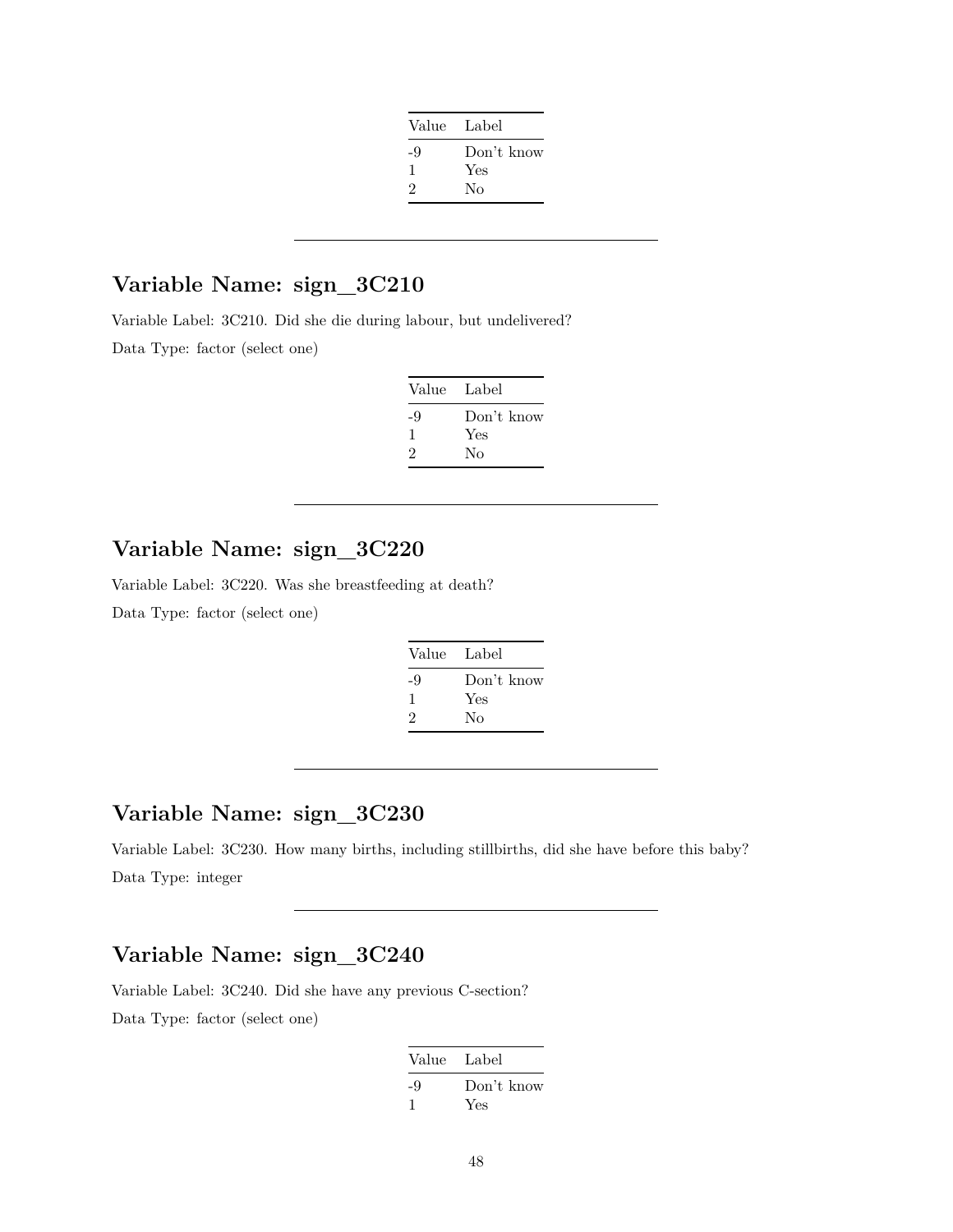| Value | Label |
|---|---|
| -9 | Don't know |
| 1 | Yes |
| 2 | No |

---

## Variable Name: sign_3C210

Variable Label: 3C210. Did she die during labour, but undelivered?

Data Type: factor (select one)

| Value | Label |
|---|---|
| -9 | Don't know |
| 1 | Yes |
| 2 | No |

---

## Variable Name: sign_3C220

Variable Label: 3C220. Was she breastfeeding at death?

Data Type: factor (select one)

| Value | Label |
|---|---|
| -9 | Don't know |
| 1 | Yes |
| 2 | No |

---

## Variable Name: sign_3C230

Variable Label: 3C230. How many births, including stillbirths, did she have before this baby?

Data Type: integer

---

## Variable Name: sign_3C240

Variable Label: 3C240. Did she have any previous C-section?

Data Type: factor (select one)

| Value | Label |
|---|---|
| -9 | Don't know |
| 1 | Yes |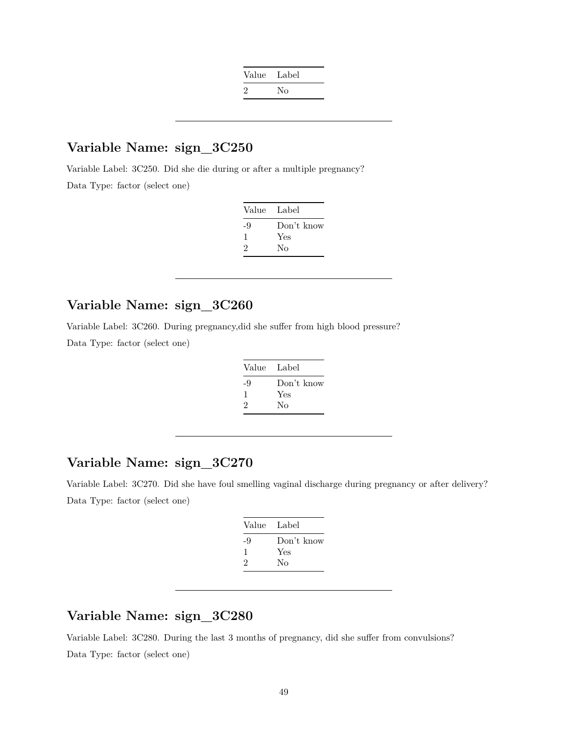| Value | Label |
|---|---|
| 2 | No |

---

## Variable Name: sign_3C250

Variable Label: 3C250. Did she die during or after a multiple pregnancy?

Data Type: factor (select one)

| Value | Label |
|---|---|
| -9 | Don't know |
| 1 | Yes |
| 2 | No |

---

## Variable Name: sign_3C260

Variable Label: 3C260. During pregnancy,did she suffer from high blood pressure?

Data Type: factor (select one)

| Value | Label |
|---|---|
| -9 | Don't know |
| 1 | Yes |
| 2 | No |

---

## Variable Name: sign_3C270

Variable Label: 3C270. Did she have foul smelling vaginal discharge during pregnancy or after delivery?

Data Type: factor (select one)

| Value | Label |
|---|---|
| -9 | Don't know |
| 1 | Yes |
| 2 | No |

---

## Variable Name: sign_3C280

Variable Label: 3C280. During the last 3 months of pregnancy, did she suffer from convulsions?

Data Type: factor (select one)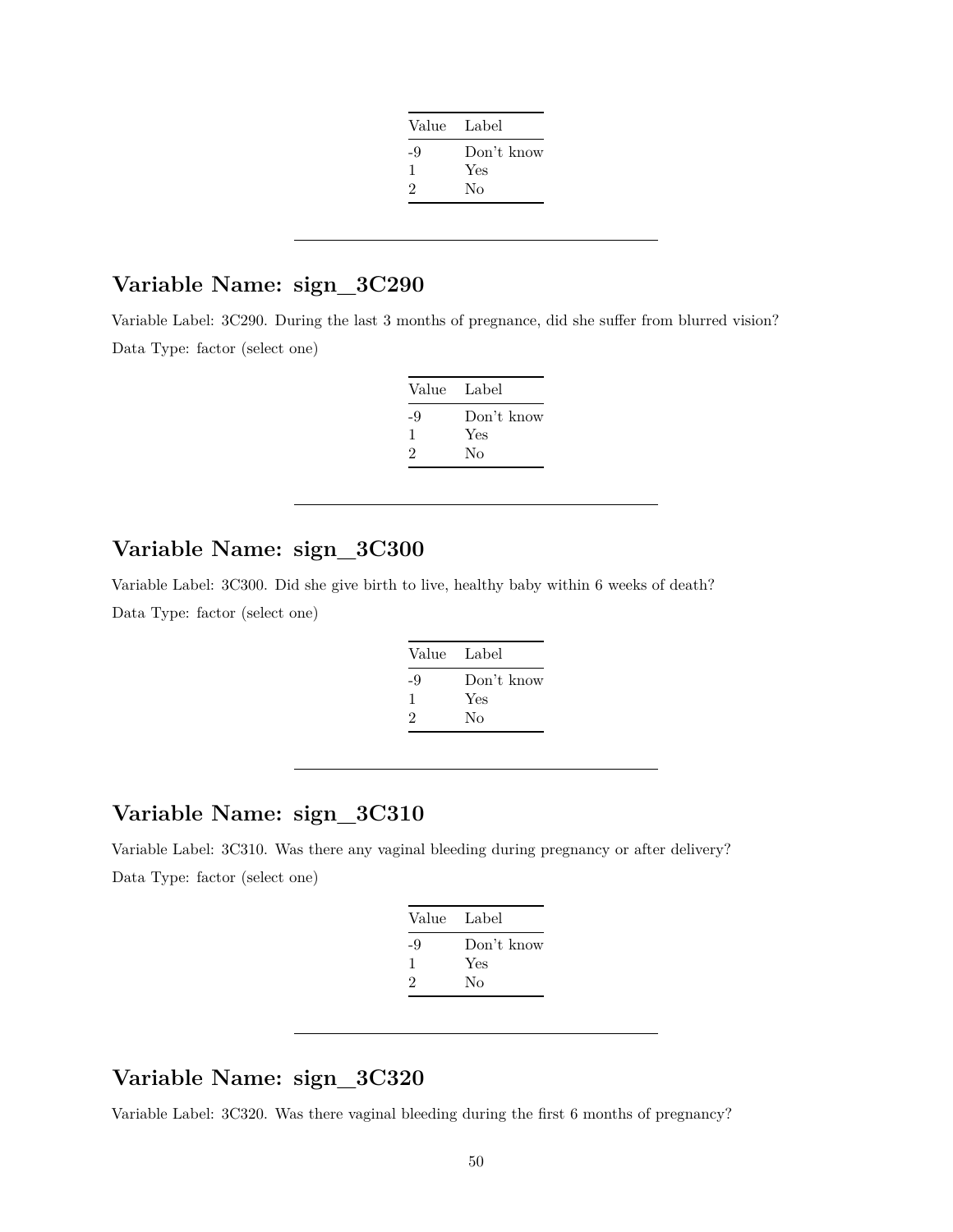| Value | Label |
| --- | --- |
| -9 | Don't know |
| 1 | Yes |
| 2 | No |

---

## Variable Name: sign_3C290

Variable Label: 3C290. During the last 3 months of pregnance, did she suffer from blurred vision?

Data Type: factor (select one)

| Value | Label |
| --- | --- |
| -9 | Don't know |
| 1 | Yes |
| 2 | No |

---

## Variable Name: sign_3C300

Variable Label: 3C300. Did she give birth to live, healthy baby within 6 weeks of death?

Data Type: factor (select one)

| Value | Label |
| --- | --- |
| -9 | Don't know |
| 1 | Yes |
| 2 | No |

---

## Variable Name: sign_3C310

Variable Label: 3C310. Was there any vaginal bleeding during pregnancy or after delivery?

Data Type: factor (select one)

| Value | Label |
| --- | --- |
| -9 | Don't know |
| 1 | Yes |
| 2 | No |

---

## Variable Name: sign_3C320

Variable Label: 3C320. Was there vaginal bleeding during the first 6 months of pregnancy?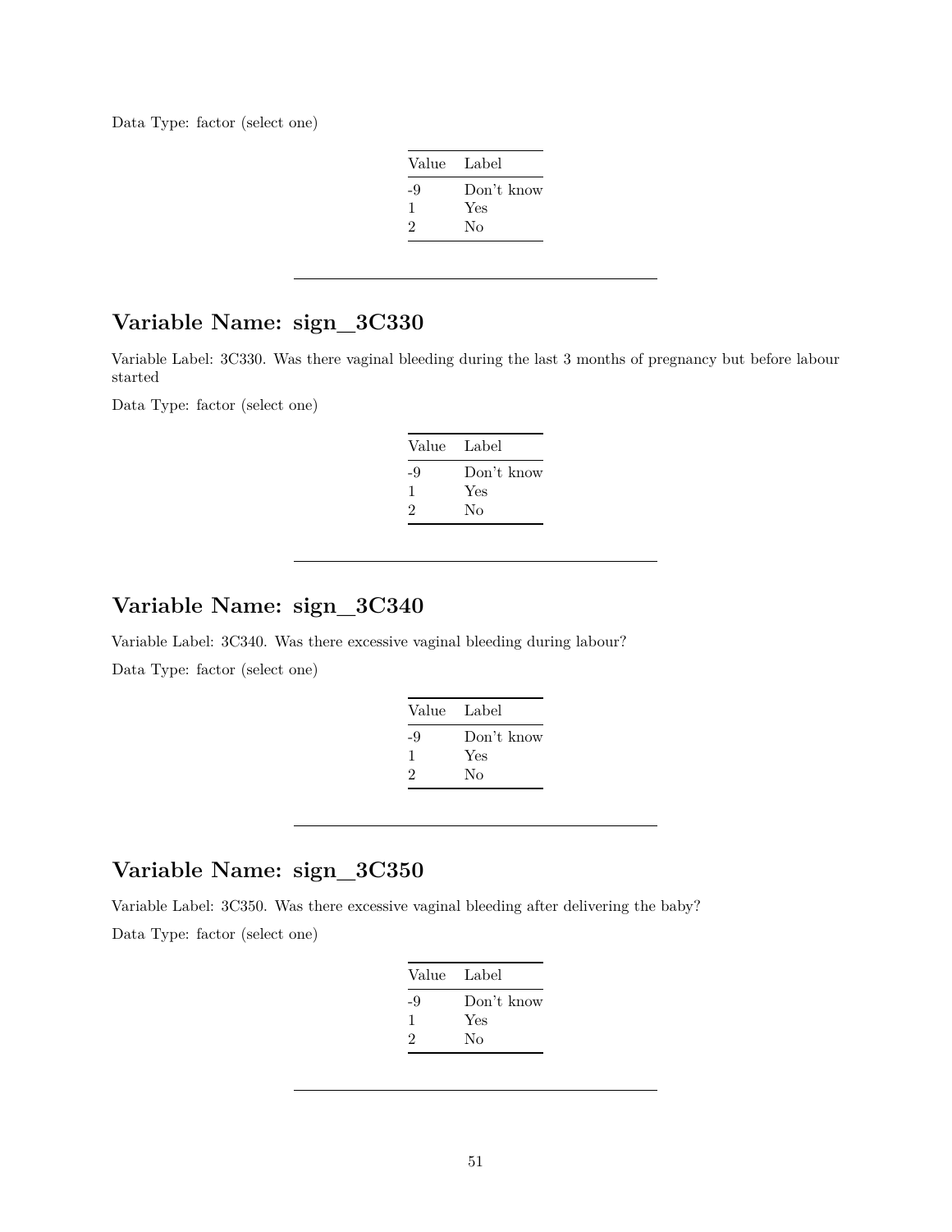Data Type: factor (select one)

| Value | Label |
|---|---|
| -9 | Don't know |
| 1 | Yes |
| 2 | No |

---

## Variable Name: sign_3C330

Variable Label: 3C330. Was there vaginal bleeding during the last 3 months of pregnancy but before labour started

Data Type: factor (select one)

| Value | Label |
|---|---|
| -9 | Don't know |
| 1 | Yes |
| 2 | No |

---

## Variable Name: sign_3C340

Variable Label: 3C340. Was there excessive vaginal bleeding during labour?

Data Type: factor (select one)

| Value | Label |
|---|---|
| -9 | Don't know |
| 1 | Yes |
| 2 | No |

---

## Variable Name: sign_3C350

Variable Label: 3C350. Was there excessive vaginal bleeding after delivering the baby?

Data Type: factor (select one)

| Value | Label |
|---|---|
| -9 | Don't know |
| 1 | Yes |
| 2 | No |

---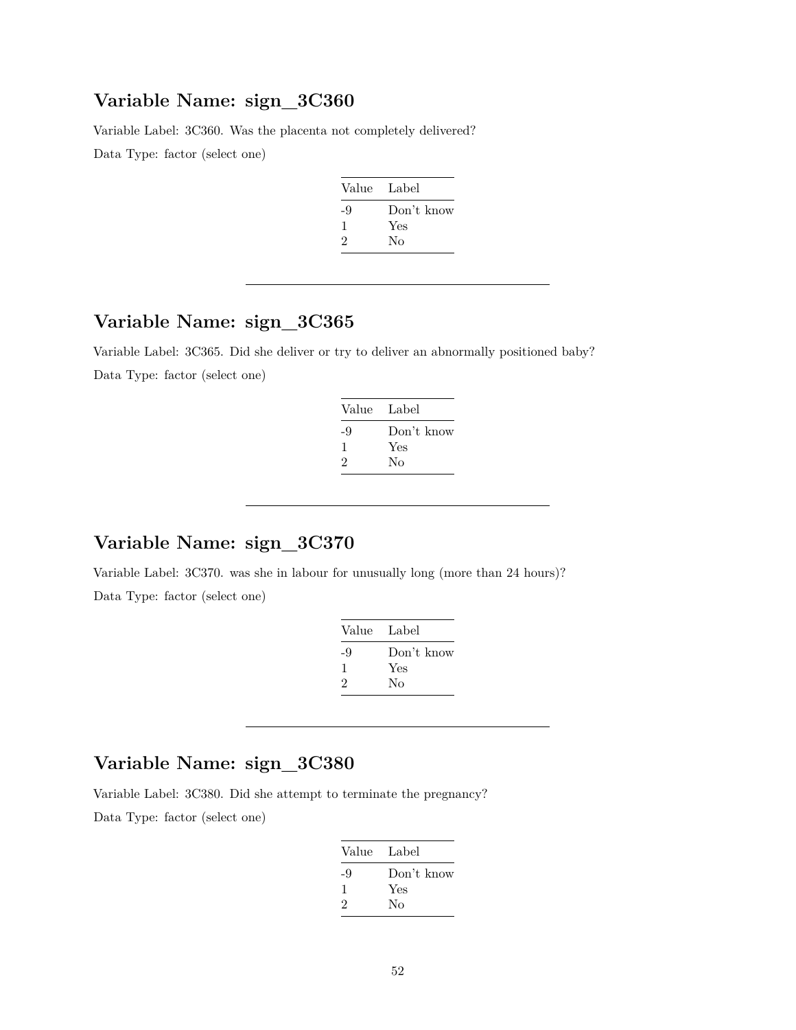## Variable Name: sign_3C360

Variable Label: 3C360. Was the placenta not completely delivered?

Data Type: factor (select one)

| Value | Label |
|---|---|
| -9 | Don't know |
| 1 | Yes |
| 2 | No |

---

## Variable Name: sign_3C365

Variable Label: 3C365. Did she deliver or try to deliver an abnormally positioned baby?

Data Type: factor (select one)

| Value | Label |
|---|---|
| -9 | Don't know |
| 1 | Yes |
| 2 | No |

---

## Variable Name: sign_3C370

Variable Label: 3C370. was she in labour for unusually long (more than 24 hours)?

Data Type: factor (select one)

| Value | Label |
|---|---|
| -9 | Don't know |
| 1 | Yes |
| 2 | No |

---

## Variable Name: sign_3C380

Variable Label: 3C380. Did she attempt to terminate the pregnancy?

Data Type: factor (select one)

| Value | Label |
|---|---|
| -9 | Don't know |
| 1 | Yes |
| 2 | No |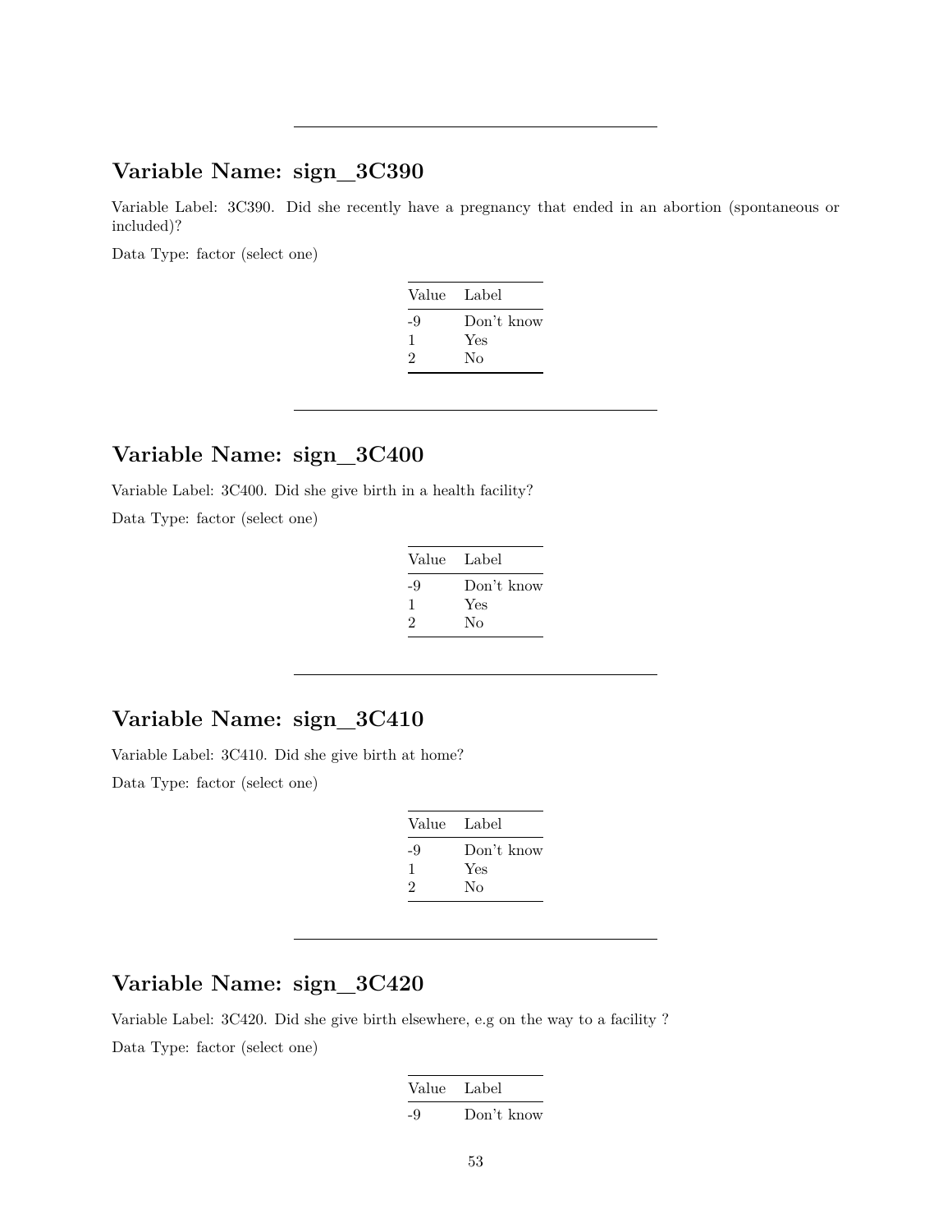---

## Variable Name: sign_3C390

Variable Label: 3C390. Did she recently have a pregnancy that ended in an abortion (spontaneous or included)?

Data Type: factor (select one)

| Value | Label |
|---|---|
| -9 | Don't know |
| 1 | Yes |
| 2 | No |

---

## Variable Name: sign_3C400

Variable Label: 3C400. Did she give birth in a health facility?

Data Type: factor (select one)

| Value | Label |
|---|---|
| -9 | Don't know |
| 1 | Yes |
| 2 | No |

---

## Variable Name: sign_3C410

Variable Label: 3C410. Did she give birth at home?

Data Type: factor (select one)

| Value | Label |
|---|---|
| -9 | Don't know |
| 1 | Yes |
| 2 | No |

---

## Variable Name: sign_3C420

Variable Label: 3C420. Did she give birth elsewhere, e.g on the way to a facility ?

Data Type: factor (select one)

| Value | Label |
|---|---|
| -9 | Don't know |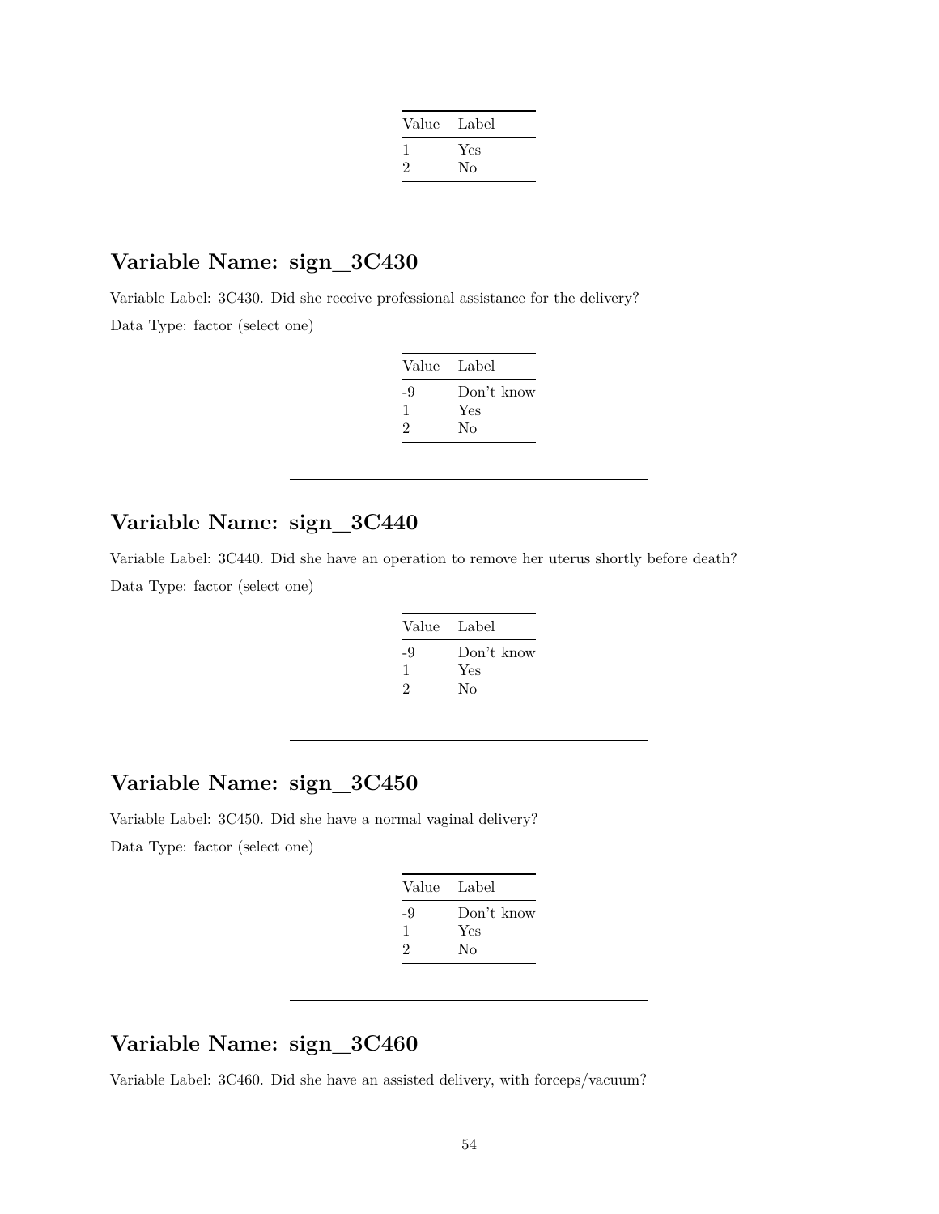| Value | Label |
|---|---|
| 1 | Yes |
| 2 | No |

---

## Variable Name: sign_3C430

Variable Label: 3C430. Did she receive professional assistance for the delivery?

Data Type: factor (select one)

| Value | Label |
|---|---|
| -9 | Don't know |
| 1 | Yes |
| 2 | No |

---

## Variable Name: sign_3C440

Variable Label: 3C440. Did she have an operation to remove her uterus shortly before death?

Data Type: factor (select one)

| Value | Label |
|---|---|
| -9 | Don't know |
| 1 | Yes |
| 2 | No |

---

## Variable Name: sign_3C450

Variable Label: 3C450. Did she have a normal vaginal delivery?

Data Type: factor (select one)

| Value | Label |
|---|---|
| -9 | Don't know |
| 1 | Yes |
| 2 | No |

---

## Variable Name: sign_3C460

Variable Label: 3C460. Did she have an assisted delivery, with forceps/vacuum?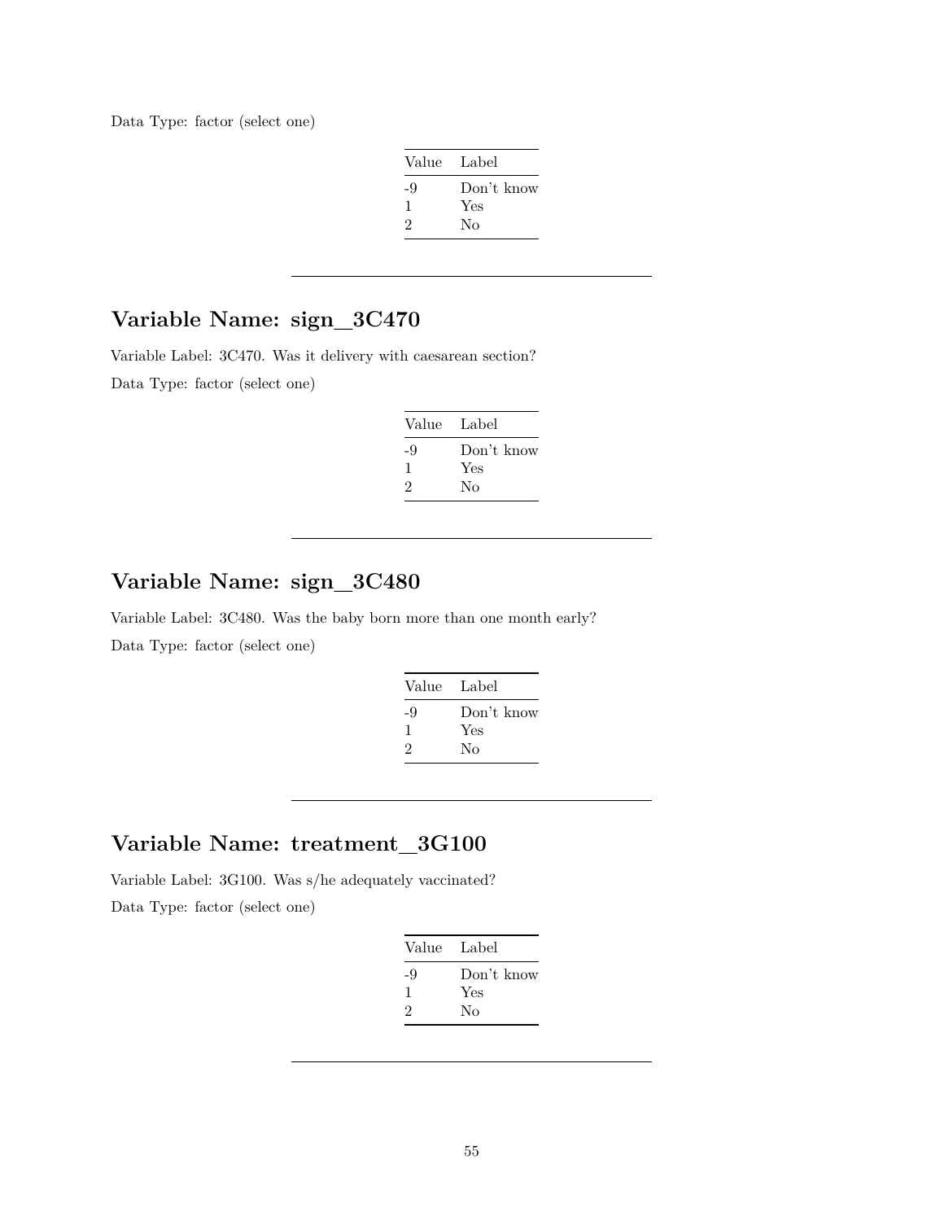Data Type: factor (select one)

| Value | Label |
|---|---|
| -9 | Don't know |
| 1 | Yes |
| 2 | No |

---

## Variable Name: sign_3C470

Variable Label: 3C470. Was it delivery with caesarean section?

Data Type: factor (select one)

| Value | Label |
|---|---|
| -9 | Don't know |
| 1 | Yes |
| 2 | No |

---

## Variable Name: sign_3C480

Variable Label: 3C480. Was the baby born more than one month early?

Data Type: factor (select one)

| Value | Label |
|---|---|
| -9 | Don't know |
| 1 | Yes |
| 2 | No |

---

## Variable Name: treatment_3G100

Variable Label: 3G100. Was s/he adequately vaccinated?

Data Type: factor (select one)

| Value | Label |
|---|---|
| -9 | Don't know |
| 1 | Yes |
| 2 | No |

---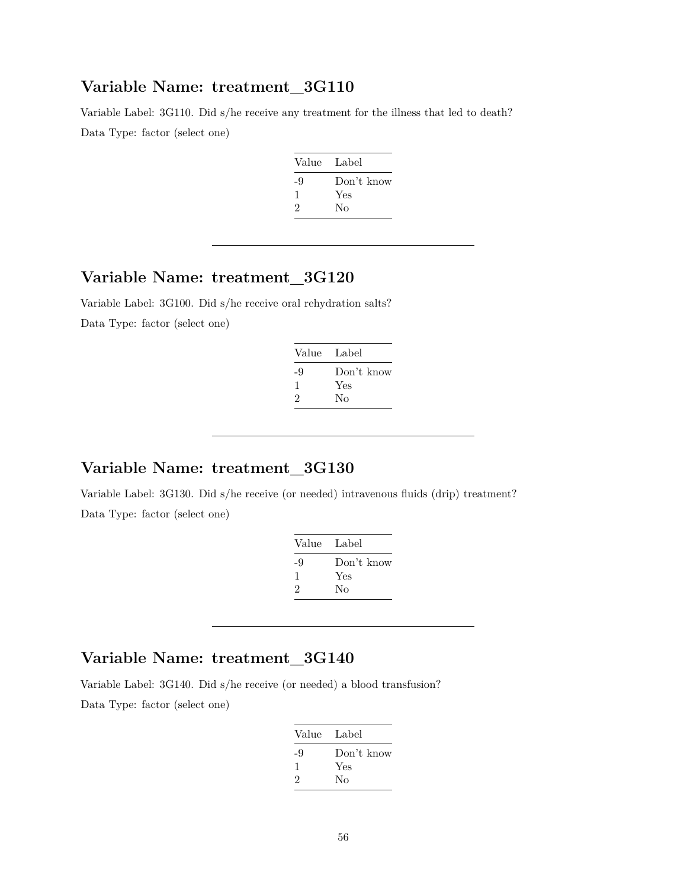## Variable Name: treatment_3G110

Variable Label: 3G110. Did s/he receive any treatment for the illness that led to death?

Data Type: factor (select one)

| Value | Label |
|---|---|
| -9 | Don't know |
| 1 | Yes |
| 2 | No |

---

## Variable Name: treatment_3G120

Variable Label: 3G100. Did s/he receive oral rehydration salts?

Data Type: factor (select one)

| Value | Label |
|---|---|
| -9 | Don't know |
| 1 | Yes |
| 2 | No |

---

## Variable Name: treatment_3G130

Variable Label: 3G130. Did s/he receive (or needed) intravenous fluids (drip) treatment?

Data Type: factor (select one)

| Value | Label |
|---|---|
| -9 | Don't know |
| 1 | Yes |
| 2 | No |

---

## Variable Name: treatment_3G140

Variable Label: 3G140. Did s/he receive (or needed) a blood transfusion?

Data Type: factor (select one)

| Value | Label |
|---|---|
| -9 | Don't know |
| 1 | Yes |
| 2 | No |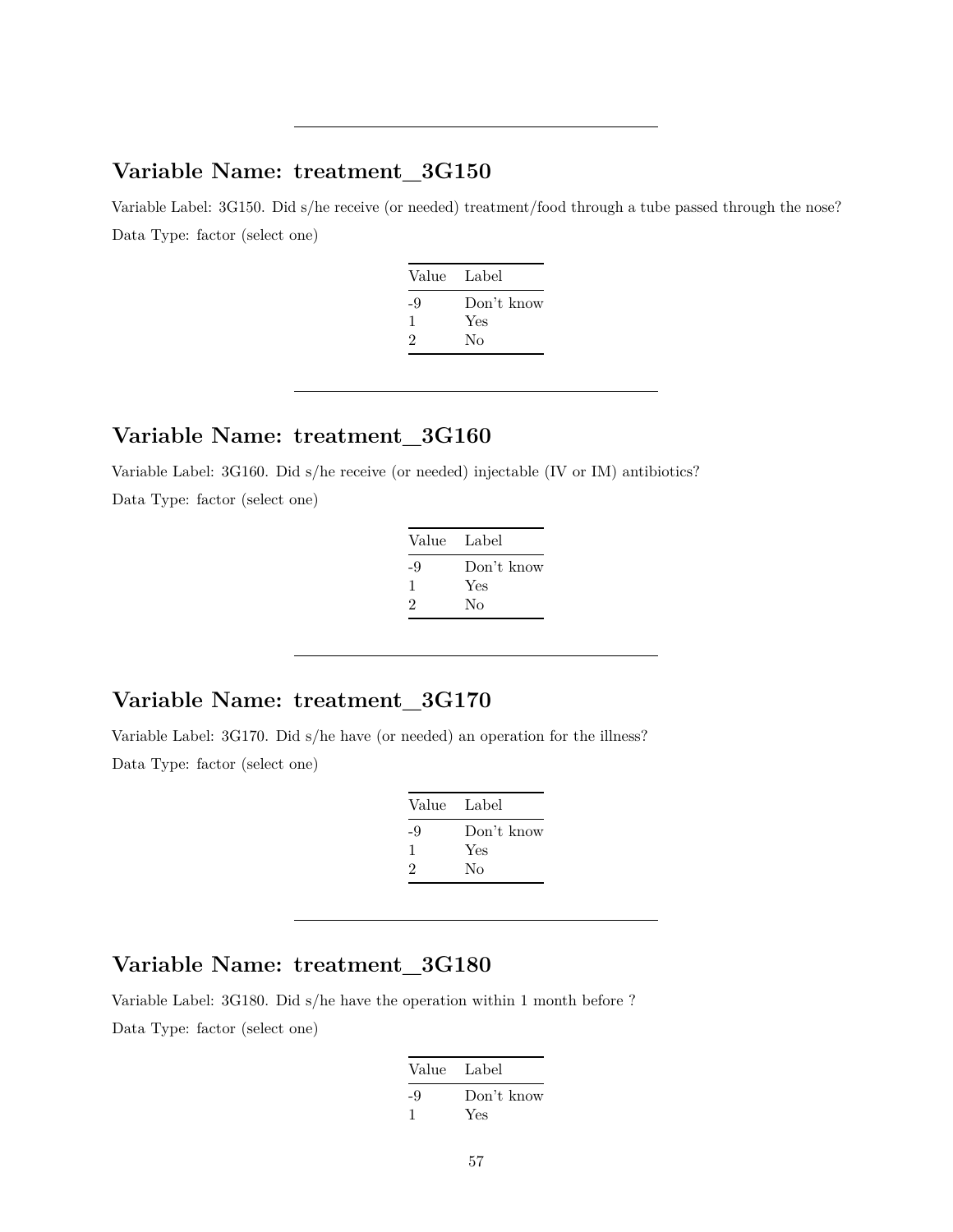---

## Variable Name: treatment_3G150

Variable Label: 3G150. Did s/he receive (or needed) treatment/food through a tube passed through the nose?

Data Type: factor (select one)

| Value | Label |
|---|---|
| -9 | Don't know |
| 1 | Yes |
| 2 | No |

---

## Variable Name: treatment_3G160

Variable Label: 3G160. Did s/he receive (or needed) injectable (IV or IM) antibiotics?

Data Type: factor (select one)

| Value | Label |
|---|---|
| -9 | Don't know |
| 1 | Yes |
| 2 | No |

---

## Variable Name: treatment_3G170

Variable Label: 3G170. Did s/he have (or needed) an operation for the illness?

Data Type: factor (select one)

| Value | Label |
|---|---|
| -9 | Don't know |
| 1 | Yes |
| 2 | No |

---

## Variable Name: treatment_3G180

Variable Label: 3G180. Did s/he have the operation within 1 month before ?

Data Type: factor (select one)

| Value | Label |
|---|---|
| -9 | Don't know |
| 1 | Yes |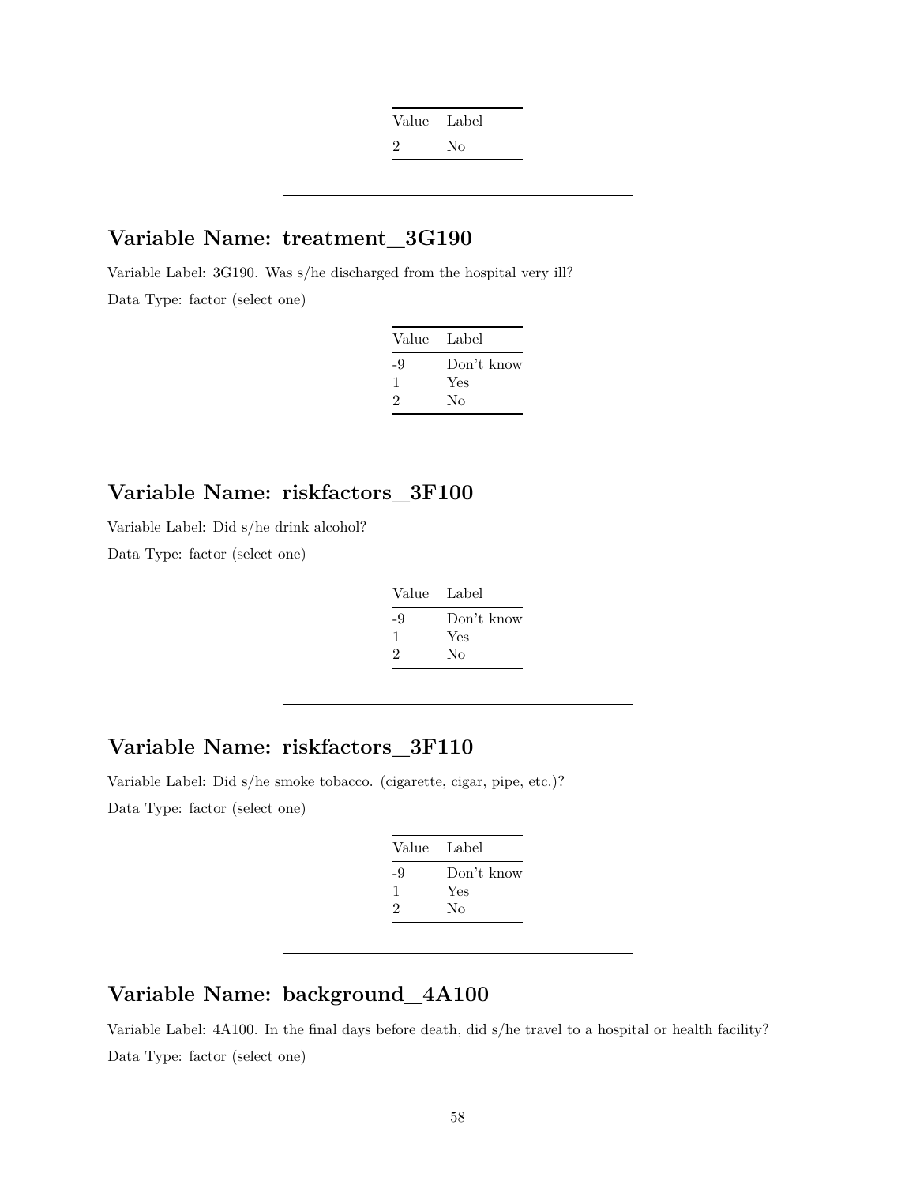| Value | Label |
|---|---|
| 2 | No |

---

## Variable Name: treatment_3G190

Variable Label: 3G190. Was s/he discharged from the hospital very ill?

Data Type: factor (select one)

| Value | Label |
|---|---|
| -9 | Don't know |
| 1 | Yes |
| 2 | No |

---

## Variable Name: riskfactors_3F100

Variable Label: Did s/he drink alcohol?

Data Type: factor (select one)

| Value | Label |
|---|---|
| -9 | Don't know |
| 1 | Yes |
| 2 | No |

---

## Variable Name: riskfactors_3F110

Variable Label: Did s/he smoke tobacco. (cigarette, cigar, pipe, etc.)?

Data Type: factor (select one)

| Value | Label |
|---|---|
| -9 | Don't know |
| 1 | Yes |
| 2 | No |

---

## Variable Name: background_4A100

Variable Label: 4A100. In the final days before death, did s/he travel to a hospital or health facility?

Data Type: factor (select one)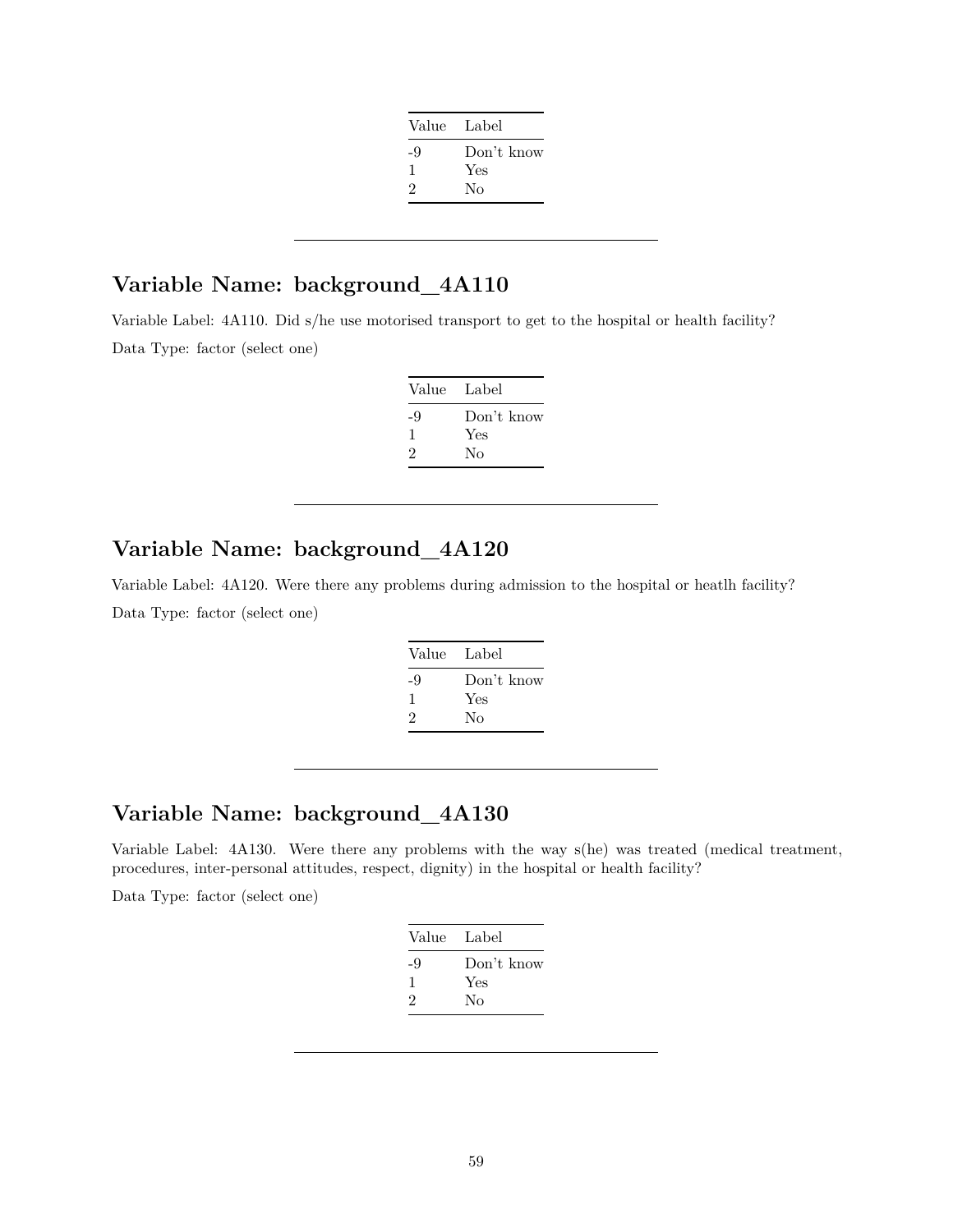| Value | Label |
|---|---|
| -9 | Don't know |
| 1 | Yes |
| 2 | No |

---

## Variable Name: background_4A110

Variable Label: 4A110. Did s/he use motorised transport to get to the hospital or health facility?

Data Type: factor (select one)

| Value | Label |
|---|---|
| -9 | Don't know |
| 1 | Yes |
| 2 | No |

---

## Variable Name: background_4A120

Variable Label: 4A120. Were there any problems during admission to the hospital or heatlh facility?

Data Type: factor (select one)

| Value | Label |
|---|---|
| -9 | Don't know |
| 1 | Yes |
| 2 | No |

---

## Variable Name: background_4A130

Variable Label: 4A130. Were there any problems with the way s(he) was treated (medical treatment, procedures, inter-personal attitudes, respect, dignity) in the hospital or health facility?

Data Type: factor (select one)

| Value | Label |
|---|---|
| -9 | Don't know |
| 1 | Yes |
| 2 | No |

---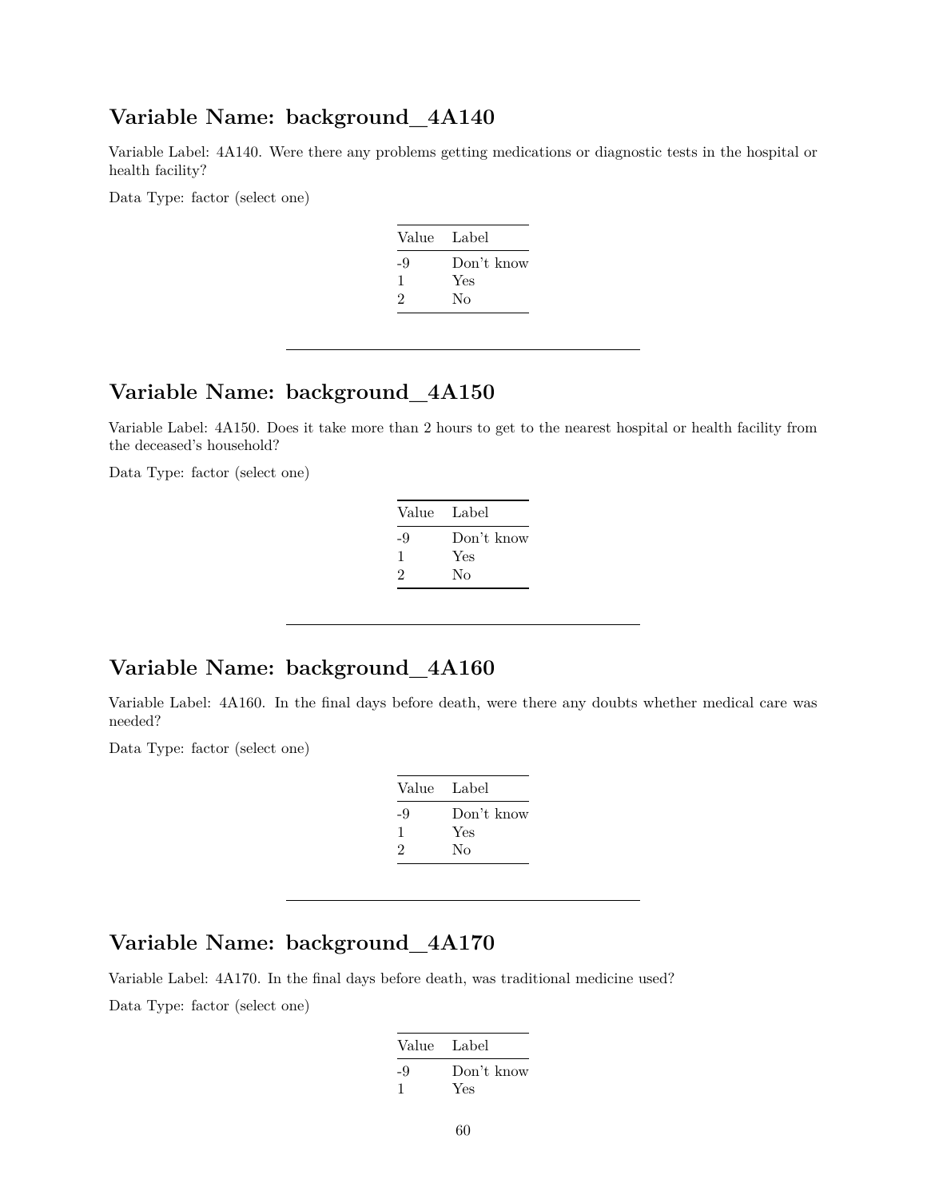## Variable Name: background_4A140

Variable Label: 4A140. Were there any problems getting medications or diagnostic tests in the hospital or health facility?

Data Type: factor (select one)

| Value | Label |
|---|---|
| -9 | Don't know |
| 1 | Yes |
| 2 | No |

---

## Variable Name: background_4A150

Variable Label: 4A150. Does it take more than 2 hours to get to the nearest hospital or health facility from the deceased's household?

Data Type: factor (select one)

| Value | Label |
|---|---|
| -9 | Don't know |
| 1 | Yes |
| 2 | No |

---

## Variable Name: background_4A160

Variable Label: 4A160. In the final days before death, were there any doubts whether medical care was needed?

Data Type: factor (select one)

| Value | Label |
|---|---|
| -9 | Don't know |
| 1 | Yes |
| 2 | No |

---

## Variable Name: background_4A170

Variable Label: 4A170. In the final days before death, was traditional medicine used?

Data Type: factor (select one)

| Value | Label |
|---|---|
| -9 | Don't know |
| 1 | Yes |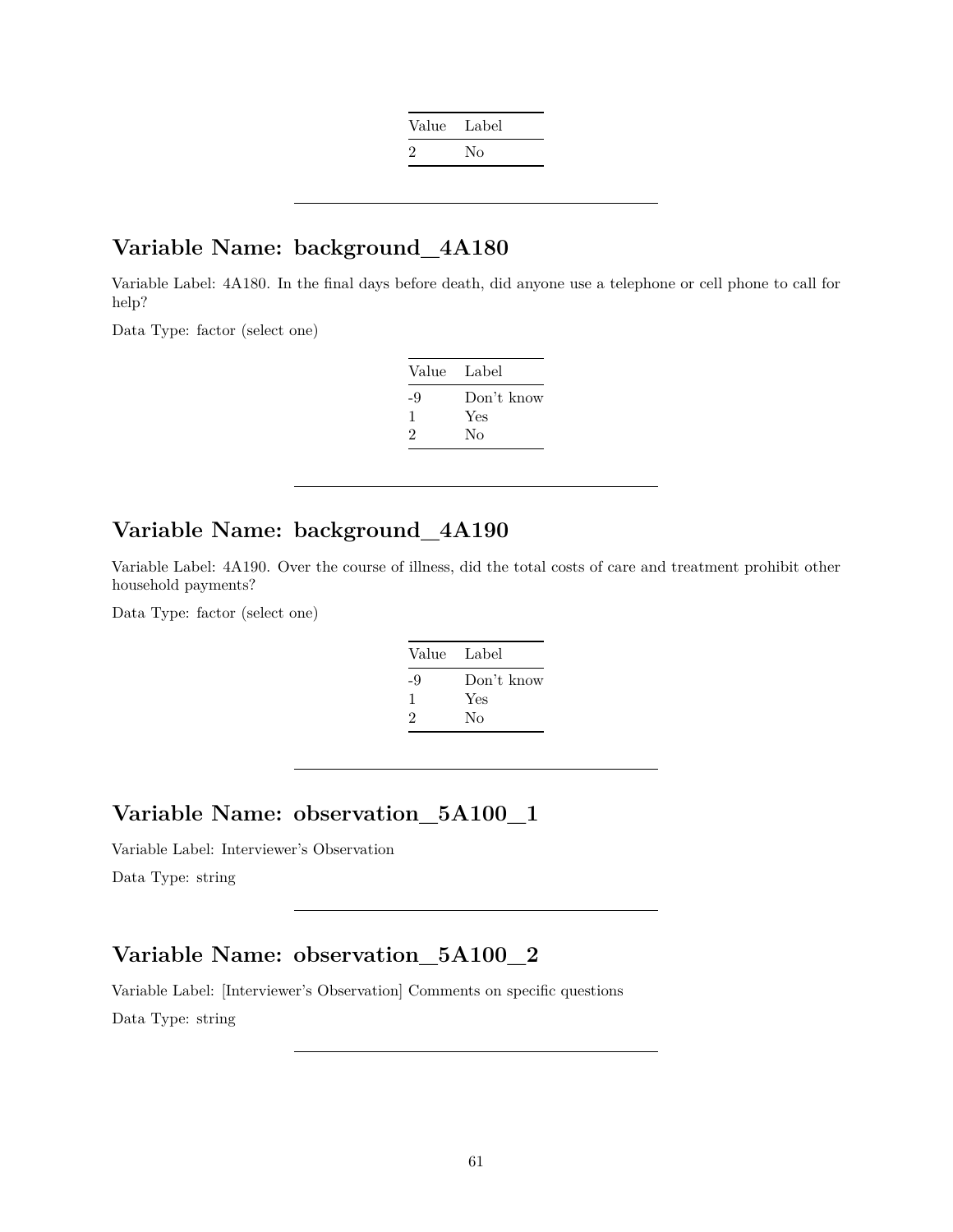| Value | Label |
|---|---|
| 2 | No |

---

## Variable Name: background_4A180

Variable Label: 4A180. In the final days before death, did anyone use a telephone or cell phone to call for help?

Data Type: factor (select one)

| Value | Label |
|---|---|
| -9 | Don't know |
| 1 | Yes |
| 2 | No |

---

## Variable Name: background_4A190

Variable Label: 4A190. Over the course of illness, did the total costs of care and treatment prohibit other household payments?

Data Type: factor (select one)

| Value | Label |
|---|---|
| -9 | Don't know |
| 1 | Yes |
| 2 | No |

---

## Variable Name: observation_5A100_1

Variable Label: Interviewer's Observation

Data Type: string

---

## Variable Name: observation_5A100_2

Variable Label: [Interviewer's Observation] Comments on specific questions

Data Type: string

---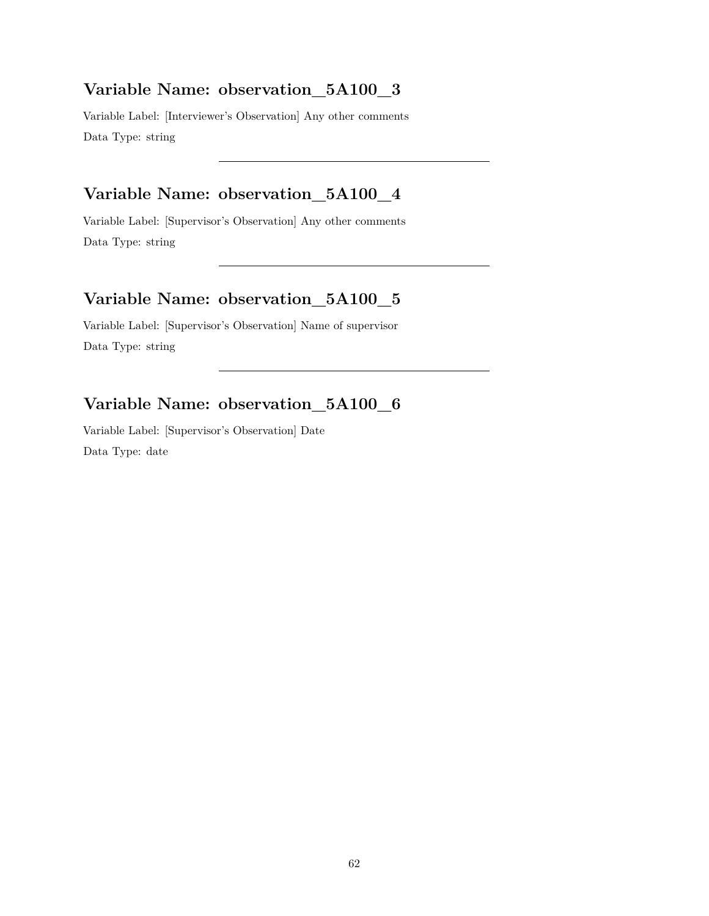## Variable Name: observation_5A100_3

Variable Label: [Interviewer's Observation] Any other comments

Data Type: string

---

## Variable Name: observation_5A100_4

Variable Label: [Supervisor's Observation] Any other comments

Data Type: string

---

## Variable Name: observation_5A100_5

Variable Label: [Supervisor's Observation] Name of supervisor

Data Type: string

---

## Variable Name: observation_5A100_6

Variable Label: [Supervisor's Observation] Date

Data Type: date